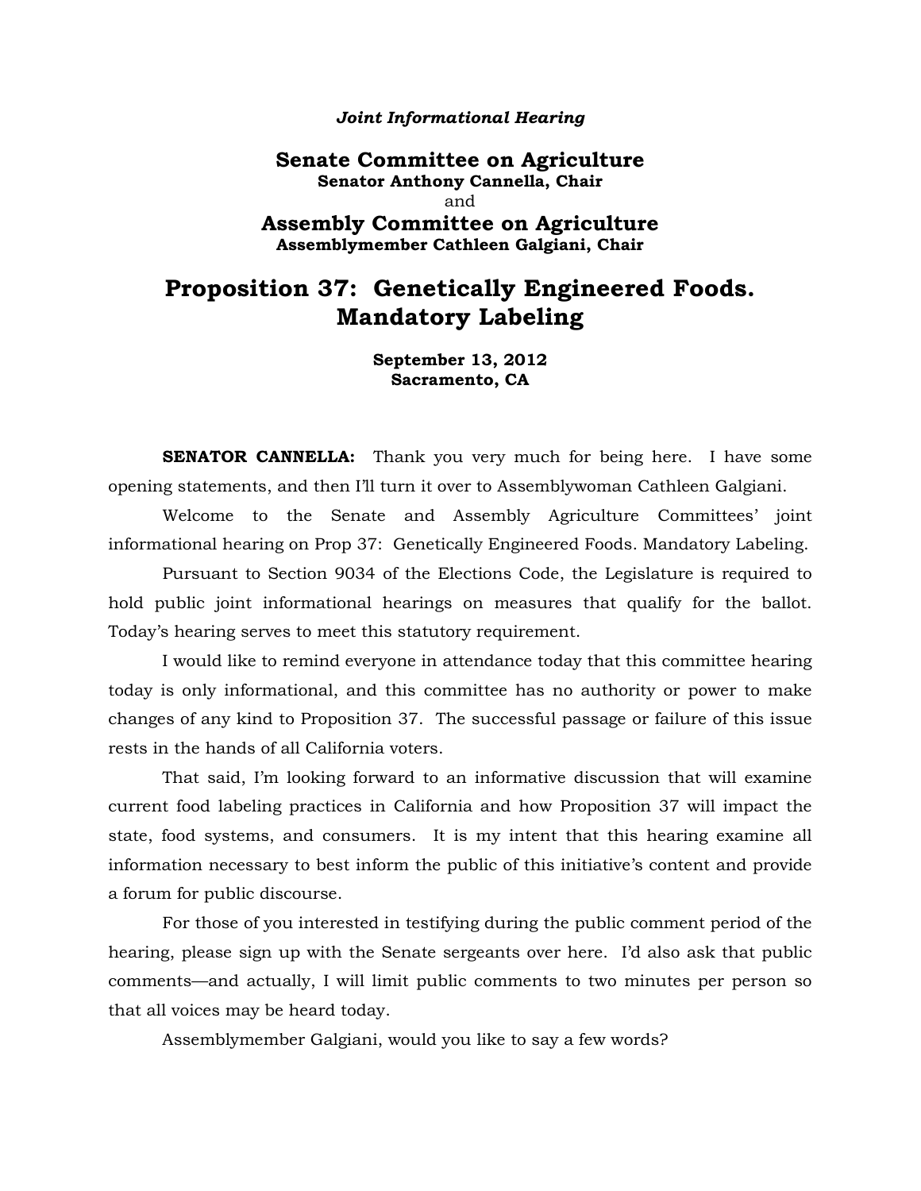*Joint Informational Hearing*

## Senate Committee on Agriculture
**Senator Anthony Cannella, Chair**

and

## Assembly Committee on Agriculture
**Assemblymember Cathleen Galgiani, Chair**

# Proposition 37: Genetically Engineered Foods. Mandatory Labeling

**September 13, 2012**
**Sacramento, CA**

**SENATOR CANNELLA:** Thank you very much for being here. I have some opening statements, and then I'll turn it over to Assemblywoman Cathleen Galgiani.

Welcome to the Senate and Assembly Agriculture Committees' joint informational hearing on Prop 37: Genetically Engineered Foods. Mandatory Labeling.

Pursuant to Section 9034 of the Elections Code, the Legislature is required to hold public joint informational hearings on measures that qualify for the ballot. Today's hearing serves to meet this statutory requirement.

I would like to remind everyone in attendance today that this committee hearing today is only informational, and this committee has no authority or power to make changes of any kind to Proposition 37. The successful passage or failure of this issue rests in the hands of all California voters.

That said, I'm looking forward to an informative discussion that will examine current food labeling practices in California and how Proposition 37 will impact the state, food systems, and consumers. It is my intent that this hearing examine all information necessary to best inform the public of this initiative's content and provide a forum for public discourse.

For those of you interested in testifying during the public comment period of the hearing, please sign up with the Senate sergeants over here. I'd also ask that public comments—and actually, I will limit public comments to two minutes per person so that all voices may be heard today.

Assemblymember Galgiani, would you like to say a few words?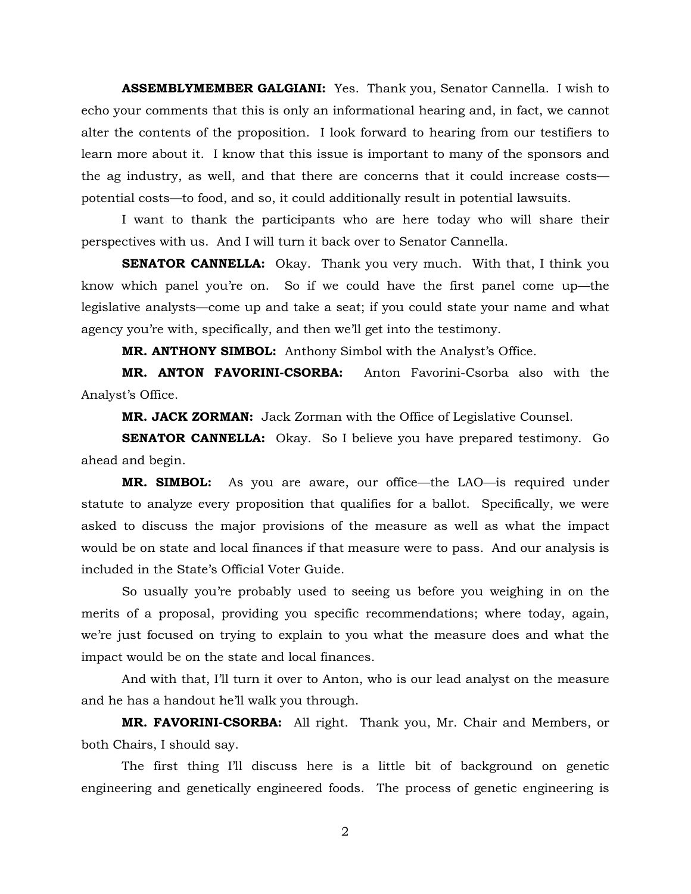**ASSEMBLYMEMBER GALGIANI:** Yes. Thank you, Senator Cannella. I wish to echo your comments that this is only an informational hearing and, in fact, we cannot alter the contents of the proposition. I look forward to hearing from our testifiers to learn more about it. I know that this issue is important to many of the sponsors and the ag industry, as well, and that there are concerns that it could increase costs—potential costs—to food, and so, it could additionally result in potential lawsuits.

I want to thank the participants who are here today who will share their perspectives with us. And I will turn it back over to Senator Cannella.

**SENATOR CANNELLA:** Okay. Thank you very much. With that, I think you know which panel you're on. So if we could have the first panel come up—the legislative analysts—come up and take a seat; if you could state your name and what agency you're with, specifically, and then we'll get into the testimony.

**MR. ANTHONY SIMBOL:** Anthony Simbol with the Analyst's Office.

**MR. ANTON FAVORINI-CSORBA:** Anton Favorini-Csorba also with the Analyst's Office.

**MR. JACK ZORMAN:** Jack Zorman with the Office of Legislative Counsel.

**SENATOR CANNELLA:** Okay. So I believe you have prepared testimony. Go ahead and begin.

**MR. SIMBOL:** As you are aware, our office—the LAO—is required under statute to analyze every proposition that qualifies for a ballot. Specifically, we were asked to discuss the major provisions of the measure as well as what the impact would be on state and local finances if that measure were to pass. And our analysis is included in the State's Official Voter Guide.

So usually you're probably used to seeing us before you weighing in on the merits of a proposal, providing you specific recommendations; where today, again, we're just focused on trying to explain to you what the measure does and what the impact would be on the state and local finances.

And with that, I'll turn it over to Anton, who is our lead analyst on the measure and he has a handout he'll walk you through.

**MR. FAVORINI-CSORBA:** All right. Thank you, Mr. Chair and Members, or both Chairs, I should say.

The first thing I'll discuss here is a little bit of background on genetic engineering and genetically engineered foods. The process of genetic engineering is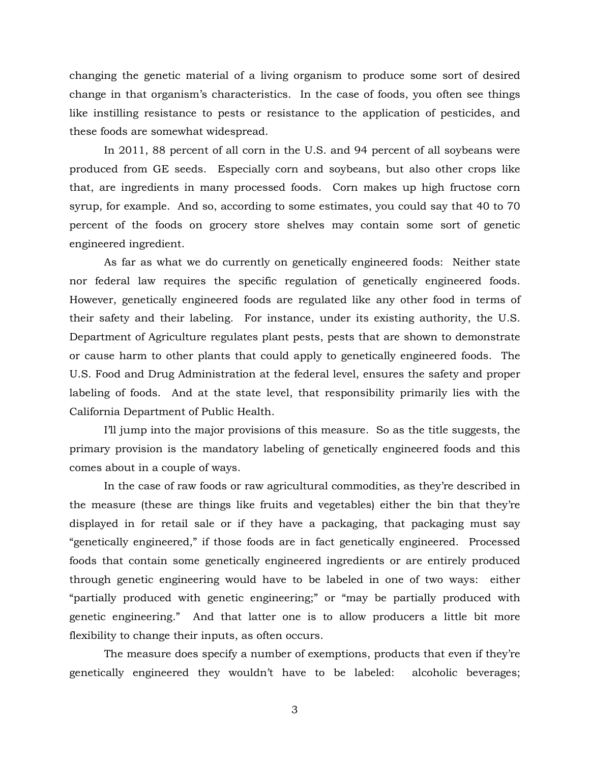changing the genetic material of a living organism to produce some sort of desired change in that organism's characteristics. In the case of foods, you often see things like instilling resistance to pests or resistance to the application of pesticides, and these foods are somewhat widespread.

In 2011, 88 percent of all corn in the U.S. and 94 percent of all soybeans were produced from GE seeds. Especially corn and soybeans, but also other crops like that, are ingredients in many processed foods. Corn makes up high fructose corn syrup, for example. And so, according to some estimates, you could say that 40 to 70 percent of the foods on grocery store shelves may contain some sort of genetic engineered ingredient.

As far as what we do currently on genetically engineered foods: Neither state nor federal law requires the specific regulation of genetically engineered foods. However, genetically engineered foods are regulated like any other food in terms of their safety and their labeling. For instance, under its existing authority, the U.S. Department of Agriculture regulates plant pests, pests that are shown to demonstrate or cause harm to other plants that could apply to genetically engineered foods. The U.S. Food and Drug Administration at the federal level, ensures the safety and proper labeling of foods. And at the state level, that responsibility primarily lies with the California Department of Public Health.

I'll jump into the major provisions of this measure. So as the title suggests, the primary provision is the mandatory labeling of genetically engineered foods and this comes about in a couple of ways.

In the case of raw foods or raw agricultural commodities, as they're described in the measure (these are things like fruits and vegetables) either the bin that they're displayed in for retail sale or if they have a packaging, that packaging must say "genetically engineered," if those foods are in fact genetically engineered. Processed foods that contain some genetically engineered ingredients or are entirely produced through genetic engineering would have to be labeled in one of two ways: either "partially produced with genetic engineering;" or "may be partially produced with genetic engineering." And that latter one is to allow producers a little bit more flexibility to change their inputs, as often occurs.

The measure does specify a number of exemptions, products that even if they're genetically engineered they wouldn't have to be labeled: alcoholic beverages;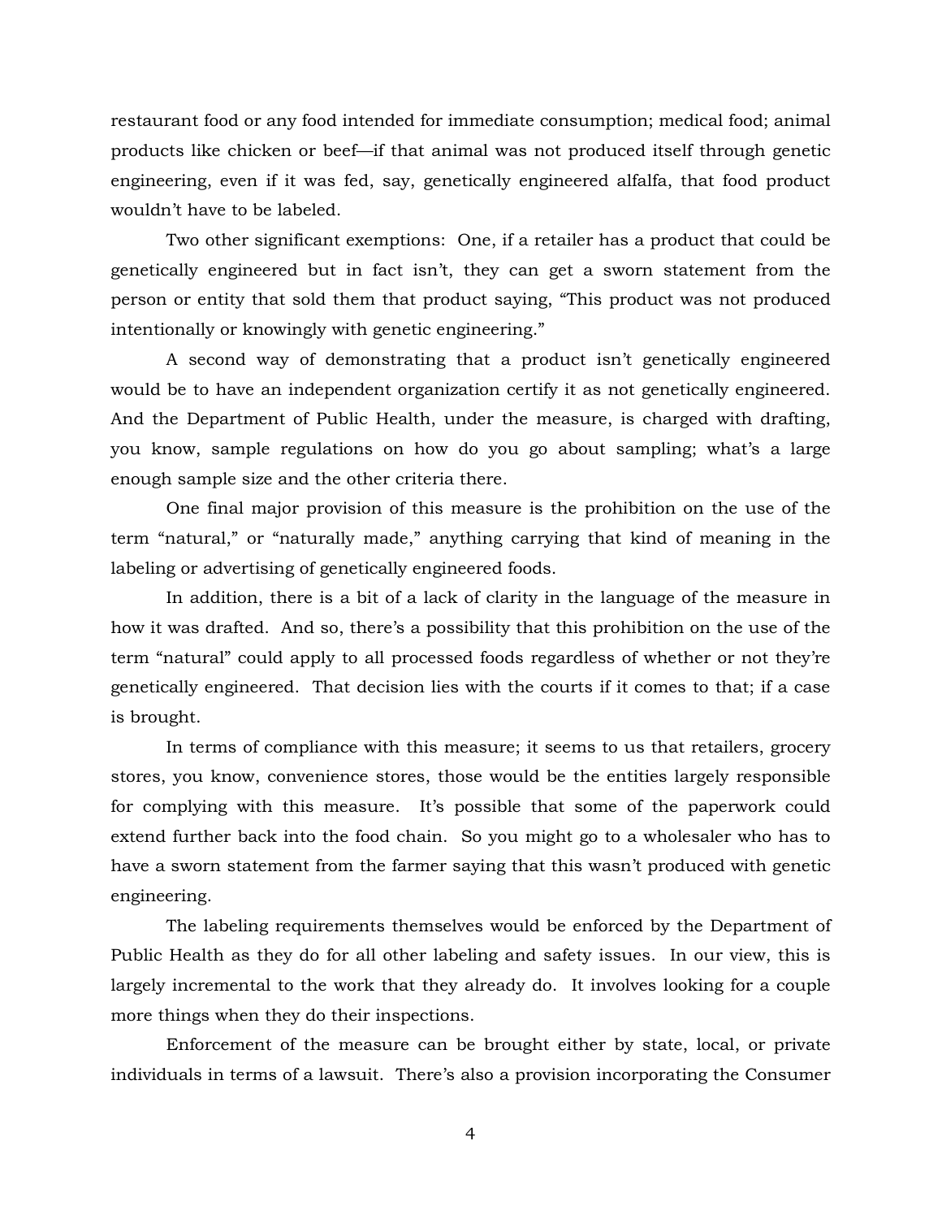restaurant food or any food intended for immediate consumption; medical food; animal products like chicken or beef—if that animal was not produced itself through genetic engineering, even if it was fed, say, genetically engineered alfalfa, that food product wouldn't have to be labeled.

Two other significant exemptions: One, if a retailer has a product that could be genetically engineered but in fact isn't, they can get a sworn statement from the person or entity that sold them that product saying, "This product was not produced intentionally or knowingly with genetic engineering."

A second way of demonstrating that a product isn't genetically engineered would be to have an independent organization certify it as not genetically engineered. And the Department of Public Health, under the measure, is charged with drafting, you know, sample regulations on how do you go about sampling; what's a large enough sample size and the other criteria there.

One final major provision of this measure is the prohibition on the use of the term "natural," or "naturally made," anything carrying that kind of meaning in the labeling or advertising of genetically engineered foods.

In addition, there is a bit of a lack of clarity in the language of the measure in how it was drafted. And so, there's a possibility that this prohibition on the use of the term "natural" could apply to all processed foods regardless of whether or not they're genetically engineered. That decision lies with the courts if it comes to that; if a case is brought.

In terms of compliance with this measure; it seems to us that retailers, grocery stores, you know, convenience stores, those would be the entities largely responsible for complying with this measure. It's possible that some of the paperwork could extend further back into the food chain. So you might go to a wholesaler who has to have a sworn statement from the farmer saying that this wasn't produced with genetic engineering.

The labeling requirements themselves would be enforced by the Department of Public Health as they do for all other labeling and safety issues. In our view, this is largely incremental to the work that they already do. It involves looking for a couple more things when they do their inspections.

Enforcement of the measure can be brought either by state, local, or private individuals in terms of a lawsuit. There's also a provision incorporating the Consumer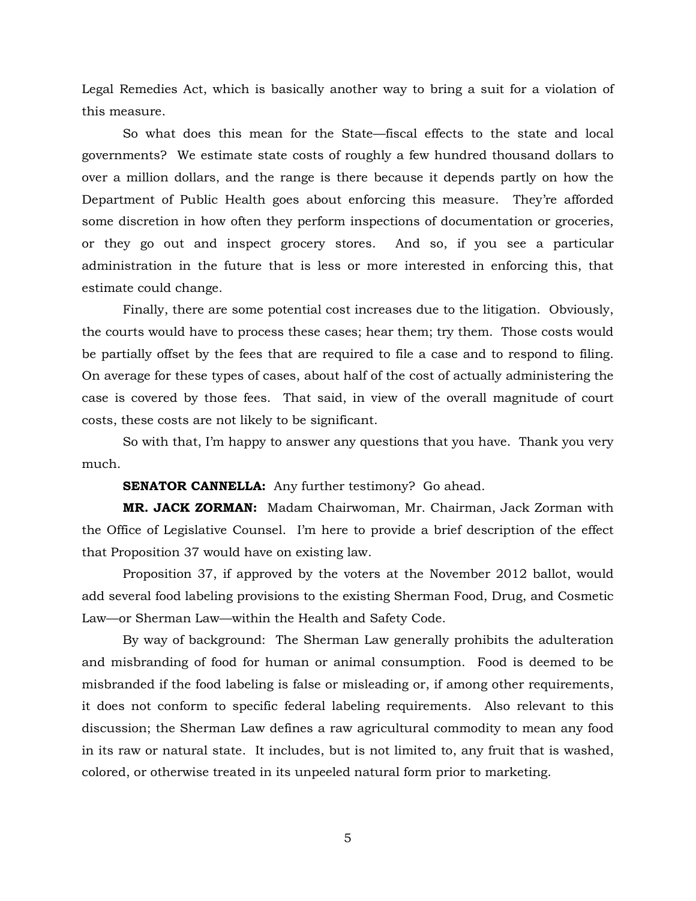Legal Remedies Act, which is basically another way to bring a suit for a violation of this measure.

So what does this mean for the State—fiscal effects to the state and local governments? We estimate state costs of roughly a few hundred thousand dollars to over a million dollars, and the range is there because it depends partly on how the Department of Public Health goes about enforcing this measure. They're afforded some discretion in how often they perform inspections of documentation or groceries, or they go out and inspect grocery stores. And so, if you see a particular administration in the future that is less or more interested in enforcing this, that estimate could change.

Finally, there are some potential cost increases due to the litigation. Obviously, the courts would have to process these cases; hear them; try them. Those costs would be partially offset by the fees that are required to file a case and to respond to filing. On average for these types of cases, about half of the cost of actually administering the case is covered by those fees. That said, in view of the overall magnitude of court costs, these costs are not likely to be significant.

So with that, I'm happy to answer any questions that you have. Thank you very much.

**SENATOR CANNELLA:** Any further testimony? Go ahead.

**MR. JACK ZORMAN:** Madam Chairwoman, Mr. Chairman, Jack Zorman with the Office of Legislative Counsel. I'm here to provide a brief description of the effect that Proposition 37 would have on existing law.

Proposition 37, if approved by the voters at the November 2012 ballot, would add several food labeling provisions to the existing Sherman Food, Drug, and Cosmetic Law—or Sherman Law—within the Health and Safety Code.

By way of background: The Sherman Law generally prohibits the adulteration and misbranding of food for human or animal consumption. Food is deemed to be misbranded if the food labeling is false or misleading or, if among other requirements, it does not conform to specific federal labeling requirements. Also relevant to this discussion; the Sherman Law defines a raw agricultural commodity to mean any food in its raw or natural state. It includes, but is not limited to, any fruit that is washed, colored, or otherwise treated in its unpeeled natural form prior to marketing.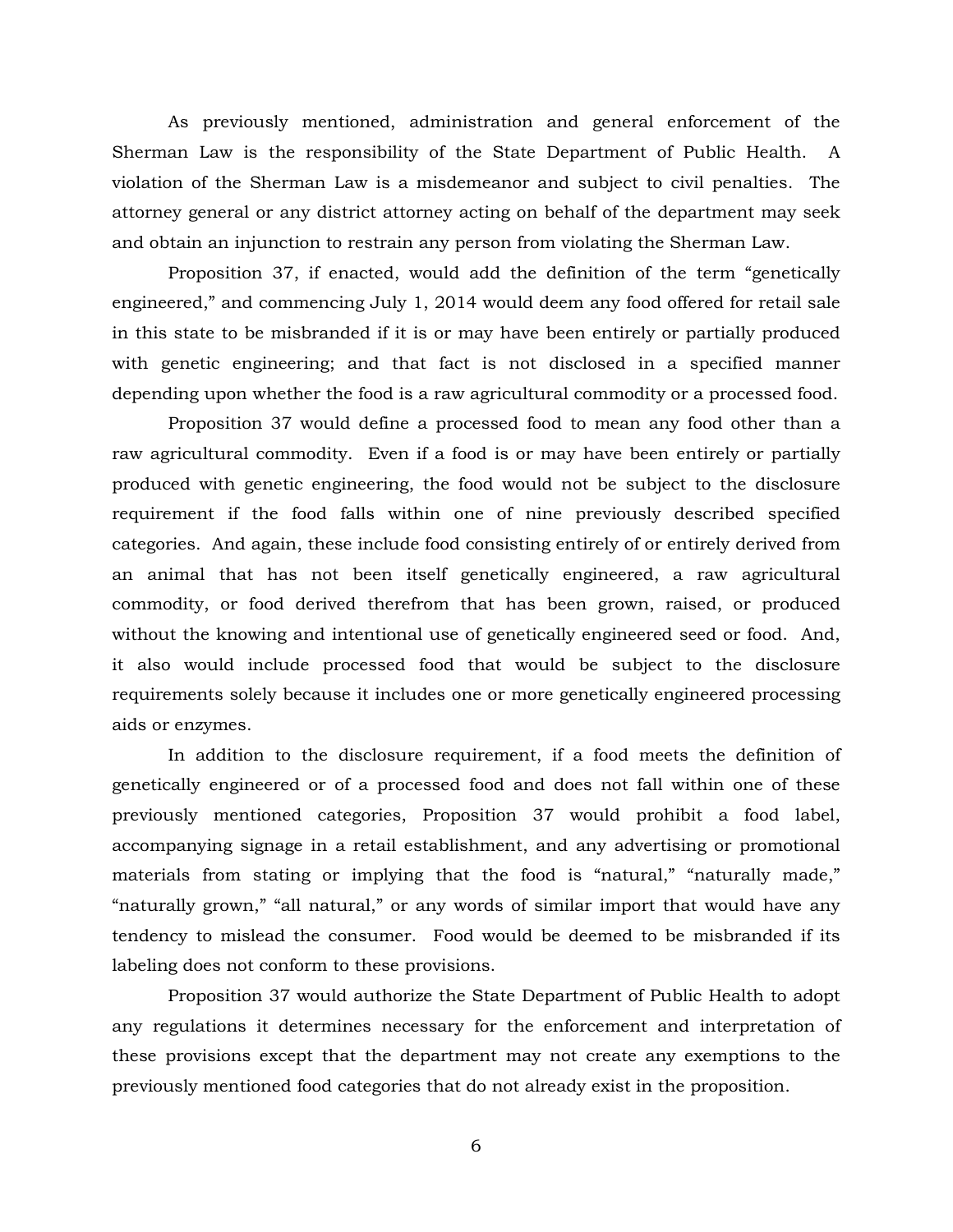As previously mentioned, administration and general enforcement of the Sherman Law is the responsibility of the State Department of Public Health. A violation of the Sherman Law is a misdemeanor and subject to civil penalties. The attorney general or any district attorney acting on behalf of the department may seek and obtain an injunction to restrain any person from violating the Sherman Law.

Proposition 37, if enacted, would add the definition of the term "genetically engineered," and commencing July 1, 2014 would deem any food offered for retail sale in this state to be misbranded if it is or may have been entirely or partially produced with genetic engineering; and that fact is not disclosed in a specified manner depending upon whether the food is a raw agricultural commodity or a processed food.

Proposition 37 would define a processed food to mean any food other than a raw agricultural commodity. Even if a food is or may have been entirely or partially produced with genetic engineering, the food would not be subject to the disclosure requirement if the food falls within one of nine previously described specified categories. And again, these include food consisting entirely of or entirely derived from an animal that has not been itself genetically engineered, a raw agricultural commodity, or food derived therefrom that has been grown, raised, or produced without the knowing and intentional use of genetically engineered seed or food. And, it also would include processed food that would be subject to the disclosure requirements solely because it includes one or more genetically engineered processing aids or enzymes.

In addition to the disclosure requirement, if a food meets the definition of genetically engineered or of a processed food and does not fall within one of these previously mentioned categories, Proposition 37 would prohibit a food label, accompanying signage in a retail establishment, and any advertising or promotional materials from stating or implying that the food is "natural," "naturally made," "naturally grown," "all natural," or any words of similar import that would have any tendency to mislead the consumer. Food would be deemed to be misbranded if its labeling does not conform to these provisions.

Proposition 37 would authorize the State Department of Public Health to adopt any regulations it determines necessary for the enforcement and interpretation of these provisions except that the department may not create any exemptions to the previously mentioned food categories that do not already exist in the proposition.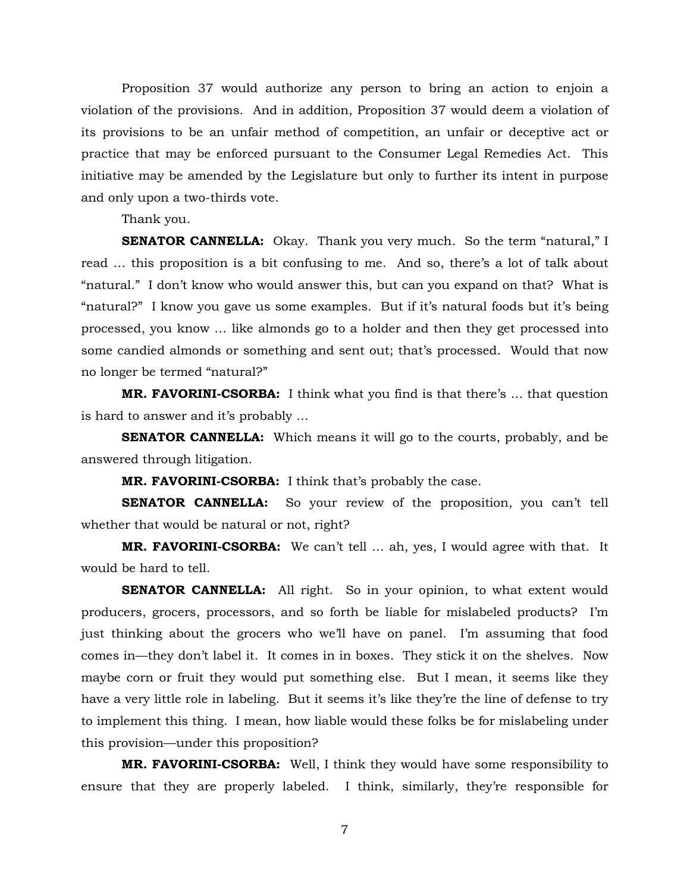Proposition 37 would authorize any person to bring an action to enjoin a violation of the provisions. And in addition, Proposition 37 would deem a violation of its provisions to be an unfair method of competition, an unfair or deceptive act or practice that may be enforced pursuant to the Consumer Legal Remedies Act. This initiative may be amended by the Legislature but only to further its intent in purpose and only upon a two-thirds vote.

Thank you.

**SENATOR CANNELLA:** Okay. Thank you very much. So the term "natural," I read … this proposition is a bit confusing to me. And so, there's a lot of talk about "natural." I don't know who would answer this, but can you expand on that? What is "natural?" I know you gave us some examples. But if it's natural foods but it's being processed, you know … like almonds go to a holder and then they get processed into some candied almonds or something and sent out; that's processed. Would that now no longer be termed "natural?"

**MR. FAVORINI-CSORBA:** I think what you find is that there's … that question is hard to answer and it's probably …

**SENATOR CANNELLA:** Which means it will go to the courts, probably, and be answered through litigation.

**MR. FAVORINI-CSORBA:** I think that's probably the case.

**SENATOR CANNELLA:** So your review of the proposition, you can't tell whether that would be natural or not, right?

**MR. FAVORINI-CSORBA:** We can't tell … ah, yes, I would agree with that. It would be hard to tell.

**SENATOR CANNELLA:** All right. So in your opinion, to what extent would producers, grocers, processors, and so forth be liable for mislabeled products? I'm just thinking about the grocers who we'll have on panel. I'm assuming that food comes in—they don't label it. It comes in in boxes. They stick it on the shelves. Now maybe corn or fruit they would put something else. But I mean, it seems like they have a very little role in labeling. But it seems it's like they're the line of defense to try to implement this thing. I mean, how liable would these folks be for mislabeling under this provision—under this proposition?

**MR. FAVORINI-CSORBA:** Well, I think they would have some responsibility to ensure that they are properly labeled. I think, similarly, they're responsible for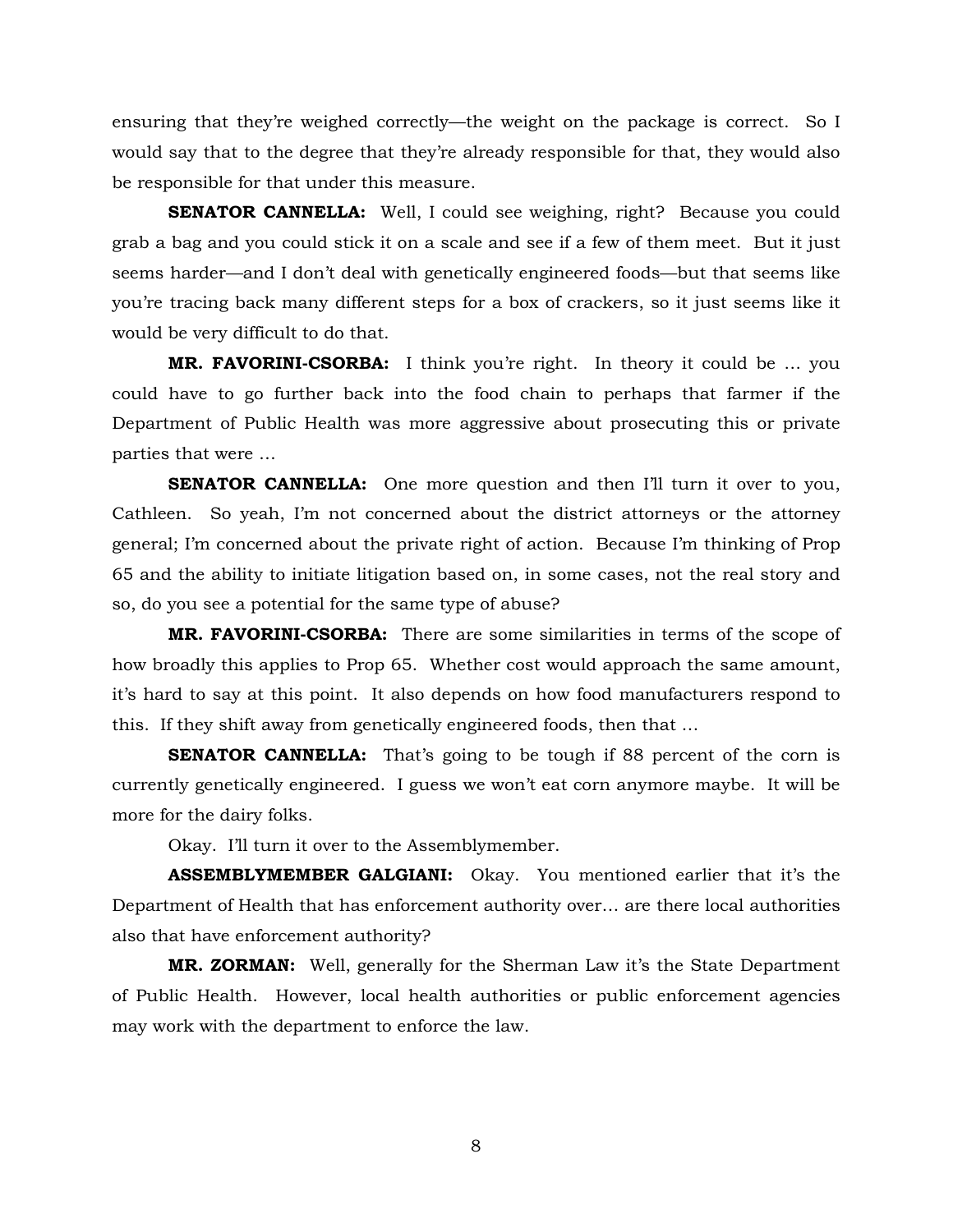ensuring that they're weighed correctly—the weight on the package is correct. So I would say that to the degree that they're already responsible for that, they would also be responsible for that under this measure.

**SENATOR CANNELLA:** Well, I could see weighing, right? Because you could grab a bag and you could stick it on a scale and see if a few of them meet. But it just seems harder—and I don't deal with genetically engineered foods—but that seems like you're tracing back many different steps for a box of crackers, so it just seems like it would be very difficult to do that.

**MR. FAVORINI-CSORBA:** I think you're right. In theory it could be … you could have to go further back into the food chain to perhaps that farmer if the Department of Public Health was more aggressive about prosecuting this or private parties that were …

**SENATOR CANNELLA:** One more question and then I'll turn it over to you, Cathleen. So yeah, I'm not concerned about the district attorneys or the attorney general; I'm concerned about the private right of action. Because I'm thinking of Prop 65 and the ability to initiate litigation based on, in some cases, not the real story and so, do you see a potential for the same type of abuse?

**MR. FAVORINI-CSORBA:** There are some similarities in terms of the scope of how broadly this applies to Prop 65. Whether cost would approach the same amount, it's hard to say at this point. It also depends on how food manufacturers respond to this. If they shift away from genetically engineered foods, then that …

**SENATOR CANNELLA:** That's going to be tough if 88 percent of the corn is currently genetically engineered. I guess we won't eat corn anymore maybe. It will be more for the dairy folks.

Okay. I'll turn it over to the Assemblymember.

**ASSEMBLYMEMBER GALGIANI:** Okay. You mentioned earlier that it's the Department of Health that has enforcement authority over… are there local authorities also that have enforcement authority?

**MR. ZORMAN:** Well, generally for the Sherman Law it's the State Department of Public Health. However, local health authorities or public enforcement agencies may work with the department to enforce the law.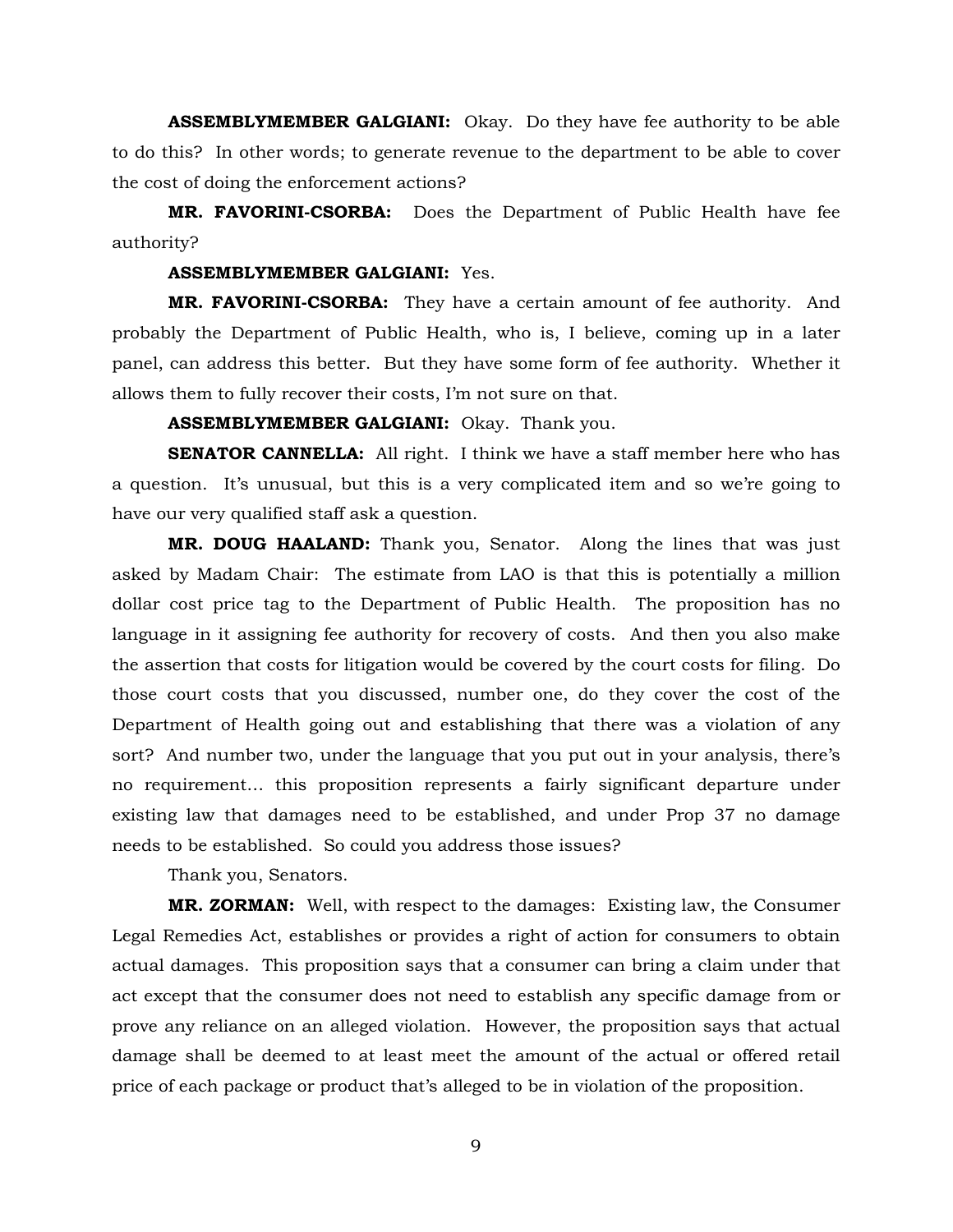**ASSEMBLYMEMBER GALGIANI:** Okay. Do they have fee authority to be able to do this? In other words; to generate revenue to the department to be able to cover the cost of doing the enforcement actions?

**MR. FAVORINI-CSORBA:** Does the Department of Public Health have fee authority?

**ASSEMBLYMEMBER GALGIANI:** Yes.

**MR. FAVORINI-CSORBA:** They have a certain amount of fee authority. And probably the Department of Public Health, who is, I believe, coming up in a later panel, can address this better. But they have some form of fee authority. Whether it allows them to fully recover their costs, I'm not sure on that.

**ASSEMBLYMEMBER GALGIANI:** Okay. Thank you.

**SENATOR CANNELLA:** All right. I think we have a staff member here who has a question. It's unusual, but this is a very complicated item and so we're going to have our very qualified staff ask a question.

**MR. DOUG HAALAND:** Thank you, Senator. Along the lines that was just asked by Madam Chair: The estimate from LAO is that this is potentially a million dollar cost price tag to the Department of Public Health. The proposition has no language in it assigning fee authority for recovery of costs. And then you also make the assertion that costs for litigation would be covered by the court costs for filing. Do those court costs that you discussed, number one, do they cover the cost of the Department of Health going out and establishing that there was a violation of any sort? And number two, under the language that you put out in your analysis, there's no requirement… this proposition represents a fairly significant departure under existing law that damages need to be established, and under Prop 37 no damage needs to be established. So could you address those issues?

Thank you, Senators.

**MR. ZORMAN:** Well, with respect to the damages: Existing law, the Consumer Legal Remedies Act, establishes or provides a right of action for consumers to obtain actual damages. This proposition says that a consumer can bring a claim under that act except that the consumer does not need to establish any specific damage from or prove any reliance on an alleged violation. However, the proposition says that actual damage shall be deemed to at least meet the amount of the actual or offered retail price of each package or product that's alleged to be in violation of the proposition.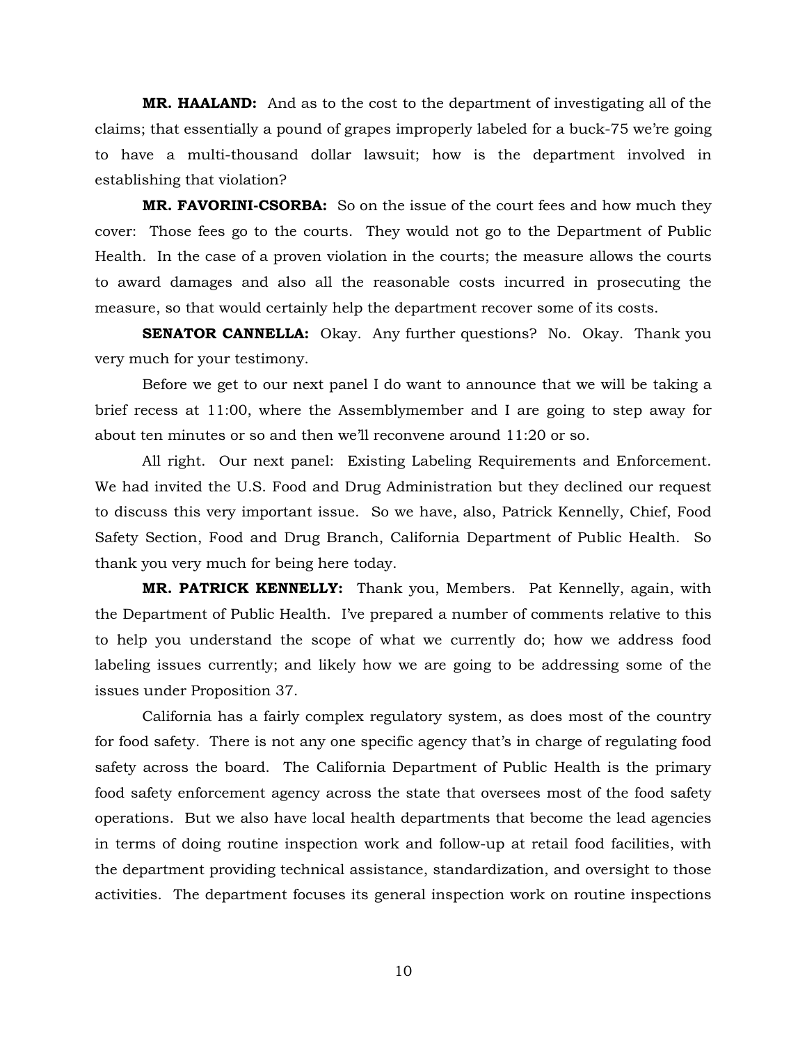**MR. HAALAND:** And as to the cost to the department of investigating all of the claims; that essentially a pound of grapes improperly labeled for a buck-75 we're going to have a multi-thousand dollar lawsuit; how is the department involved in establishing that violation?

**MR. FAVORINI-CSORBA:** So on the issue of the court fees and how much they cover: Those fees go to the courts. They would not go to the Department of Public Health. In the case of a proven violation in the courts; the measure allows the courts to award damages and also all the reasonable costs incurred in prosecuting the measure, so that would certainly help the department recover some of its costs.

**SENATOR CANNELLA:** Okay. Any further questions? No. Okay. Thank you very much for your testimony.

Before we get to our next panel I do want to announce that we will be taking a brief recess at 11:00, where the Assemblymember and I are going to step away for about ten minutes or so and then we'll reconvene around 11:20 or so.

All right. Our next panel: Existing Labeling Requirements and Enforcement. We had invited the U.S. Food and Drug Administration but they declined our request to discuss this very important issue. So we have, also, Patrick Kennelly, Chief, Food Safety Section, Food and Drug Branch, California Department of Public Health. So thank you very much for being here today.

**MR. PATRICK KENNELLY:** Thank you, Members. Pat Kennelly, again, with the Department of Public Health. I've prepared a number of comments relative to this to help you understand the scope of what we currently do; how we address food labeling issues currently; and likely how we are going to be addressing some of the issues under Proposition 37.

California has a fairly complex regulatory system, as does most of the country for food safety. There is not any one specific agency that's in charge of regulating food safety across the board. The California Department of Public Health is the primary food safety enforcement agency across the state that oversees most of the food safety operations. But we also have local health departments that become the lead agencies in terms of doing routine inspection work and follow-up at retail food facilities, with the department providing technical assistance, standardization, and oversight to those activities. The department focuses its general inspection work on routine inspections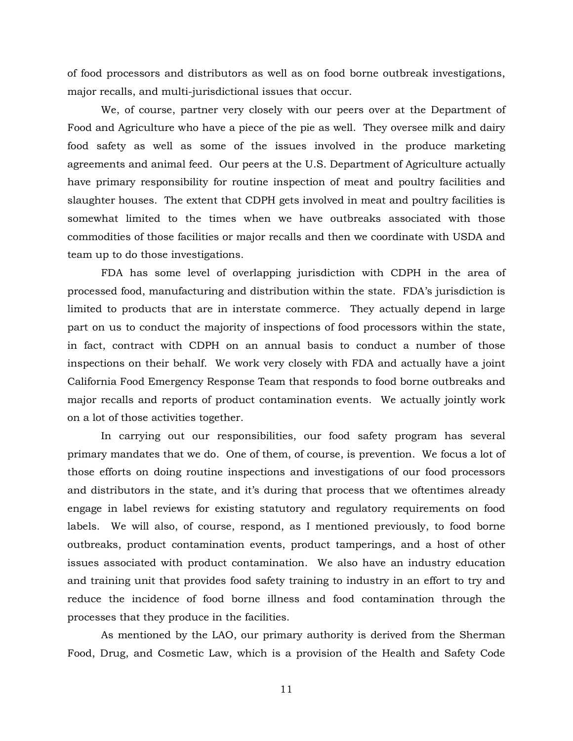of food processors and distributors as well as on food borne outbreak investigations, major recalls, and multi-jurisdictional issues that occur.

We, of course, partner very closely with our peers over at the Department of Food and Agriculture who have a piece of the pie as well. They oversee milk and dairy food safety as well as some of the issues involved in the produce marketing agreements and animal feed. Our peers at the U.S. Department of Agriculture actually have primary responsibility for routine inspection of meat and poultry facilities and slaughter houses. The extent that CDPH gets involved in meat and poultry facilities is somewhat limited to the times when we have outbreaks associated with those commodities of those facilities or major recalls and then we coordinate with USDA and team up to do those investigations.

FDA has some level of overlapping jurisdiction with CDPH in the area of processed food, manufacturing and distribution within the state. FDA's jurisdiction is limited to products that are in interstate commerce. They actually depend in large part on us to conduct the majority of inspections of food processors within the state, in fact, contract with CDPH on an annual basis to conduct a number of those inspections on their behalf. We work very closely with FDA and actually have a joint California Food Emergency Response Team that responds to food borne outbreaks and major recalls and reports of product contamination events. We actually jointly work on a lot of those activities together.

In carrying out our responsibilities, our food safety program has several primary mandates that we do. One of them, of course, is prevention. We focus a lot of those efforts on doing routine inspections and investigations of our food processors and distributors in the state, and it's during that process that we oftentimes already engage in label reviews for existing statutory and regulatory requirements on food labels. We will also, of course, respond, as I mentioned previously, to food borne outbreaks, product contamination events, product tamperings, and a host of other issues associated with product contamination. We also have an industry education and training unit that provides food safety training to industry in an effort to try and reduce the incidence of food borne illness and food contamination through the processes that they produce in the facilities.

As mentioned by the LAO, our primary authority is derived from the Sherman Food, Drug, and Cosmetic Law, which is a provision of the Health and Safety Code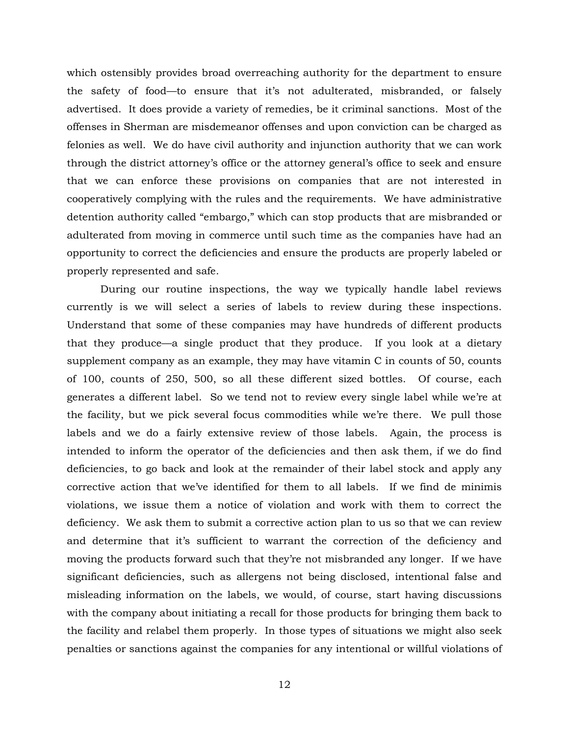which ostensibly provides broad overreaching authority for the department to ensure the safety of food—to ensure that it's not adulterated, misbranded, or falsely advertised. It does provide a variety of remedies, be it criminal sanctions. Most of the offenses in Sherman are misdemeanor offenses and upon conviction can be charged as felonies as well. We do have civil authority and injunction authority that we can work through the district attorney's office or the attorney general's office to seek and ensure that we can enforce these provisions on companies that are not interested in cooperatively complying with the rules and the requirements. We have administrative detention authority called "embargo," which can stop products that are misbranded or adulterated from moving in commerce until such time as the companies have had an opportunity to correct the deficiencies and ensure the products are properly labeled or properly represented and safe.

During our routine inspections, the way we typically handle label reviews currently is we will select a series of labels to review during these inspections. Understand that some of these companies may have hundreds of different products that they produce—a single product that they produce. If you look at a dietary supplement company as an example, they may have vitamin C in counts of 50, counts of 100, counts of 250, 500, so all these different sized bottles. Of course, each generates a different label. So we tend not to review every single label while we're at the facility, but we pick several focus commodities while we're there. We pull those labels and we do a fairly extensive review of those labels. Again, the process is intended to inform the operator of the deficiencies and then ask them, if we do find deficiencies, to go back and look at the remainder of their label stock and apply any corrective action that we've identified for them to all labels. If we find de minimis violations, we issue them a notice of violation and work with them to correct the deficiency. We ask them to submit a corrective action plan to us so that we can review and determine that it's sufficient to warrant the correction of the deficiency and moving the products forward such that they're not misbranded any longer. If we have significant deficiencies, such as allergens not being disclosed, intentional false and misleading information on the labels, we would, of course, start having discussions with the company about initiating a recall for those products for bringing them back to the facility and relabel them properly. In those types of situations we might also seek penalties or sanctions against the companies for any intentional or willful violations of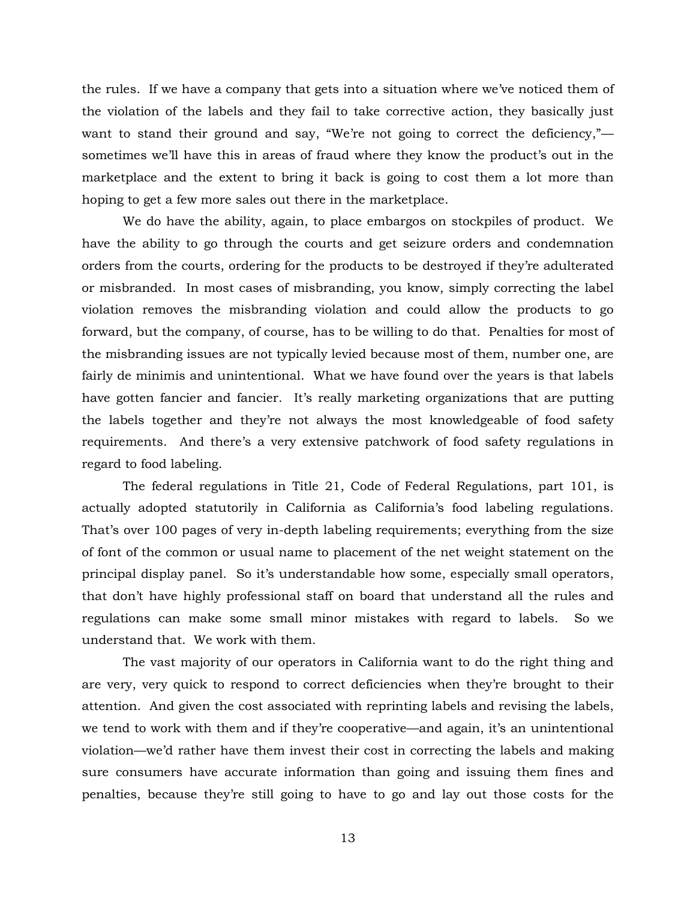the rules. If we have a company that gets into a situation where we've noticed them of the violation of the labels and they fail to take corrective action, they basically just want to stand their ground and say, "We're not going to correct the deficiency,"—sometimes we'll have this in areas of fraud where they know the product's out in the marketplace and the extent to bring it back is going to cost them a lot more than hoping to get a few more sales out there in the marketplace.

We do have the ability, again, to place embargos on stockpiles of product. We have the ability to go through the courts and get seizure orders and condemnation orders from the courts, ordering for the products to be destroyed if they're adulterated or misbranded. In most cases of misbranding, you know, simply correcting the label violation removes the misbranding violation and could allow the products to go forward, but the company, of course, has to be willing to do that. Penalties for most of the misbranding issues are not typically levied because most of them, number one, are fairly de minimis and unintentional. What we have found over the years is that labels have gotten fancier and fancier. It's really marketing organizations that are putting the labels together and they're not always the most knowledgeable of food safety requirements. And there's a very extensive patchwork of food safety regulations in regard to food labeling.

The federal regulations in Title 21, Code of Federal Regulations, part 101, is actually adopted statutorily in California as California's food labeling regulations. That's over 100 pages of very in-depth labeling requirements; everything from the size of font of the common or usual name to placement of the net weight statement on the principal display panel. So it's understandable how some, especially small operators, that don't have highly professional staff on board that understand all the rules and regulations can make some small minor mistakes with regard to labels. So we understand that. We work with them.

The vast majority of our operators in California want to do the right thing and are very, very quick to respond to correct deficiencies when they're brought to their attention. And given the cost associated with reprinting labels and revising the labels, we tend to work with them and if they're cooperative—and again, it's an unintentional violation—we'd rather have them invest their cost in correcting the labels and making sure consumers have accurate information than going and issuing them fines and penalties, because they're still going to have to go and lay out those costs for the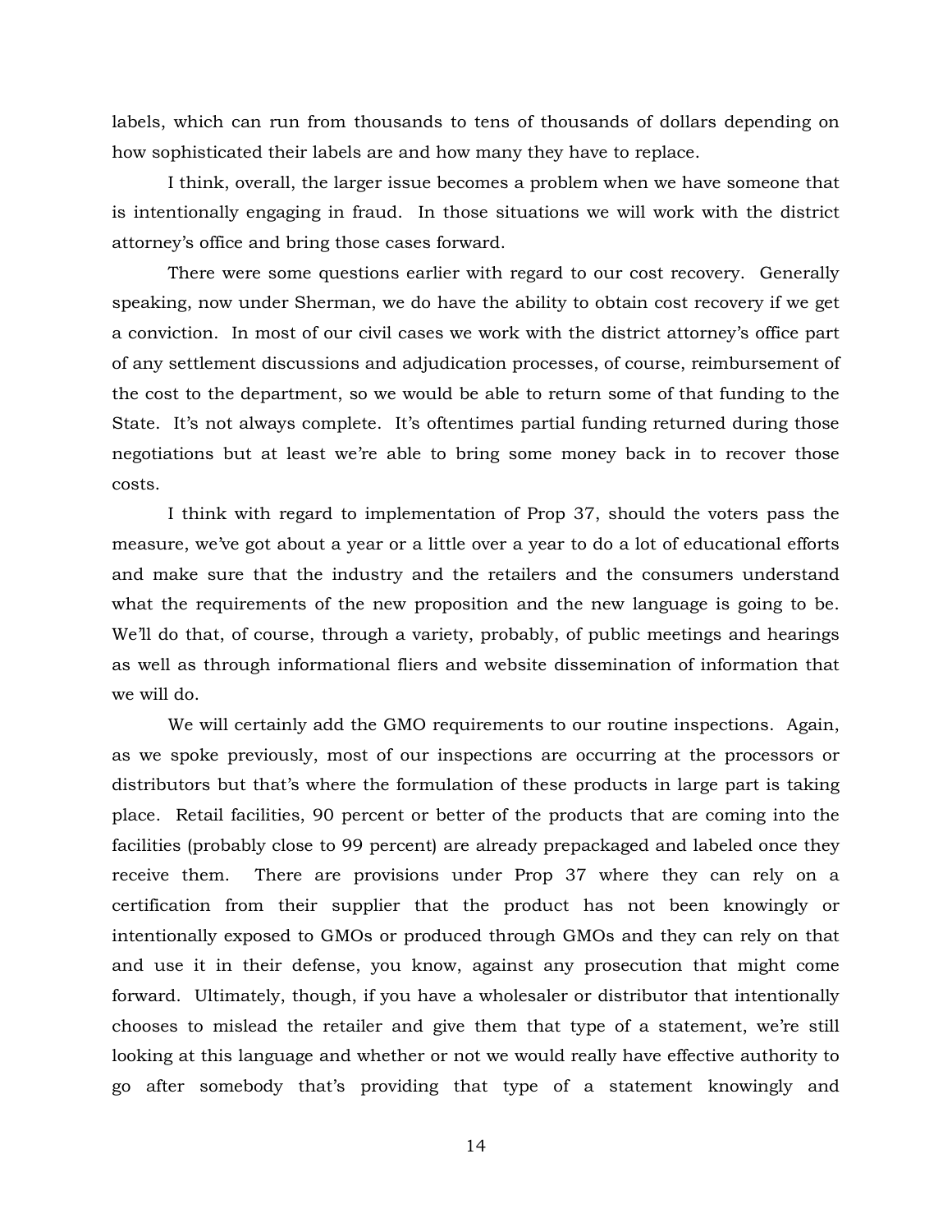labels, which can run from thousands to tens of thousands of dollars depending on how sophisticated their labels are and how many they have to replace.

I think, overall, the larger issue becomes a problem when we have someone that is intentionally engaging in fraud. In those situations we will work with the district attorney's office and bring those cases forward.

There were some questions earlier with regard to our cost recovery. Generally speaking, now under Sherman, we do have the ability to obtain cost recovery if we get a conviction. In most of our civil cases we work with the district attorney's office part of any settlement discussions and adjudication processes, of course, reimbursement of the cost to the department, so we would be able to return some of that funding to the State. It's not always complete. It's oftentimes partial funding returned during those negotiations but at least we're able to bring some money back in to recover those costs.

I think with regard to implementation of Prop 37, should the voters pass the measure, we've got about a year or a little over a year to do a lot of educational efforts and make sure that the industry and the retailers and the consumers understand what the requirements of the new proposition and the new language is going to be. We'll do that, of course, through a variety, probably, of public meetings and hearings as well as through informational fliers and website dissemination of information that we will do.

We will certainly add the GMO requirements to our routine inspections. Again, as we spoke previously, most of our inspections are occurring at the processors or distributors but that's where the formulation of these products in large part is taking place. Retail facilities, 90 percent or better of the products that are coming into the facilities (probably close to 99 percent) are already prepackaged and labeled once they receive them. There are provisions under Prop 37 where they can rely on a certification from their supplier that the product has not been knowingly or intentionally exposed to GMOs or produced through GMOs and they can rely on that and use it in their defense, you know, against any prosecution that might come forward. Ultimately, though, if you have a wholesaler or distributor that intentionally chooses to mislead the retailer and give them that type of a statement, we're still looking at this language and whether or not we would really have effective authority to go after somebody that's providing that type of a statement knowingly and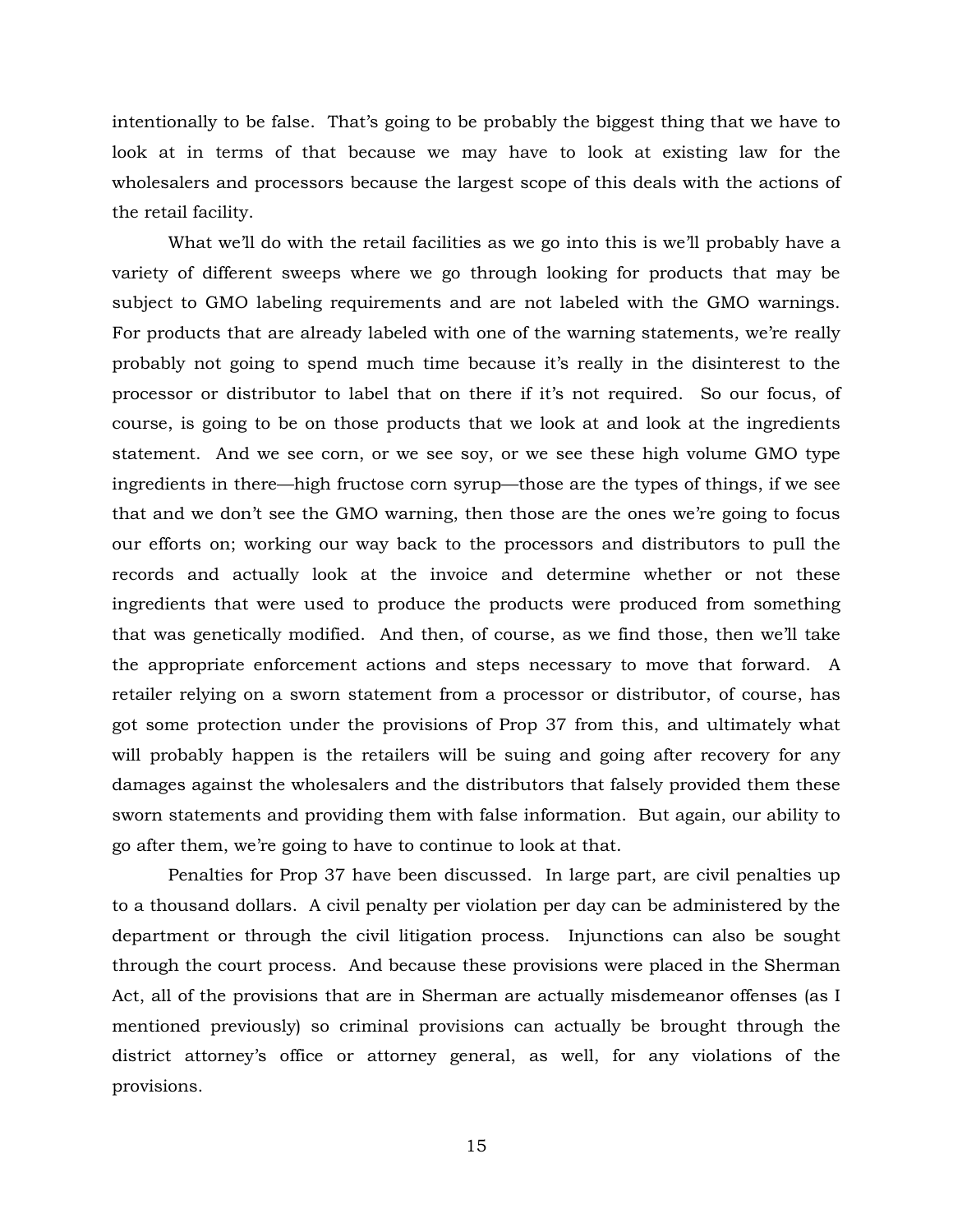intentionally to be false. That's going to be probably the biggest thing that we have to look at in terms of that because we may have to look at existing law for the wholesalers and processors because the largest scope of this deals with the actions of the retail facility.

What we'll do with the retail facilities as we go into this is we'll probably have a variety of different sweeps where we go through looking for products that may be subject to GMO labeling requirements and are not labeled with the GMO warnings. For products that are already labeled with one of the warning statements, we're really probably not going to spend much time because it's really in the disinterest to the processor or distributor to label that on there if it's not required. So our focus, of course, is going to be on those products that we look at and look at the ingredients statement. And we see corn, or we see soy, or we see these high volume GMO type ingredients in there—high fructose corn syrup—those are the types of things, if we see that and we don't see the GMO warning, then those are the ones we're going to focus our efforts on; working our way back to the processors and distributors to pull the records and actually look at the invoice and determine whether or not these ingredients that were used to produce the products were produced from something that was genetically modified. And then, of course, as we find those, then we'll take the appropriate enforcement actions and steps necessary to move that forward. A retailer relying on a sworn statement from a processor or distributor, of course, has got some protection under the provisions of Prop 37 from this, and ultimately what will probably happen is the retailers will be suing and going after recovery for any damages against the wholesalers and the distributors that falsely provided them these sworn statements and providing them with false information. But again, our ability to go after them, we're going to have to continue to look at that.

Penalties for Prop 37 have been discussed. In large part, are civil penalties up to a thousand dollars. A civil penalty per violation per day can be administered by the department or through the civil litigation process. Injunctions can also be sought through the court process. And because these provisions were placed in the Sherman Act, all of the provisions that are in Sherman are actually misdemeanor offenses (as I mentioned previously) so criminal provisions can actually be brought through the district attorney's office or attorney general, as well, for any violations of the provisions.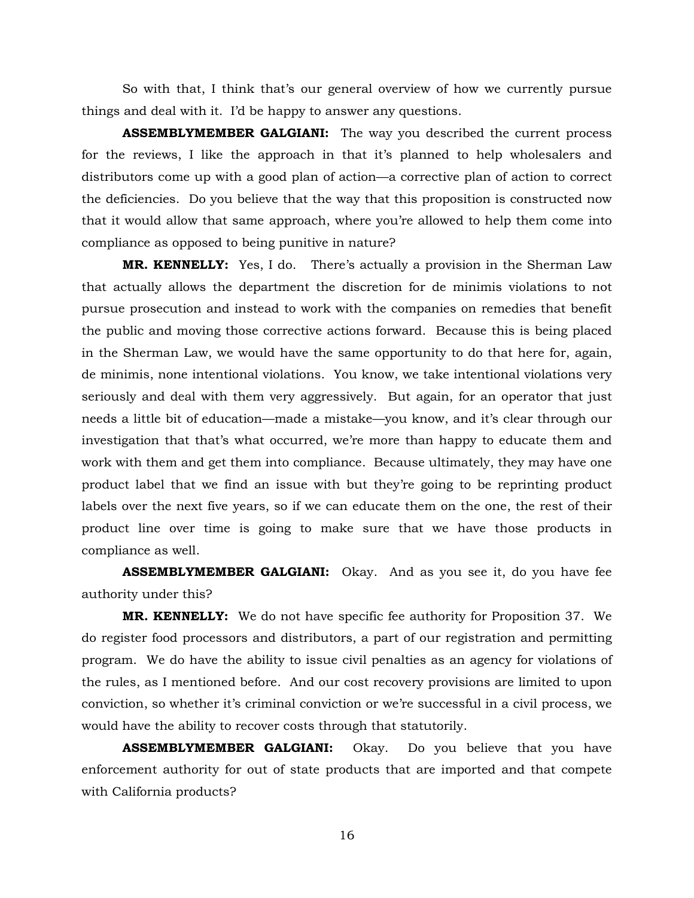So with that, I think that's our general overview of how we currently pursue things and deal with it. I'd be happy to answer any questions.

**ASSEMBLYMEMBER GALGIANI:** The way you described the current process for the reviews, I like the approach in that it's planned to help wholesalers and distributors come up with a good plan of action—a corrective plan of action to correct the deficiencies. Do you believe that the way that this proposition is constructed now that it would allow that same approach, where you're allowed to help them come into compliance as opposed to being punitive in nature?

**MR. KENNELLY:** Yes, I do. There's actually a provision in the Sherman Law that actually allows the department the discretion for de minimis violations to not pursue prosecution and instead to work with the companies on remedies that benefit the public and moving those corrective actions forward. Because this is being placed in the Sherman Law, we would have the same opportunity to do that here for, again, de minimis, none intentional violations. You know, we take intentional violations very seriously and deal with them very aggressively. But again, for an operator that just needs a little bit of education—made a mistake—you know, and it's clear through our investigation that that's what occurred, we're more than happy to educate them and work with them and get them into compliance. Because ultimately, they may have one product label that we find an issue with but they're going to be reprinting product labels over the next five years, so if we can educate them on the one, the rest of their product line over time is going to make sure that we have those products in compliance as well.

**ASSEMBLYMEMBER GALGIANI:** Okay. And as you see it, do you have fee authority under this?

**MR. KENNELLY:** We do not have specific fee authority for Proposition 37. We do register food processors and distributors, a part of our registration and permitting program. We do have the ability to issue civil penalties as an agency for violations of the rules, as I mentioned before. And our cost recovery provisions are limited to upon conviction, so whether it's criminal conviction or we're successful in a civil process, we would have the ability to recover costs through that statutorily.

**ASSEMBLYMEMBER GALGIANI:** Okay. Do you believe that you have enforcement authority for out of state products that are imported and that compete with California products?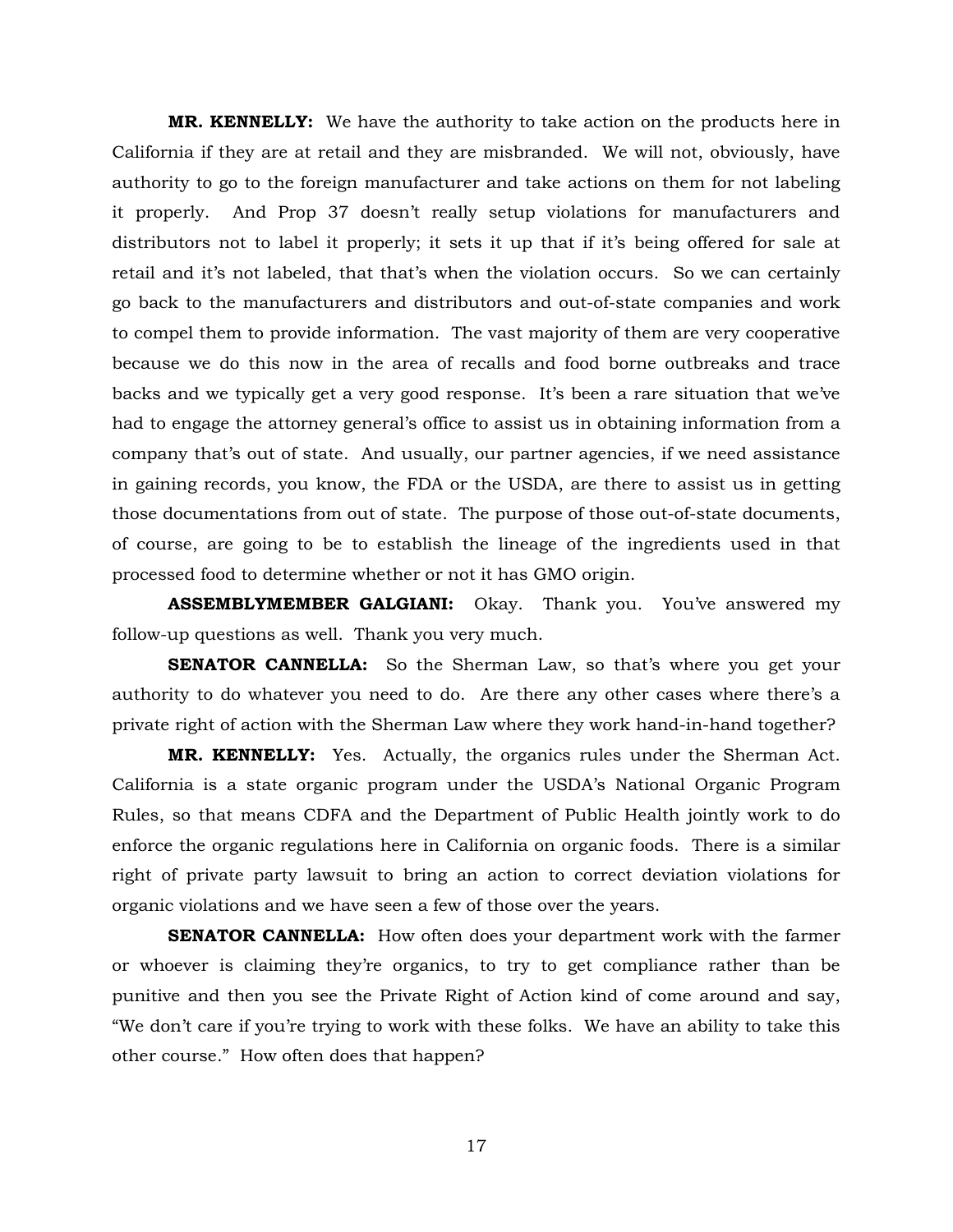**MR. KENNELLY:** We have the authority to take action on the products here in California if they are at retail and they are misbranded. We will not, obviously, have authority to go to the foreign manufacturer and take actions on them for not labeling it properly. And Prop 37 doesn't really setup violations for manufacturers and distributors not to label it properly; it sets it up that if it's being offered for sale at retail and it's not labeled, that that's when the violation occurs. So we can certainly go back to the manufacturers and distributors and out-of-state companies and work to compel them to provide information. The vast majority of them are very cooperative because we do this now in the area of recalls and food borne outbreaks and trace backs and we typically get a very good response. It's been a rare situation that we've had to engage the attorney general's office to assist us in obtaining information from a company that's out of state. And usually, our partner agencies, if we need assistance in gaining records, you know, the FDA or the USDA, are there to assist us in getting those documentations from out of state. The purpose of those out-of-state documents, of course, are going to be to establish the lineage of the ingredients used in that processed food to determine whether or not it has GMO origin.

**ASSEMBLYMEMBER GALGIANI:** Okay. Thank you. You've answered my follow-up questions as well. Thank you very much.

**SENATOR CANNELLA:** So the Sherman Law, so that's where you get your authority to do whatever you need to do. Are there any other cases where there's a private right of action with the Sherman Law where they work hand-in-hand together?

**MR. KENNELLY:** Yes. Actually, the organics rules under the Sherman Act. California is a state organic program under the USDA's National Organic Program Rules, so that means CDFA and the Department of Public Health jointly work to do enforce the organic regulations here in California on organic foods. There is a similar right of private party lawsuit to bring an action to correct deviation violations for organic violations and we have seen a few of those over the years.

**SENATOR CANNELLA:** How often does your department work with the farmer or whoever is claiming they're organics, to try to get compliance rather than be punitive and then you see the Private Right of Action kind of come around and say, "We don't care if you're trying to work with these folks. We have an ability to take this other course." How often does that happen?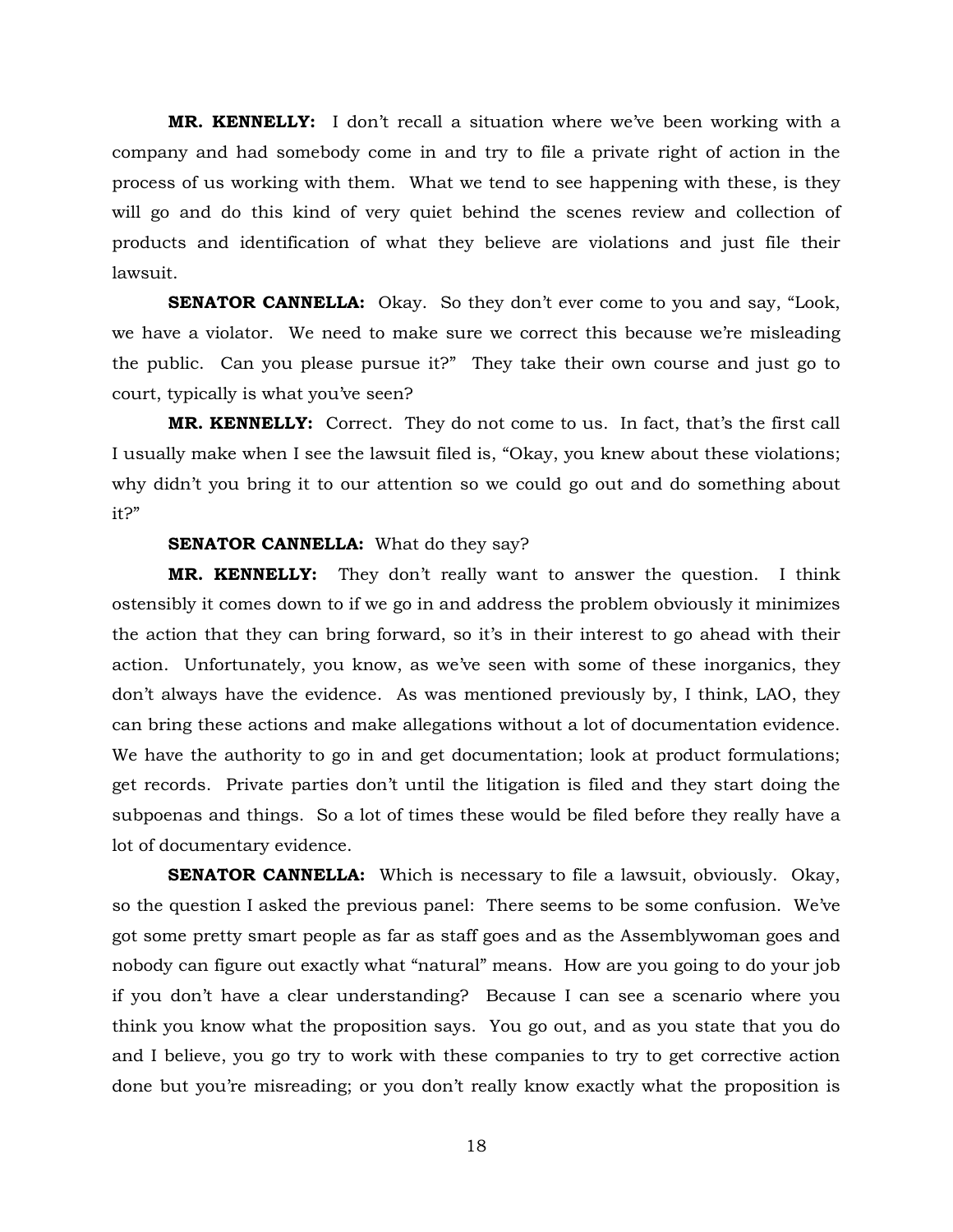**MR. KENNELLY:** I don't recall a situation where we've been working with a company and had somebody come in and try to file a private right of action in the process of us working with them. What we tend to see happening with these, is they will go and do this kind of very quiet behind the scenes review and collection of products and identification of what they believe are violations and just file their lawsuit.

**SENATOR CANNELLA:** Okay. So they don't ever come to you and say, "Look, we have a violator. We need to make sure we correct this because we're misleading the public. Can you please pursue it?" They take their own course and just go to court, typically is what you've seen?

**MR. KENNELLY:** Correct. They do not come to us. In fact, that's the first call I usually make when I see the lawsuit filed is, "Okay, you knew about these violations; why didn't you bring it to our attention so we could go out and do something about it?"

**SENATOR CANNELLA:** What do they say?

**MR. KENNELLY:** They don't really want to answer the question. I think ostensibly it comes down to if we go in and address the problem obviously it minimizes the action that they can bring forward, so it's in their interest to go ahead with their action. Unfortunately, you know, as we've seen with some of these inorganics, they don't always have the evidence. As was mentioned previously by, I think, LAO, they can bring these actions and make allegations without a lot of documentation evidence. We have the authority to go in and get documentation; look at product formulations; get records. Private parties don't until the litigation is filed and they start doing the subpoenas and things. So a lot of times these would be filed before they really have a lot of documentary evidence.

**SENATOR CANNELLA:** Which is necessary to file a lawsuit, obviously. Okay, so the question I asked the previous panel: There seems to be some confusion. We've got some pretty smart people as far as staff goes and as the Assemblywoman goes and nobody can figure out exactly what "natural" means. How are you going to do your job if you don't have a clear understanding? Because I can see a scenario where you think you know what the proposition says. You go out, and as you state that you do and I believe, you go try to work with these companies to try to get corrective action done but you're misreading; or you don't really know exactly what the proposition is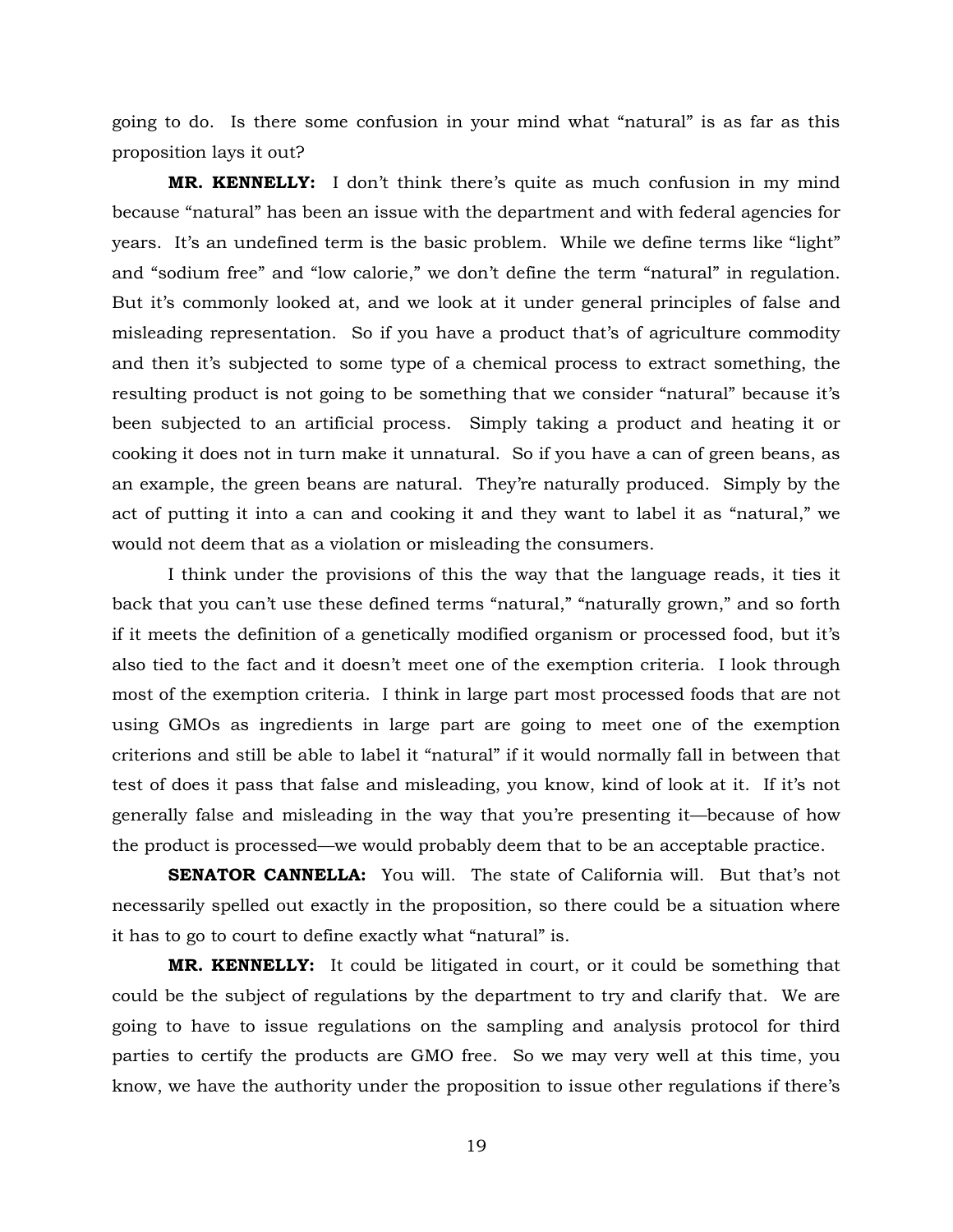going to do. Is there some confusion in your mind what "natural" is as far as this proposition lays it out?

**MR. KENNELLY:** I don't think there's quite as much confusion in my mind because "natural" has been an issue with the department and with federal agencies for years. It's an undefined term is the basic problem. While we define terms like "light" and "sodium free" and "low calorie," we don't define the term "natural" in regulation. But it's commonly looked at, and we look at it under general principles of false and misleading representation. So if you have a product that's of agriculture commodity and then it's subjected to some type of a chemical process to extract something, the resulting product is not going to be something that we consider "natural" because it's been subjected to an artificial process. Simply taking a product and heating it or cooking it does not in turn make it unnatural. So if you have a can of green beans, as an example, the green beans are natural. They're naturally produced. Simply by the act of putting it into a can and cooking it and they want to label it as "natural," we would not deem that as a violation or misleading the consumers.

I think under the provisions of this the way that the language reads, it ties it back that you can't use these defined terms "natural," "naturally grown," and so forth if it meets the definition of a genetically modified organism or processed food, but it's also tied to the fact and it doesn't meet one of the exemption criteria. I look through most of the exemption criteria. I think in large part most processed foods that are not using GMOs as ingredients in large part are going to meet one of the exemption criterions and still be able to label it "natural" if it would normally fall in between that test of does it pass that false and misleading, you know, kind of look at it. If it's not generally false and misleading in the way that you're presenting it—because of how the product is processed—we would probably deem that to be an acceptable practice.

**SENATOR CANNELLA:** You will. The state of California will. But that's not necessarily spelled out exactly in the proposition, so there could be a situation where it has to go to court to define exactly what "natural" is.

**MR. KENNELLY:** It could be litigated in court, or it could be something that could be the subject of regulations by the department to try and clarify that. We are going to have to issue regulations on the sampling and analysis protocol for third parties to certify the products are GMO free. So we may very well at this time, you know, we have the authority under the proposition to issue other regulations if there's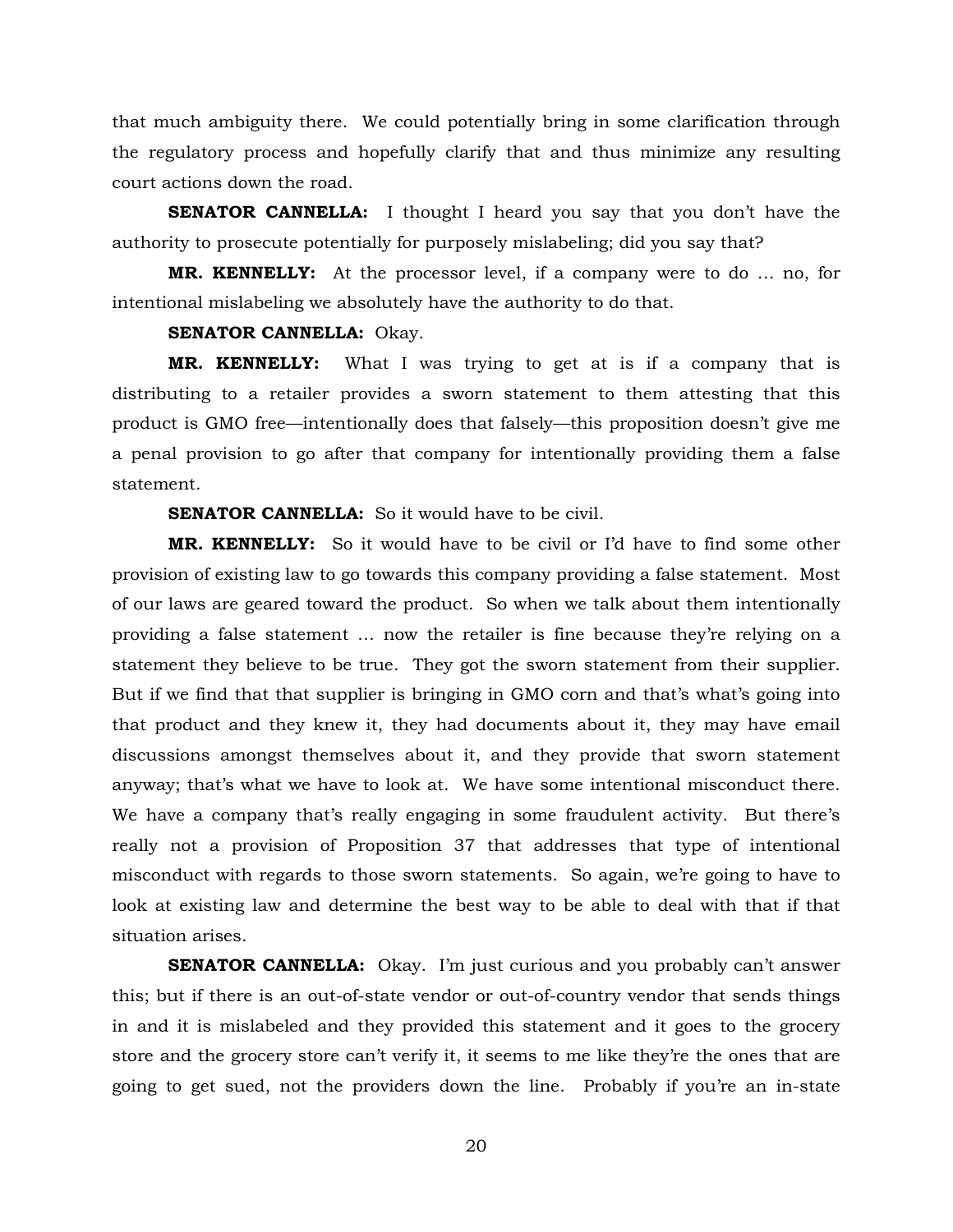that much ambiguity there. We could potentially bring in some clarification through the regulatory process and hopefully clarify that and thus minimize any resulting court actions down the road.

**SENATOR CANNELLA:** I thought I heard you say that you don't have the authority to prosecute potentially for purposely mislabeling; did you say that?

**MR. KENNELLY:** At the processor level, if a company were to do … no, for intentional mislabeling we absolutely have the authority to do that.

**SENATOR CANNELLA:** Okay.

**MR. KENNELLY:** What I was trying to get at is if a company that is distributing to a retailer provides a sworn statement to them attesting that this product is GMO free—intentionally does that falsely—this proposition doesn't give me a penal provision to go after that company for intentionally providing them a false statement.

**SENATOR CANNELLA:** So it would have to be civil.

**MR. KENNELLY:** So it would have to be civil or I'd have to find some other provision of existing law to go towards this company providing a false statement. Most of our laws are geared toward the product. So when we talk about them intentionally providing a false statement … now the retailer is fine because they're relying on a statement they believe to be true. They got the sworn statement from their supplier. But if we find that that supplier is bringing in GMO corn and that's what's going into that product and they knew it, they had documents about it, they may have email discussions amongst themselves about it, and they provide that sworn statement anyway; that's what we have to look at. We have some intentional misconduct there. We have a company that's really engaging in some fraudulent activity. But there's really not a provision of Proposition 37 that addresses that type of intentional misconduct with regards to those sworn statements. So again, we're going to have to look at existing law and determine the best way to be able to deal with that if that situation arises.

**SENATOR CANNELLA:** Okay. I'm just curious and you probably can't answer this; but if there is an out-of-state vendor or out-of-country vendor that sends things in and it is mislabeled and they provided this statement and it goes to the grocery store and the grocery store can't verify it, it seems to me like they're the ones that are going to get sued, not the providers down the line. Probably if you're an in-state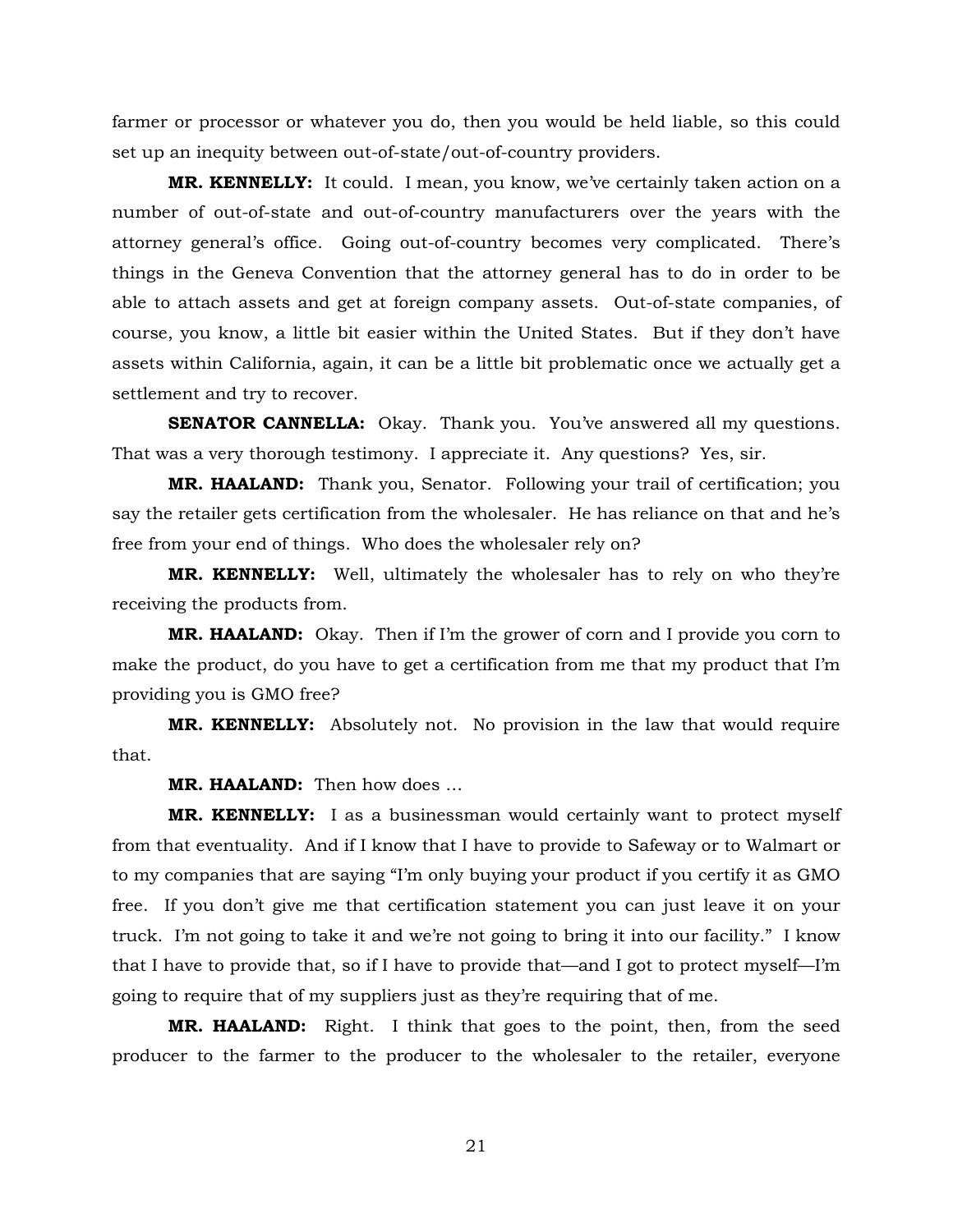farmer or processor or whatever you do, then you would be held liable, so this could set up an inequity between out-of-state/out-of-country providers.

**MR. KENNELLY:** It could. I mean, you know, we've certainly taken action on a number of out-of-state and out-of-country manufacturers over the years with the attorney general's office. Going out-of-country becomes very complicated. There's things in the Geneva Convention that the attorney general has to do in order to be able to attach assets and get at foreign company assets. Out-of-state companies, of course, you know, a little bit easier within the United States. But if they don't have assets within California, again, it can be a little bit problematic once we actually get a settlement and try to recover.

**SENATOR CANNELLA:** Okay. Thank you. You've answered all my questions. That was a very thorough testimony. I appreciate it. Any questions? Yes, sir.

**MR. HAALAND:** Thank you, Senator. Following your trail of certification; you say the retailer gets certification from the wholesaler. He has reliance on that and he's free from your end of things. Who does the wholesaler rely on?

**MR. KENNELLY:** Well, ultimately the wholesaler has to rely on who they're receiving the products from.

**MR. HAALAND:** Okay. Then if I'm the grower of corn and I provide you corn to make the product, do you have to get a certification from me that my product that I'm providing you is GMO free?

**MR. KENNELLY:** Absolutely not. No provision in the law that would require that.

**MR. HAALAND:** Then how does …

**MR. KENNELLY:** I as a businessman would certainly want to protect myself from that eventuality. And if I know that I have to provide to Safeway or to Walmart or to my companies that are saying "I'm only buying your product if you certify it as GMO free. If you don't give me that certification statement you can just leave it on your truck. I'm not going to take it and we're not going to bring it into our facility." I know that I have to provide that, so if I have to provide that—and I got to protect myself—I'm going to require that of my suppliers just as they're requiring that of me.

**MR. HAALAND:** Right. I think that goes to the point, then, from the seed producer to the farmer to the producer to the wholesaler to the retailer, everyone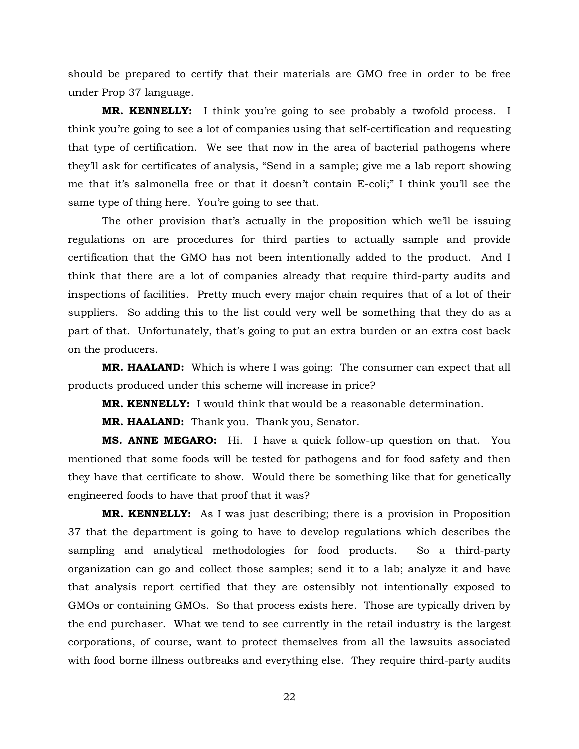should be prepared to certify that their materials are GMO free in order to be free under Prop 37 language.

**MR. KENNELLY:** I think you're going to see probably a twofold process. I think you're going to see a lot of companies using that self-certification and requesting that type of certification. We see that now in the area of bacterial pathogens where they'll ask for certificates of analysis, "Send in a sample; give me a lab report showing me that it's salmonella free or that it doesn't contain E-coli;" I think you'll see the same type of thing here. You're going to see that.

The other provision that's actually in the proposition which we'll be issuing regulations on are procedures for third parties to actually sample and provide certification that the GMO has not been intentionally added to the product. And I think that there are a lot of companies already that require third-party audits and inspections of facilities. Pretty much every major chain requires that of a lot of their suppliers. So adding this to the list could very well be something that they do as a part of that. Unfortunately, that's going to put an extra burden or an extra cost back on the producers.

**MR. HAALAND:** Which is where I was going: The consumer can expect that all products produced under this scheme will increase in price?

**MR. KENNELLY:** I would think that would be a reasonable determination.

**MR. HAALAND:** Thank you. Thank you, Senator.

**MS. ANNE MEGARO:** Hi. I have a quick follow-up question on that. You mentioned that some foods will be tested for pathogens and for food safety and then they have that certificate to show. Would there be something like that for genetically engineered foods to have that proof that it was?

**MR. KENNELLY:** As I was just describing; there is a provision in Proposition 37 that the department is going to have to develop regulations which describes the sampling and analytical methodologies for food products. So a third-party organization can go and collect those samples; send it to a lab; analyze it and have that analysis report certified that they are ostensibly not intentionally exposed to GMOs or containing GMOs. So that process exists here. Those are typically driven by the end purchaser. What we tend to see currently in the retail industry is the largest corporations, of course, want to protect themselves from all the lawsuits associated with food borne illness outbreaks and everything else. They require third-party audits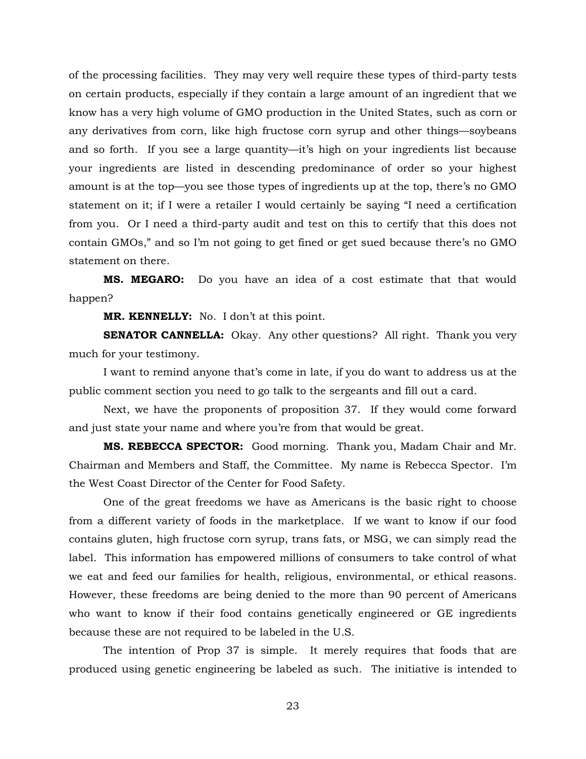of the processing facilities. They may very well require these types of third-party tests on certain products, especially if they contain a large amount of an ingredient that we know has a very high volume of GMO production in the United States, such as corn or any derivatives from corn, like high fructose corn syrup and other things—soybeans and so forth. If you see a large quantity—it's high on your ingredients list because your ingredients are listed in descending predominance of order so your highest amount is at the top—you see those types of ingredients up at the top, there's no GMO statement on it; if I were a retailer I would certainly be saying "I need a certification from you. Or I need a third-party audit and test on this to certify that this does not contain GMOs," and so I'm not going to get fined or get sued because there's no GMO statement on there.

**MS. MEGARO:** Do you have an idea of a cost estimate that that would happen?

**MR. KENNELLY:** No. I don't at this point.

**SENATOR CANNELLA:** Okay. Any other questions? All right. Thank you very much for your testimony.

I want to remind anyone that's come in late, if you do want to address us at the public comment section you need to go talk to the sergeants and fill out a card.

Next, we have the proponents of proposition 37. If they would come forward and just state your name and where you're from that would be great.

**MS. REBECCA SPECTOR:** Good morning. Thank you, Madam Chair and Mr. Chairman and Members and Staff, the Committee. My name is Rebecca Spector. I'm the West Coast Director of the Center for Food Safety.

One of the great freedoms we have as Americans is the basic right to choose from a different variety of foods in the marketplace. If we want to know if our food contains gluten, high fructose corn syrup, trans fats, or MSG, we can simply read the label. This information has empowered millions of consumers to take control of what we eat and feed our families for health, religious, environmental, or ethical reasons. However, these freedoms are being denied to the more than 90 percent of Americans who want to know if their food contains genetically engineered or GE ingredients because these are not required to be labeled in the U.S.

The intention of Prop 37 is simple. It merely requires that foods that are produced using genetic engineering be labeled as such. The initiative is intended to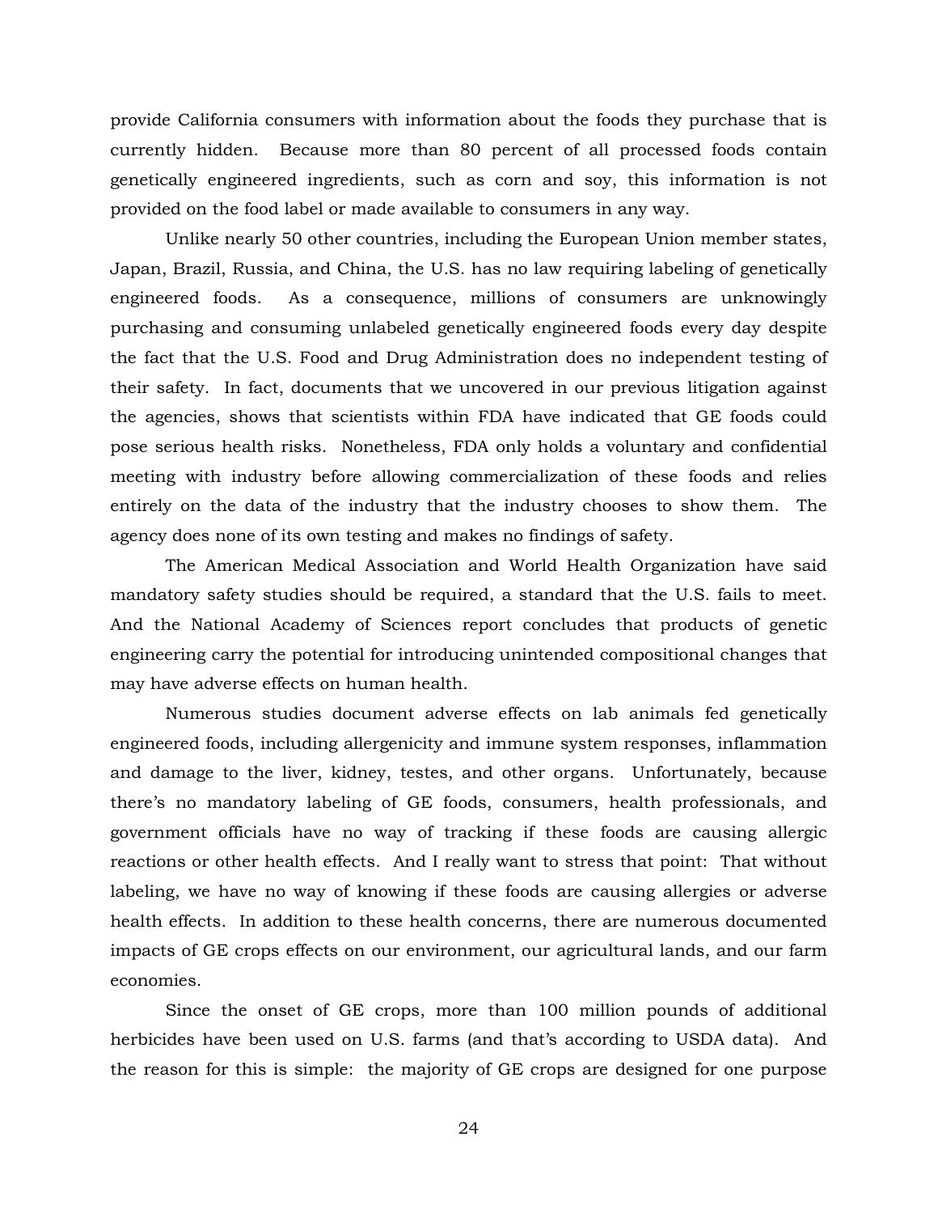provide California consumers with information about the foods they purchase that is currently hidden. Because more than 80 percent of all processed foods contain genetically engineered ingredients, such as corn and soy, this information is not provided on the food label or made available to consumers in any way.

Unlike nearly 50 other countries, including the European Union member states, Japan, Brazil, Russia, and China, the U.S. has no law requiring labeling of genetically engineered foods. As a consequence, millions of consumers are unknowingly purchasing and consuming unlabeled genetically engineered foods every day despite the fact that the U.S. Food and Drug Administration does no independent testing of their safety. In fact, documents that we uncovered in our previous litigation against the agencies, shows that scientists within FDA have indicated that GE foods could pose serious health risks. Nonetheless, FDA only holds a voluntary and confidential meeting with industry before allowing commercialization of these foods and relies entirely on the data of the industry that the industry chooses to show them. The agency does none of its own testing and makes no findings of safety.

The American Medical Association and World Health Organization have said mandatory safety studies should be required, a standard that the U.S. fails to meet. And the National Academy of Sciences report concludes that products of genetic engineering carry the potential for introducing unintended compositional changes that may have adverse effects on human health.

Numerous studies document adverse effects on lab animals fed genetically engineered foods, including allergenicity and immune system responses, inflammation and damage to the liver, kidney, testes, and other organs. Unfortunately, because there's no mandatory labeling of GE foods, consumers, health professionals, and government officials have no way of tracking if these foods are causing allergic reactions or other health effects. And I really want to stress that point: That without labeling, we have no way of knowing if these foods are causing allergies or adverse health effects. In addition to these health concerns, there are numerous documented impacts of GE crops effects on our environment, our agricultural lands, and our farm economies.

Since the onset of GE crops, more than 100 million pounds of additional herbicides have been used on U.S. farms (and that's according to USDA data). And the reason for this is simple: the majority of GE crops are designed for one purpose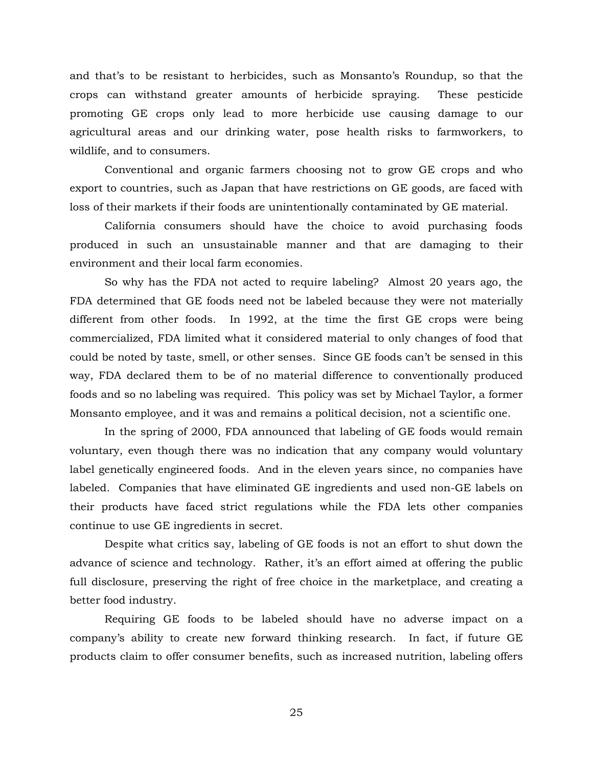and that's to be resistant to herbicides, such as Monsanto's Roundup, so that the crops can withstand greater amounts of herbicide spraying. These pesticide promoting GE crops only lead to more herbicide use causing damage to our agricultural areas and our drinking water, pose health risks to farmworkers, to wildlife, and to consumers.

Conventional and organic farmers choosing not to grow GE crops and who export to countries, such as Japan that have restrictions on GE goods, are faced with loss of their markets if their foods are unintentionally contaminated by GE material.

California consumers should have the choice to avoid purchasing foods produced in such an unsustainable manner and that are damaging to their environment and their local farm economies.

So why has the FDA not acted to require labeling? Almost 20 years ago, the FDA determined that GE foods need not be labeled because they were not materially different from other foods. In 1992, at the time the first GE crops were being commercialized, FDA limited what it considered material to only changes of food that could be noted by taste, smell, or other senses. Since GE foods can't be sensed in this way, FDA declared them to be of no material difference to conventionally produced foods and so no labeling was required. This policy was set by Michael Taylor, a former Monsanto employee, and it was and remains a political decision, not a scientific one.

In the spring of 2000, FDA announced that labeling of GE foods would remain voluntary, even though there was no indication that any company would voluntary label genetically engineered foods. And in the eleven years since, no companies have labeled. Companies that have eliminated GE ingredients and used non-GE labels on their products have faced strict regulations while the FDA lets other companies continue to use GE ingredients in secret.

Despite what critics say, labeling of GE foods is not an effort to shut down the advance of science and technology. Rather, it's an effort aimed at offering the public full disclosure, preserving the right of free choice in the marketplace, and creating a better food industry.

Requiring GE foods to be labeled should have no adverse impact on a company's ability to create new forward thinking research. In fact, if future GE products claim to offer consumer benefits, such as increased nutrition, labeling offers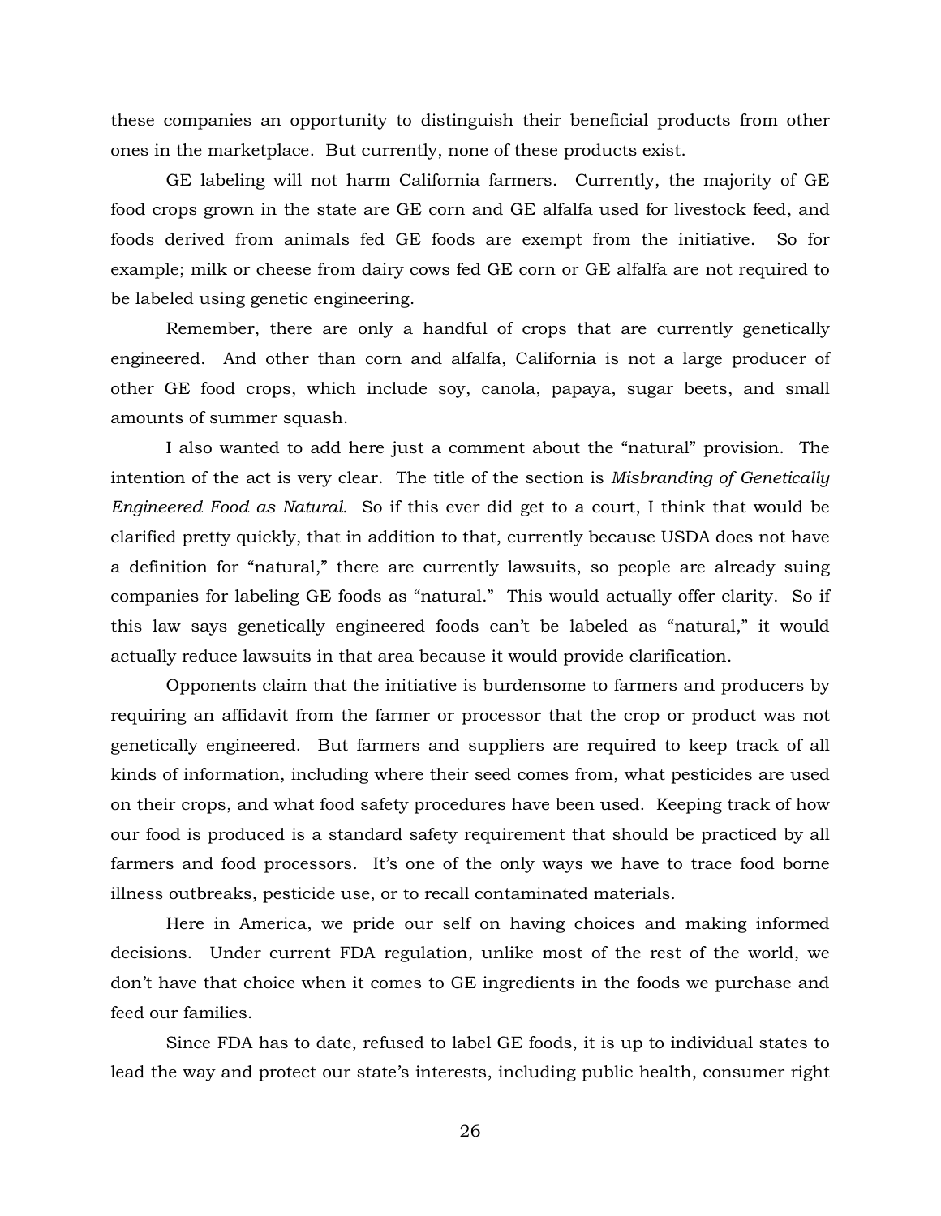these companies an opportunity to distinguish their beneficial products from other ones in the marketplace. But currently, none of these products exist.

GE labeling will not harm California farmers. Currently, the majority of GE food crops grown in the state are GE corn and GE alfalfa used for livestock feed, and foods derived from animals fed GE foods are exempt from the initiative. So for example; milk or cheese from dairy cows fed GE corn or GE alfalfa are not required to be labeled using genetic engineering.

Remember, there are only a handful of crops that are currently genetically engineered. And other than corn and alfalfa, California is not a large producer of other GE food crops, which include soy, canola, papaya, sugar beets, and small amounts of summer squash.

I also wanted to add here just a comment about the "natural" provision. The intention of the act is very clear. The title of the section is *Misbranding of Genetically Engineered Food as Natural.* So if this ever did get to a court, I think that would be clarified pretty quickly, that in addition to that, currently because USDA does not have a definition for "natural," there are currently lawsuits, so people are already suing companies for labeling GE foods as "natural." This would actually offer clarity. So if this law says genetically engineered foods can't be labeled as "natural," it would actually reduce lawsuits in that area because it would provide clarification.

Opponents claim that the initiative is burdensome to farmers and producers by requiring an affidavit from the farmer or processor that the crop or product was not genetically engineered. But farmers and suppliers are required to keep track of all kinds of information, including where their seed comes from, what pesticides are used on their crops, and what food safety procedures have been used. Keeping track of how our food is produced is a standard safety requirement that should be practiced by all farmers and food processors. It's one of the only ways we have to trace food borne illness outbreaks, pesticide use, or to recall contaminated materials.

Here in America, we pride our self on having choices and making informed decisions. Under current FDA regulation, unlike most of the rest of the world, we don't have that choice when it comes to GE ingredients in the foods we purchase and feed our families.

Since FDA has to date, refused to label GE foods, it is up to individual states to lead the way and protect our state's interests, including public health, consumer right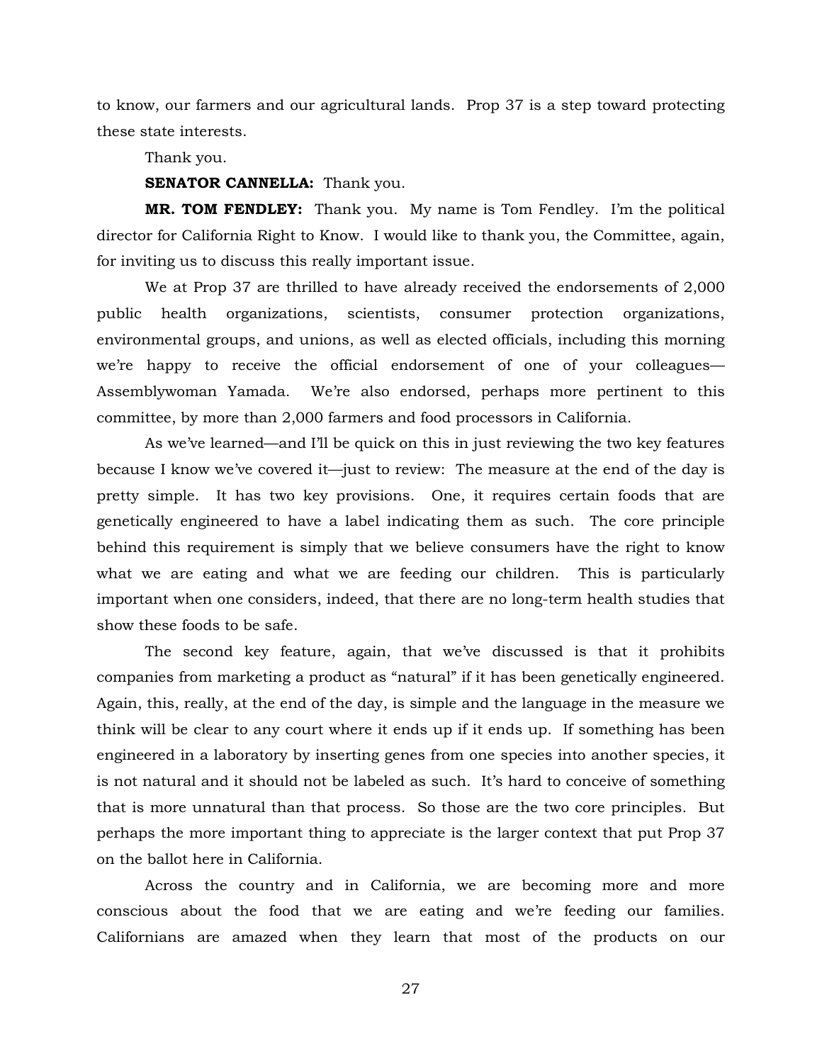to know, our farmers and our agricultural lands. Prop 37 is a step toward protecting these state interests.

Thank you.

**SENATOR CANNELLA:** Thank you.

**MR. TOM FENDLEY:** Thank you. My name is Tom Fendley. I'm the political director for California Right to Know. I would like to thank you, the Committee, again, for inviting us to discuss this really important issue.

We at Prop 37 are thrilled to have already received the endorsements of 2,000 public health organizations, scientists, consumer protection organizations, environmental groups, and unions, as well as elected officials, including this morning we're happy to receive the official endorsement of one of your colleagues—Assemblywoman Yamada. We're also endorsed, perhaps more pertinent to this committee, by more than 2,000 farmers and food processors in California.

As we've learned—and I'll be quick on this in just reviewing the two key features because I know we've covered it—just to review: The measure at the end of the day is pretty simple. It has two key provisions. One, it requires certain foods that are genetically engineered to have a label indicating them as such. The core principle behind this requirement is simply that we believe consumers have the right to know what we are eating and what we are feeding our children. This is particularly important when one considers, indeed, that there are no long-term health studies that show these foods to be safe.

The second key feature, again, that we've discussed is that it prohibits companies from marketing a product as "natural" if it has been genetically engineered. Again, this, really, at the end of the day, is simple and the language in the measure we think will be clear to any court where it ends up if it ends up. If something has been engineered in a laboratory by inserting genes from one species into another species, it is not natural and it should not be labeled as such. It's hard to conceive of something that is more unnatural than that process. So those are the two core principles. But perhaps the more important thing to appreciate is the larger context that put Prop 37 on the ballot here in California.

Across the country and in California, we are becoming more and more conscious about the food that we are eating and we're feeding our families. Californians are amazed when they learn that most of the products on our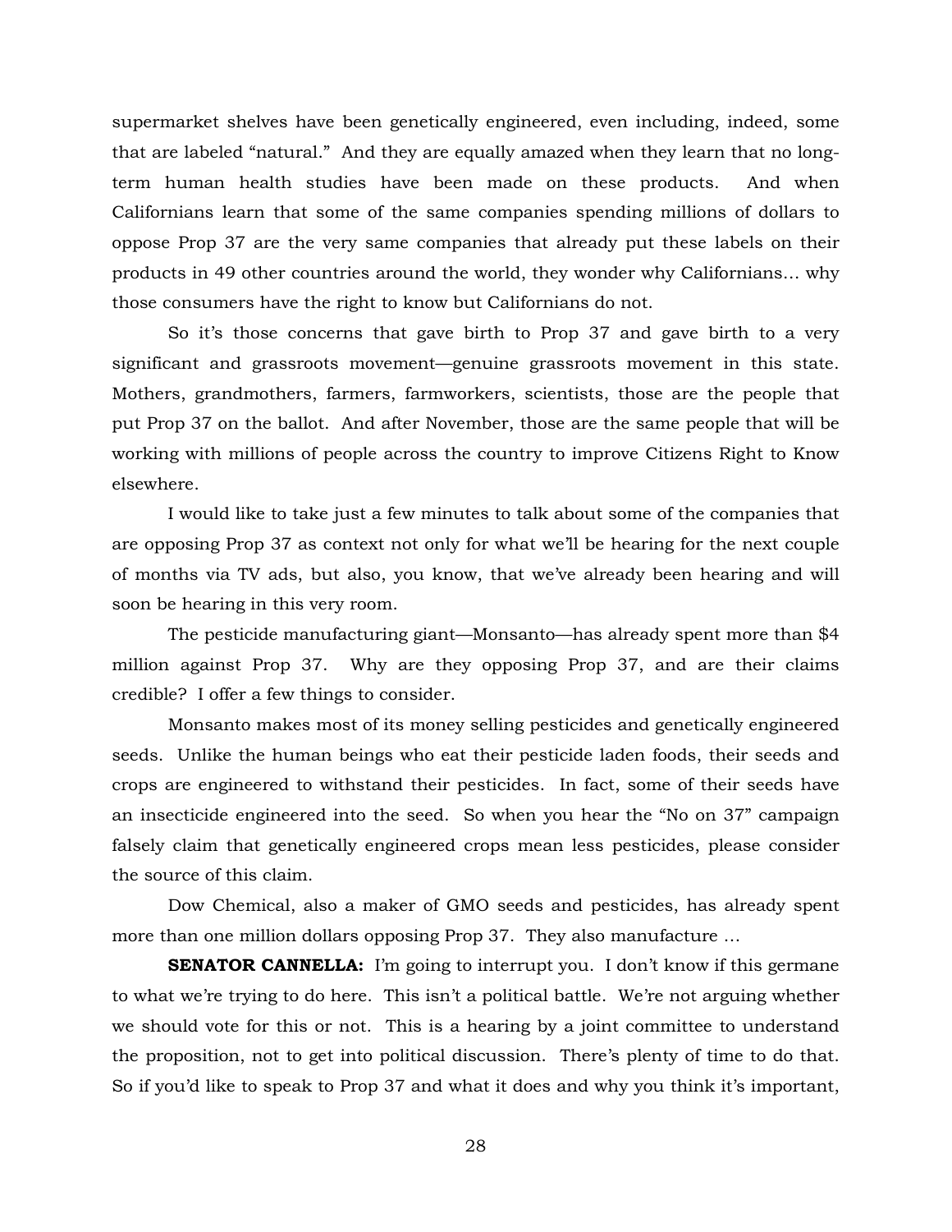supermarket shelves have been genetically engineered, even including, indeed, some that are labeled "natural." And they are equally amazed when they learn that no long-term human health studies have been made on these products. And when Californians learn that some of the same companies spending millions of dollars to oppose Prop 37 are the very same companies that already put these labels on their products in 49 other countries around the world, they wonder why Californians… why those consumers have the right to know but Californians do not.

So it's those concerns that gave birth to Prop 37 and gave birth to a very significant and grassroots movement—genuine grassroots movement in this state. Mothers, grandmothers, farmers, farmworkers, scientists, those are the people that put Prop 37 on the ballot. And after November, those are the same people that will be working with millions of people across the country to improve Citizens Right to Know elsewhere.

I would like to take just a few minutes to talk about some of the companies that are opposing Prop 37 as context not only for what we'll be hearing for the next couple of months via TV ads, but also, you know, that we've already been hearing and will soon be hearing in this very room.

The pesticide manufacturing giant—Monsanto—has already spent more than $4 million against Prop 37. Why are they opposing Prop 37, and are their claims credible? I offer a few things to consider.

Monsanto makes most of its money selling pesticides and genetically engineered seeds. Unlike the human beings who eat their pesticide laden foods, their seeds and crops are engineered to withstand their pesticides. In fact, some of their seeds have an insecticide engineered into the seed. So when you hear the "No on 37" campaign falsely claim that genetically engineered crops mean less pesticides, please consider the source of this claim.

Dow Chemical, also a maker of GMO seeds and pesticides, has already spent more than one million dollars opposing Prop 37. They also manufacture …

**SENATOR CANNELLA:** I'm going to interrupt you. I don't know if this germane to what we're trying to do here. This isn't a political battle. We're not arguing whether we should vote for this or not. This is a hearing by a joint committee to understand the proposition, not to get into political discussion. There's plenty of time to do that. So if you'd like to speak to Prop 37 and what it does and why you think it's important,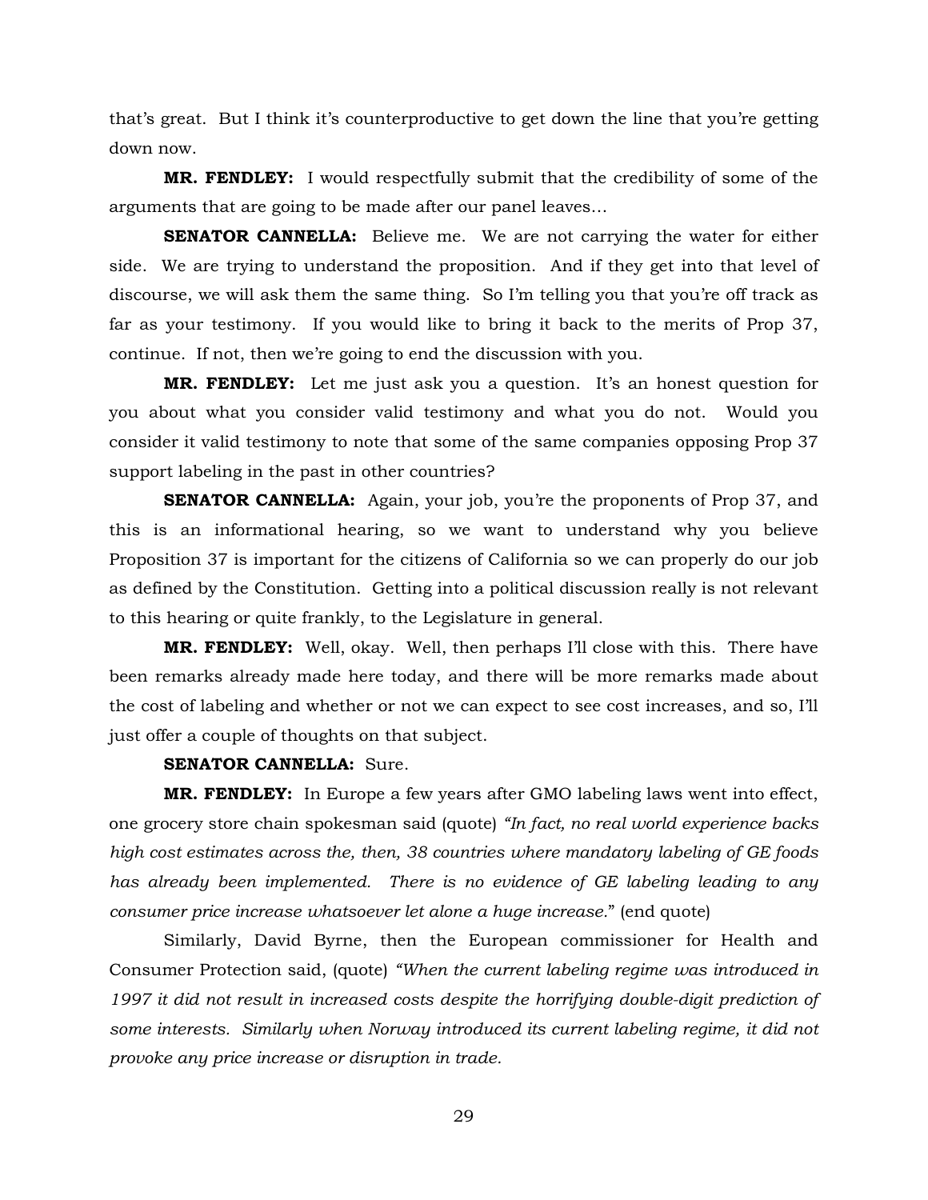that's great. But I think it's counterproductive to get down the line that you're getting down now.

**MR. FENDLEY:** I would respectfully submit that the credibility of some of the arguments that are going to be made after our panel leaves…

**SENATOR CANNELLA:** Believe me. We are not carrying the water for either side. We are trying to understand the proposition. And if they get into that level of discourse, we will ask them the same thing. So I'm telling you that you're off track as far as your testimony. If you would like to bring it back to the merits of Prop 37, continue. If not, then we're going to end the discussion with you.

**MR. FENDLEY:** Let me just ask you a question. It's an honest question for you about what you consider valid testimony and what you do not. Would you consider it valid testimony to note that some of the same companies opposing Prop 37 support labeling in the past in other countries?

**SENATOR CANNELLA:** Again, your job, you're the proponents of Prop 37, and this is an informational hearing, so we want to understand why you believe Proposition 37 is important for the citizens of California so we can properly do our job as defined by the Constitution. Getting into a political discussion really is not relevant to this hearing or quite frankly, to the Legislature in general.

**MR. FENDLEY:** Well, okay. Well, then perhaps I'll close with this. There have been remarks already made here today, and there will be more remarks made about the cost of labeling and whether or not we can expect to see cost increases, and so, I'll just offer a couple of thoughts on that subject.

**SENATOR CANNELLA:** Sure.

**MR. FENDLEY:** In Europe a few years after GMO labeling laws went into effect, one grocery store chain spokesman said (quote) *"In fact, no real world experience backs high cost estimates across the, then, 38 countries where mandatory labeling of GE foods has already been implemented. There is no evidence of GE labeling leading to any consumer price increase whatsoever let alone a huge increase.*" (end quote)

Similarly, David Byrne, then the European commissioner for Health and Consumer Protection said, (quote) *"When the current labeling regime was introduced in 1997 it did not result in increased costs despite the horrifying double-digit prediction of some interests. Similarly when Norway introduced its current labeling regime, it did not provoke any price increase or disruption in trade.*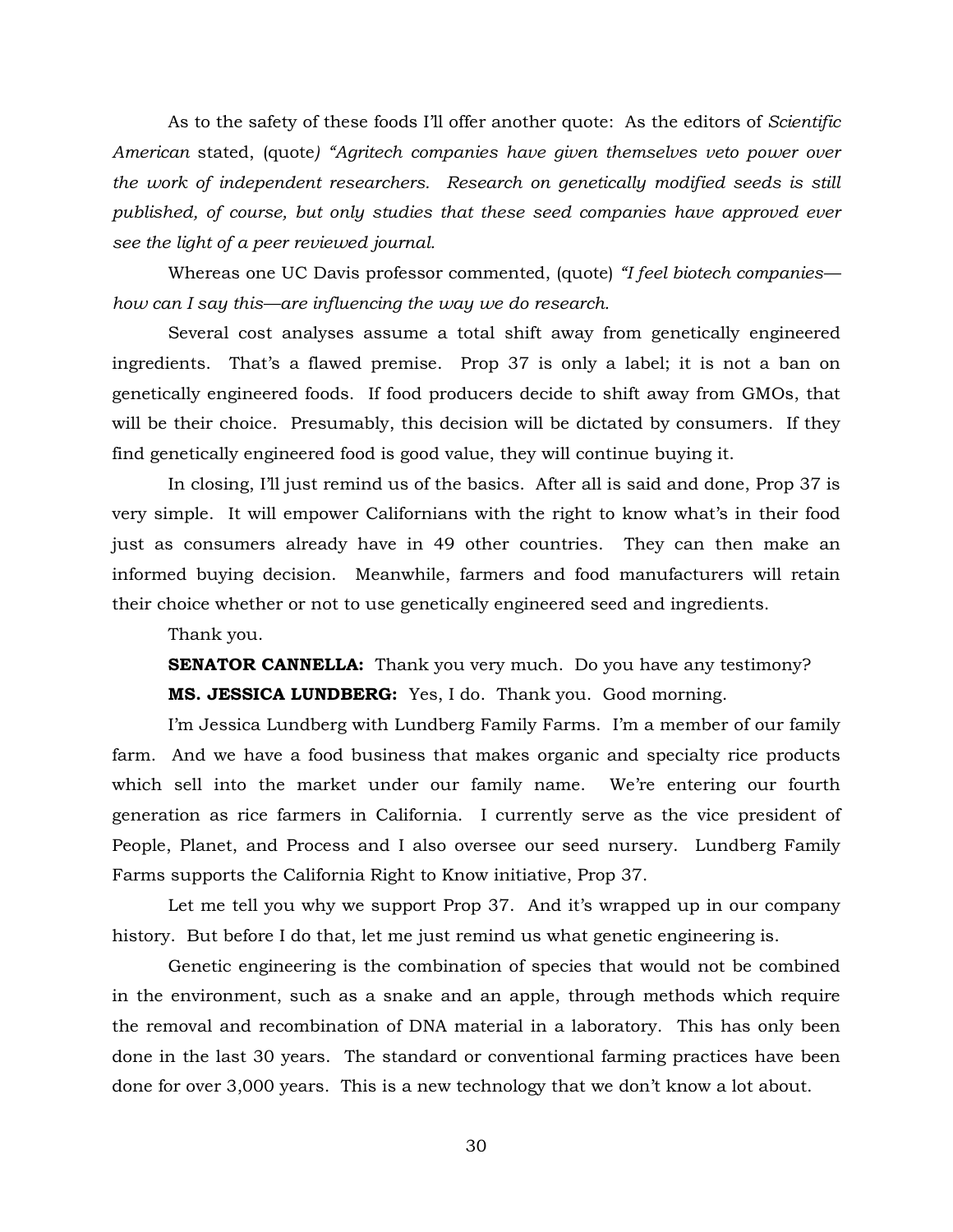As to the safety of these foods I'll offer another quote: As the editors of *Scientific American* stated, (quote*) "Agritech companies have given themselves veto power over the work of independent researchers. Research on genetically modified seeds is still published, of course, but only studies that these seed companies have approved ever see the light of a peer reviewed journal.*

Whereas one UC Davis professor commented, (quote) *"I feel biotech companies—how can I say this—are influencing the way we do research.*

Several cost analyses assume a total shift away from genetically engineered ingredients. That's a flawed premise. Prop 37 is only a label; it is not a ban on genetically engineered foods. If food producers decide to shift away from GMOs, that will be their choice. Presumably, this decision will be dictated by consumers. If they find genetically engineered food is good value, they will continue buying it.

In closing, I'll just remind us of the basics. After all is said and done, Prop 37 is very simple. It will empower Californians with the right to know what's in their food just as consumers already have in 49 other countries. They can then make an informed buying decision. Meanwhile, farmers and food manufacturers will retain their choice whether or not to use genetically engineered seed and ingredients.

Thank you.

**SENATOR CANNELLA:** Thank you very much. Do you have any testimony?

**MS. JESSICA LUNDBERG:** Yes, I do. Thank you. Good morning.

I'm Jessica Lundberg with Lundberg Family Farms. I'm a member of our family farm. And we have a food business that makes organic and specialty rice products which sell into the market under our family name. We're entering our fourth generation as rice farmers in California. I currently serve as the vice president of People, Planet, and Process and I also oversee our seed nursery. Lundberg Family Farms supports the California Right to Know initiative, Prop 37.

Let me tell you why we support Prop 37. And it's wrapped up in our company history. But before I do that, let me just remind us what genetic engineering is.

Genetic engineering is the combination of species that would not be combined in the environment, such as a snake and an apple, through methods which require the removal and recombination of DNA material in a laboratory. This has only been done in the last 30 years. The standard or conventional farming practices have been done for over 3,000 years. This is a new technology that we don't know a lot about.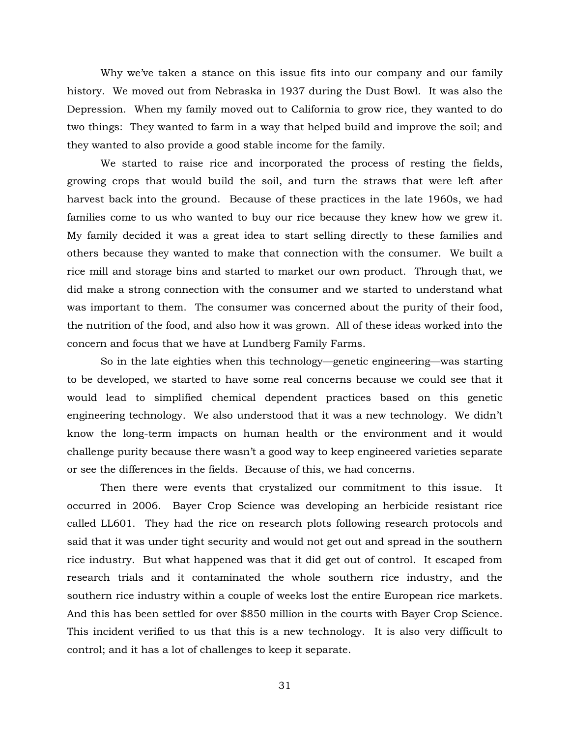Why we've taken a stance on this issue fits into our company and our family history. We moved out from Nebraska in 1937 during the Dust Bowl. It was also the Depression. When my family moved out to California to grow rice, they wanted to do two things: They wanted to farm in a way that helped build and improve the soil; and they wanted to also provide a good stable income for the family.

We started to raise rice and incorporated the process of resting the fields, growing crops that would build the soil, and turn the straws that were left after harvest back into the ground. Because of these practices in the late 1960s, we had families come to us who wanted to buy our rice because they knew how we grew it. My family decided it was a great idea to start selling directly to these families and others because they wanted to make that connection with the consumer. We built a rice mill and storage bins and started to market our own product. Through that, we did make a strong connection with the consumer and we started to understand what was important to them. The consumer was concerned about the purity of their food, the nutrition of the food, and also how it was grown. All of these ideas worked into the concern and focus that we have at Lundberg Family Farms.

So in the late eighties when this technology—genetic engineering—was starting to be developed, we started to have some real concerns because we could see that it would lead to simplified chemical dependent practices based on this genetic engineering technology. We also understood that it was a new technology. We didn't know the long-term impacts on human health or the environment and it would challenge purity because there wasn't a good way to keep engineered varieties separate or see the differences in the fields. Because of this, we had concerns.

Then there were events that crystalized our commitment to this issue. It occurred in 2006. Bayer Crop Science was developing an herbicide resistant rice called LL601. They had the rice on research plots following research protocols and said that it was under tight security and would not get out and spread in the southern rice industry. But what happened was that it did get out of control. It escaped from research trials and it contaminated the whole southern rice industry, and the southern rice industry within a couple of weeks lost the entire European rice markets. And this has been settled for over $850 million in the courts with Bayer Crop Science. This incident verified to us that this is a new technology. It is also very difficult to control; and it has a lot of challenges to keep it separate.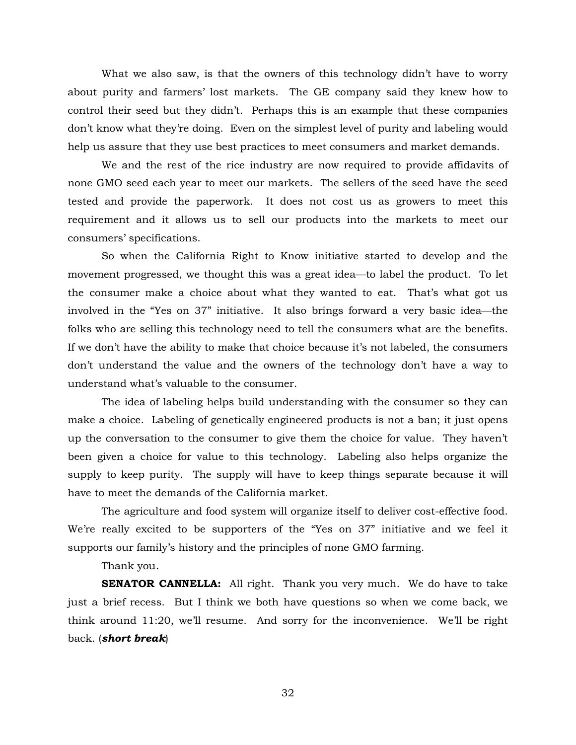What we also saw, is that the owners of this technology didn't have to worry about purity and farmers' lost markets. The GE company said they knew how to control their seed but they didn't. Perhaps this is an example that these companies don't know what they're doing. Even on the simplest level of purity and labeling would help us assure that they use best practices to meet consumers and market demands.

We and the rest of the rice industry are now required to provide affidavits of none GMO seed each year to meet our markets. The sellers of the seed have the seed tested and provide the paperwork. It does not cost us as growers to meet this requirement and it allows us to sell our products into the markets to meet our consumers' specifications.

So when the California Right to Know initiative started to develop and the movement progressed, we thought this was a great idea—to label the product. To let the consumer make a choice about what they wanted to eat. That's what got us involved in the "Yes on 37" initiative. It also brings forward a very basic idea—the folks who are selling this technology need to tell the consumers what are the benefits. If we don't have the ability to make that choice because it's not labeled, the consumers don't understand the value and the owners of the technology don't have a way to understand what's valuable to the consumer.

The idea of labeling helps build understanding with the consumer so they can make a choice. Labeling of genetically engineered products is not a ban; it just opens up the conversation to the consumer to give them the choice for value. They haven't been given a choice for value to this technology. Labeling also helps organize the supply to keep purity. The supply will have to keep things separate because it will have to meet the demands of the California market.

The agriculture and food system will organize itself to deliver cost-effective food. We're really excited to be supporters of the "Yes on 37" initiative and we feel it supports our family's history and the principles of none GMO farming.

Thank you.

**SENATOR CANNELLA:** All right. Thank you very much. We do have to take just a brief recess. But I think we both have questions so when we come back, we think around 11:20, we'll resume. And sorry for the inconvenience. We'll be right back. (***short break***)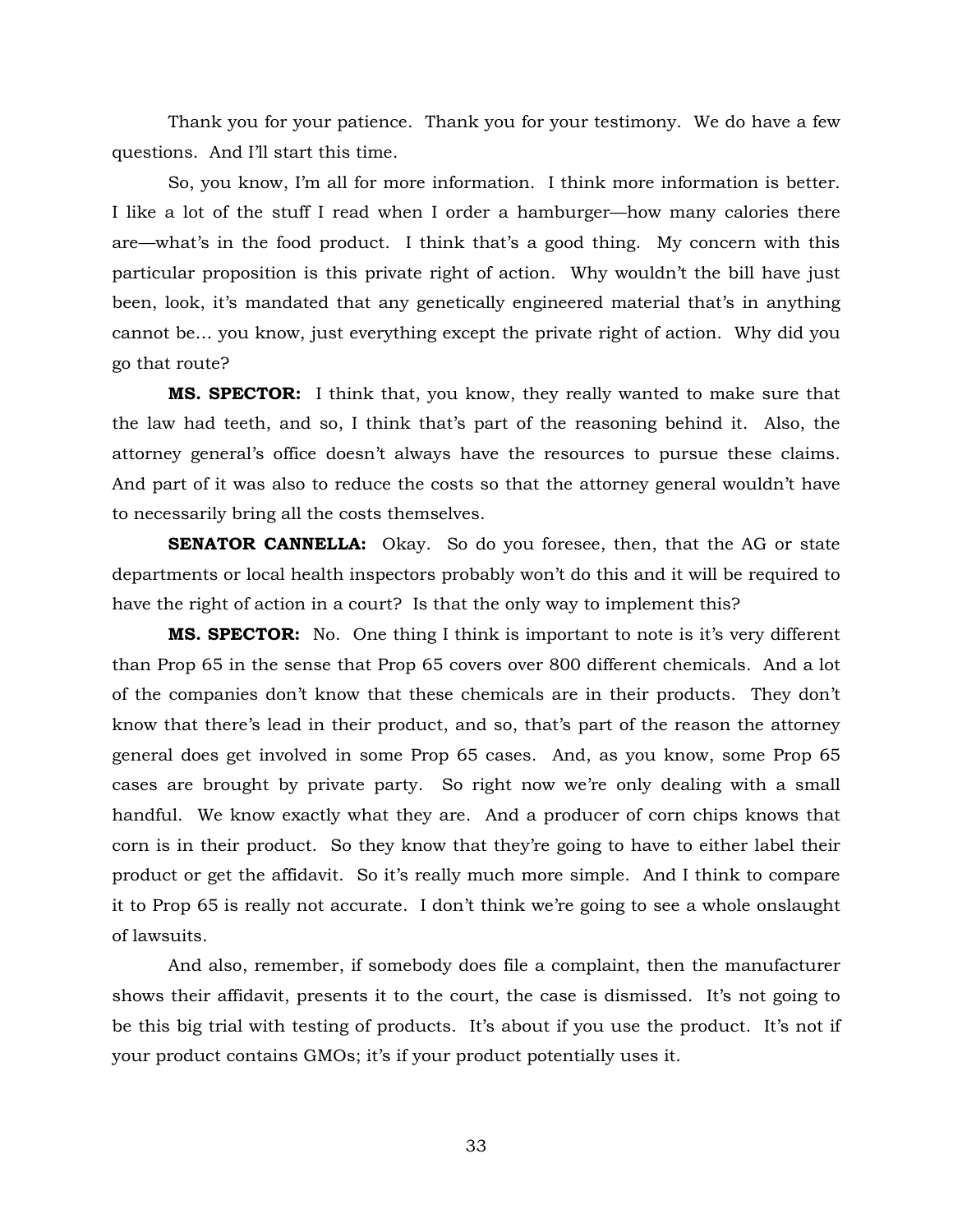Thank you for your patience. Thank you for your testimony. We do have a few questions. And I'll start this time.

So, you know, I'm all for more information. I think more information is better. I like a lot of the stuff I read when I order a hamburger—how many calories there are—what's in the food product. I think that's a good thing. My concern with this particular proposition is this private right of action. Why wouldn't the bill have just been, look, it's mandated that any genetically engineered material that's in anything cannot be… you know, just everything except the private right of action. Why did you go that route?

**MS. SPECTOR:** I think that, you know, they really wanted to make sure that the law had teeth, and so, I think that's part of the reasoning behind it. Also, the attorney general's office doesn't always have the resources to pursue these claims. And part of it was also to reduce the costs so that the attorney general wouldn't have to necessarily bring all the costs themselves.

**SENATOR CANNELLA:** Okay. So do you foresee, then, that the AG or state departments or local health inspectors probably won't do this and it will be required to have the right of action in a court? Is that the only way to implement this?

**MS. SPECTOR:** No. One thing I think is important to note is it's very different than Prop 65 in the sense that Prop 65 covers over 800 different chemicals. And a lot of the companies don't know that these chemicals are in their products. They don't know that there's lead in their product, and so, that's part of the reason the attorney general does get involved in some Prop 65 cases. And, as you know, some Prop 65 cases are brought by private party. So right now we're only dealing with a small handful. We know exactly what they are. And a producer of corn chips knows that corn is in their product. So they know that they're going to have to either label their product or get the affidavit. So it's really much more simple. And I think to compare it to Prop 65 is really not accurate. I don't think we're going to see a whole onslaught of lawsuits.

And also, remember, if somebody does file a complaint, then the manufacturer shows their affidavit, presents it to the court, the case is dismissed. It's not going to be this big trial with testing of products. It's about if you use the product. It's not if your product contains GMOs; it's if your product potentially uses it.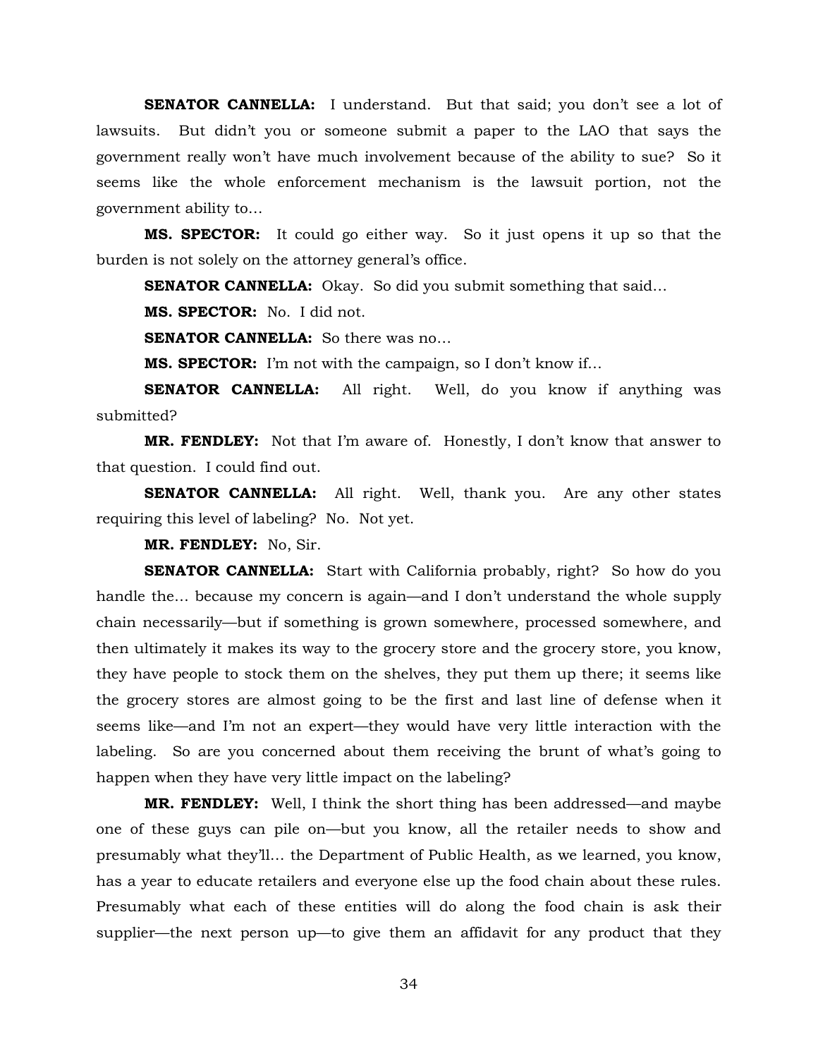**SENATOR CANNELLA:** I understand. But that said; you don't see a lot of lawsuits. But didn't you or someone submit a paper to the LAO that says the government really won't have much involvement because of the ability to sue? So it seems like the whole enforcement mechanism is the lawsuit portion, not the government ability to…

**MS. SPECTOR:** It could go either way. So it just opens it up so that the burden is not solely on the attorney general's office.

**SENATOR CANNELLA:** Okay. So did you submit something that said…

**MS. SPECTOR:** No. I did not.

**SENATOR CANNELLA:** So there was no…

**MS. SPECTOR:** I'm not with the campaign, so I don't know if…

**SENATOR CANNELLA:** All right. Well, do you know if anything was submitted?

**MR. FENDLEY:** Not that I'm aware of. Honestly, I don't know that answer to that question. I could find out.

**SENATOR CANNELLA:** All right. Well, thank you. Are any other states requiring this level of labeling? No. Not yet.

**MR. FENDLEY:** No, Sir.

**SENATOR CANNELLA:** Start with California probably, right? So how do you handle the… because my concern is again—and I don't understand the whole supply chain necessarily—but if something is grown somewhere, processed somewhere, and then ultimately it makes its way to the grocery store and the grocery store, you know, they have people to stock them on the shelves, they put them up there; it seems like the grocery stores are almost going to be the first and last line of defense when it seems like—and I'm not an expert—they would have very little interaction with the labeling. So are you concerned about them receiving the brunt of what's going to happen when they have very little impact on the labeling?

**MR. FENDLEY:** Well, I think the short thing has been addressed—and maybe one of these guys can pile on—but you know, all the retailer needs to show and presumably what they'll… the Department of Public Health, as we learned, you know, has a year to educate retailers and everyone else up the food chain about these rules. Presumably what each of these entities will do along the food chain is ask their supplier—the next person up—to give them an affidavit for any product that they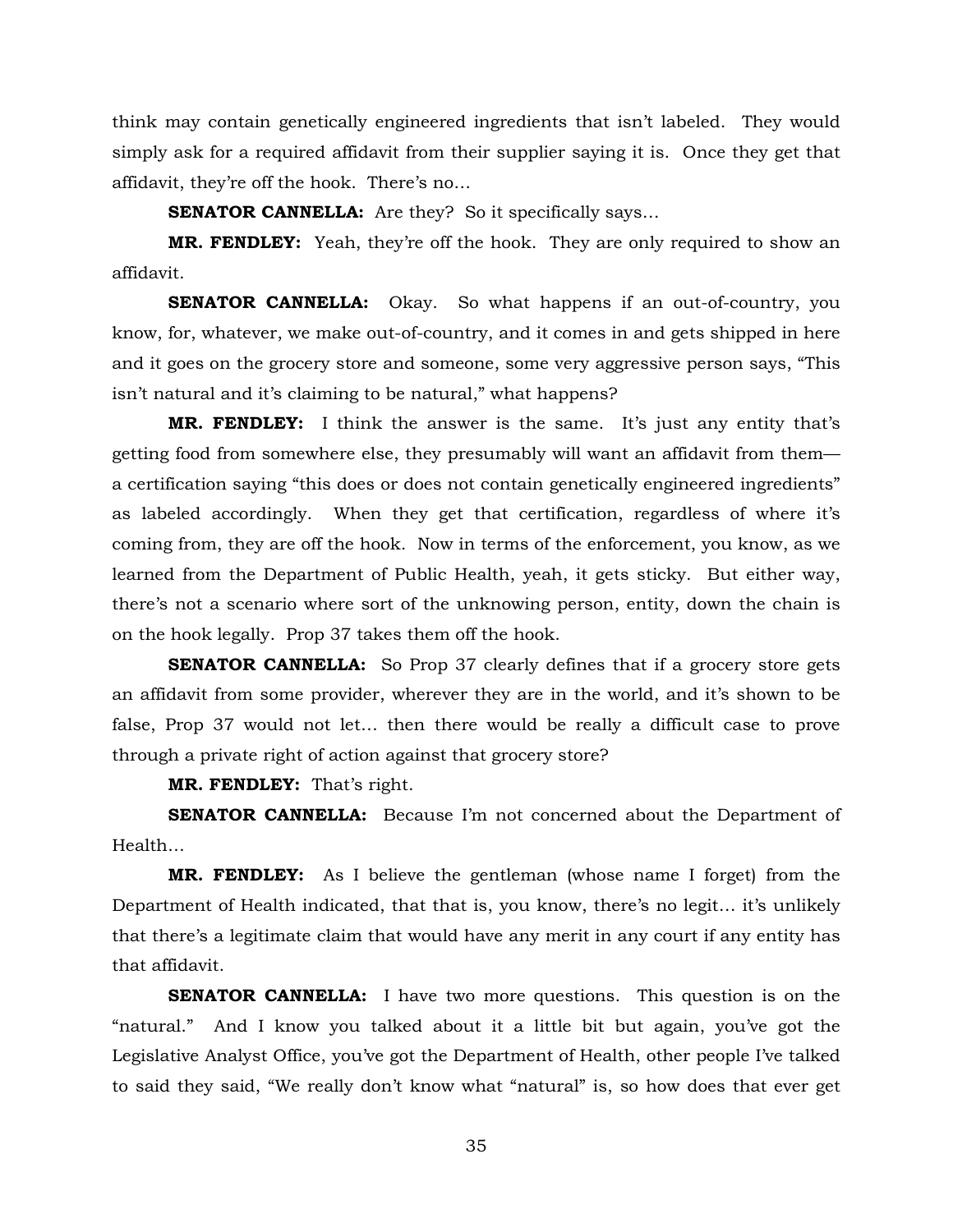think may contain genetically engineered ingredients that isn't labeled. They would simply ask for a required affidavit from their supplier saying it is. Once they get that affidavit, they're off the hook. There's no…

**SENATOR CANNELLA:** Are they? So it specifically says…

**MR. FENDLEY:** Yeah, they're off the hook. They are only required to show an affidavit.

**SENATOR CANNELLA:** Okay. So what happens if an out-of-country, you know, for, whatever, we make out-of-country, and it comes in and gets shipped in here and it goes on the grocery store and someone, some very aggressive person says, "This isn't natural and it's claiming to be natural," what happens?

**MR. FENDLEY:** I think the answer is the same. It's just any entity that's getting food from somewhere else, they presumably will want an affidavit from them—a certification saying "this does or does not contain genetically engineered ingredients" as labeled accordingly. When they get that certification, regardless of where it's coming from, they are off the hook. Now in terms of the enforcement, you know, as we learned from the Department of Public Health, yeah, it gets sticky. But either way, there's not a scenario where sort of the unknowing person, entity, down the chain is on the hook legally. Prop 37 takes them off the hook.

**SENATOR CANNELLA:** So Prop 37 clearly defines that if a grocery store gets an affidavit from some provider, wherever they are in the world, and it's shown to be false, Prop 37 would not let… then there would be really a difficult case to prove through a private right of action against that grocery store?

**MR. FENDLEY:** That's right.

**SENATOR CANNELLA:** Because I'm not concerned about the Department of Health…

**MR. FENDLEY:** As I believe the gentleman (whose name I forget) from the Department of Health indicated, that that is, you know, there's no legit… it's unlikely that there's a legitimate claim that would have any merit in any court if any entity has that affidavit.

**SENATOR CANNELLA:** I have two more questions. This question is on the "natural." And I know you talked about it a little bit but again, you've got the Legislative Analyst Office, you've got the Department of Health, other people I've talked to said they said, "We really don't know what "natural" is, so how does that ever get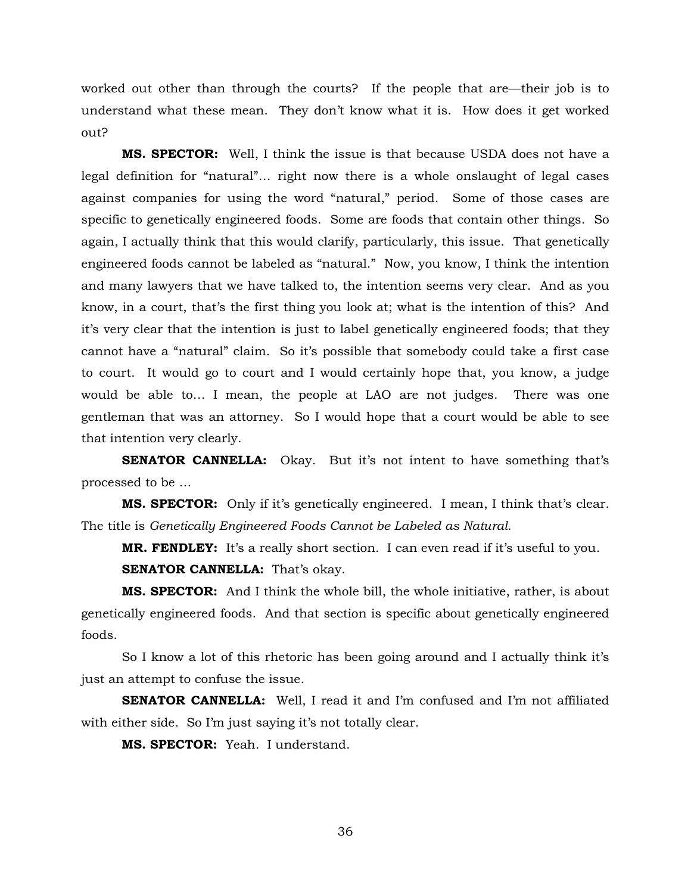worked out other than through the courts? If the people that are—their job is to understand what these mean. They don't know what it is. How does it get worked out?

**MS. SPECTOR:** Well, I think the issue is that because USDA does not have a legal definition for "natural"… right now there is a whole onslaught of legal cases against companies for using the word "natural," period. Some of those cases are specific to genetically engineered foods. Some are foods that contain other things. So again, I actually think that this would clarify, particularly, this issue. That genetically engineered foods cannot be labeled as "natural." Now, you know, I think the intention and many lawyers that we have talked to, the intention seems very clear. And as you know, in a court, that's the first thing you look at; what is the intention of this? And it's very clear that the intention is just to label genetically engineered foods; that they cannot have a "natural" claim. So it's possible that somebody could take a first case to court. It would go to court and I would certainly hope that, you know, a judge would be able to… I mean, the people at LAO are not judges. There was one gentleman that was an attorney. So I would hope that a court would be able to see that intention very clearly.

**SENATOR CANNELLA:** Okay. But it's not intent to have something that's processed to be …

**MS. SPECTOR:** Only if it's genetically engineered. I mean, I think that's clear. The title is *Genetically Engineered Foods Cannot be Labeled as Natural*.

**MR. FENDLEY:** It's a really short section. I can even read if it's useful to you.

**SENATOR CANNELLA:** That's okay.

**MS. SPECTOR:** And I think the whole bill, the whole initiative, rather, is about genetically engineered foods. And that section is specific about genetically engineered foods.

So I know a lot of this rhetoric has been going around and I actually think it's just an attempt to confuse the issue.

**SENATOR CANNELLA:** Well, I read it and I'm confused and I'm not affiliated with either side. So I'm just saying it's not totally clear.

**MS. SPECTOR:** Yeah. I understand.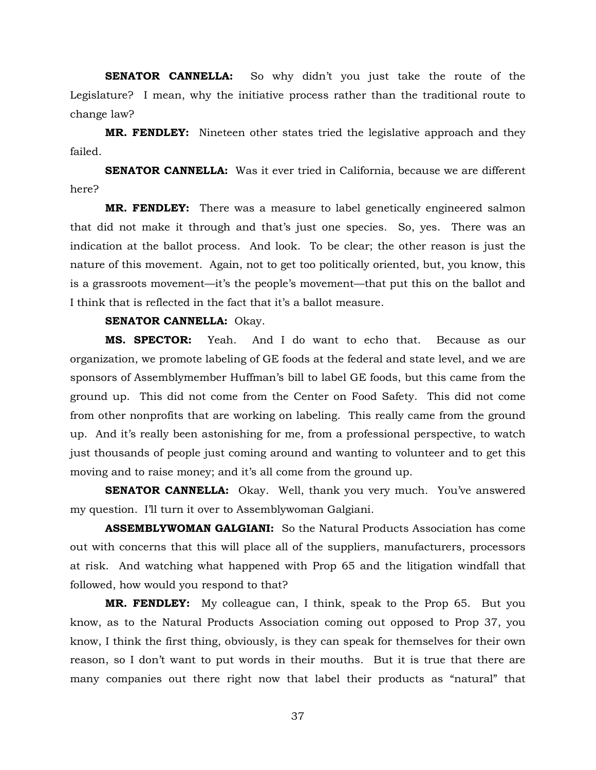**SENATOR CANNELLA:** So why didn't you just take the route of the Legislature? I mean, why the initiative process rather than the traditional route to change law?

**MR. FENDLEY:** Nineteen other states tried the legislative approach and they failed.

**SENATOR CANNELLA:** Was it ever tried in California, because we are different here?

**MR. FENDLEY:** There was a measure to label genetically engineered salmon that did not make it through and that's just one species. So, yes. There was an indication at the ballot process. And look. To be clear; the other reason is just the nature of this movement. Again, not to get too politically oriented, but, you know, this is a grassroots movement—it's the people's movement—that put this on the ballot and I think that is reflected in the fact that it's a ballot measure.

**SENATOR CANNELLA:** Okay.

**MS. SPECTOR:** Yeah. And I do want to echo that. Because as our organization, we promote labeling of GE foods at the federal and state level, and we are sponsors of Assemblymember Huffman's bill to label GE foods, but this came from the ground up. This did not come from the Center on Food Safety. This did not come from other nonprofits that are working on labeling. This really came from the ground up. And it's really been astonishing for me, from a professional perspective, to watch just thousands of people just coming around and wanting to volunteer and to get this moving and to raise money; and it's all come from the ground up.

**SENATOR CANNELLA:** Okay. Well, thank you very much. You've answered my question. I'll turn it over to Assemblywoman Galgiani.

**ASSEMBLYWOMAN GALGIANI:** So the Natural Products Association has come out with concerns that this will place all of the suppliers, manufacturers, processors at risk. And watching what happened with Prop 65 and the litigation windfall that followed, how would you respond to that?

**MR. FENDLEY:** My colleague can, I think, speak to the Prop 65. But you know, as to the Natural Products Association coming out opposed to Prop 37, you know, I think the first thing, obviously, is they can speak for themselves for their own reason, so I don't want to put words in their mouths. But it is true that there are many companies out there right now that label their products as "natural" that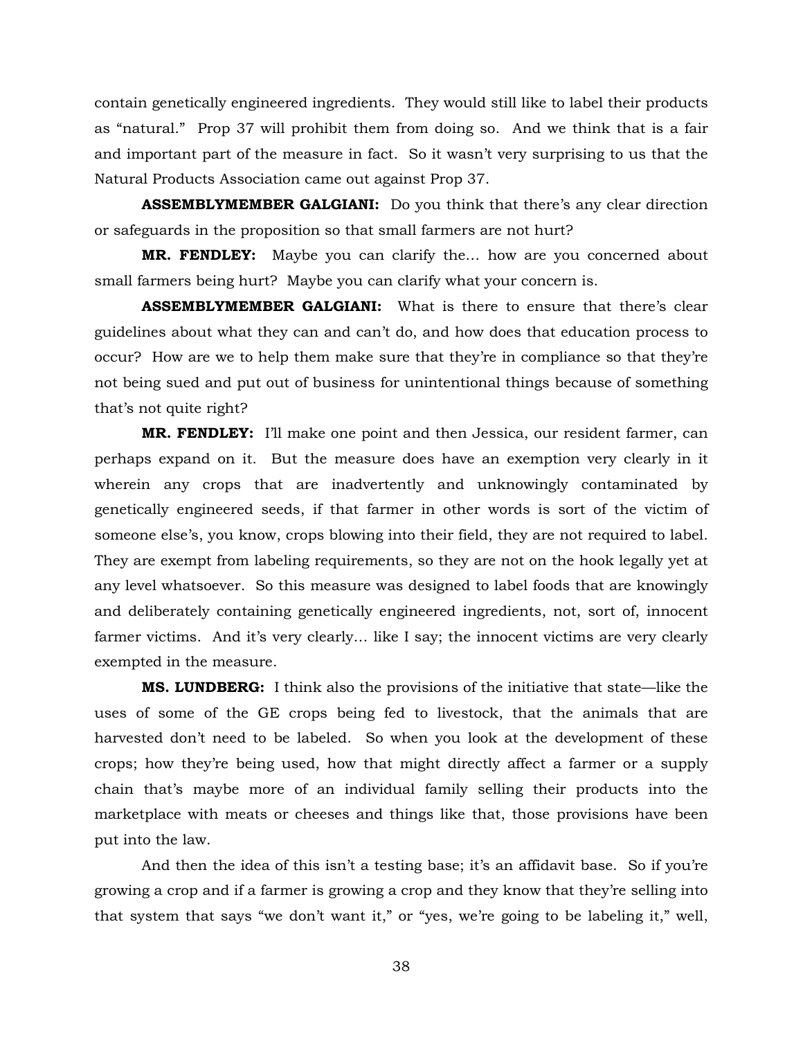contain genetically engineered ingredients. They would still like to label their products as "natural." Prop 37 will prohibit them from doing so. And we think that is a fair and important part of the measure in fact. So it wasn't very surprising to us that the Natural Products Association came out against Prop 37.

**ASSEMBLYMEMBER GALGIANI:** Do you think that there's any clear direction or safeguards in the proposition so that small farmers are not hurt?

**MR. FENDLEY:** Maybe you can clarify the… how are you concerned about small farmers being hurt? Maybe you can clarify what your concern is.

**ASSEMBLYMEMBER GALGIANI:** What is there to ensure that there's clear guidelines about what they can and can't do, and how does that education process to occur? How are we to help them make sure that they're in compliance so that they're not being sued and put out of business for unintentional things because of something that's not quite right?

**MR. FENDLEY:** I'll make one point and then Jessica, our resident farmer, can perhaps expand on it. But the measure does have an exemption very clearly in it wherein any crops that are inadvertently and unknowingly contaminated by genetically engineered seeds, if that farmer in other words is sort of the victim of someone else's, you know, crops blowing into their field, they are not required to label. They are exempt from labeling requirements, so they are not on the hook legally yet at any level whatsoever. So this measure was designed to label foods that are knowingly and deliberately containing genetically engineered ingredients, not, sort of, innocent farmer victims. And it's very clearly… like I say; the innocent victims are very clearly exempted in the measure.

**MS. LUNDBERG:** I think also the provisions of the initiative that state—like the uses of some of the GE crops being fed to livestock, that the animals that are harvested don't need to be labeled. So when you look at the development of these crops; how they're being used, how that might directly affect a farmer or a supply chain that's maybe more of an individual family selling their products into the marketplace with meats or cheeses and things like that, those provisions have been put into the law.

And then the idea of this isn't a testing base; it's an affidavit base. So if you're growing a crop and if a farmer is growing a crop and they know that they're selling into that system that says "we don't want it," or "yes, we're going to be labeling it," well,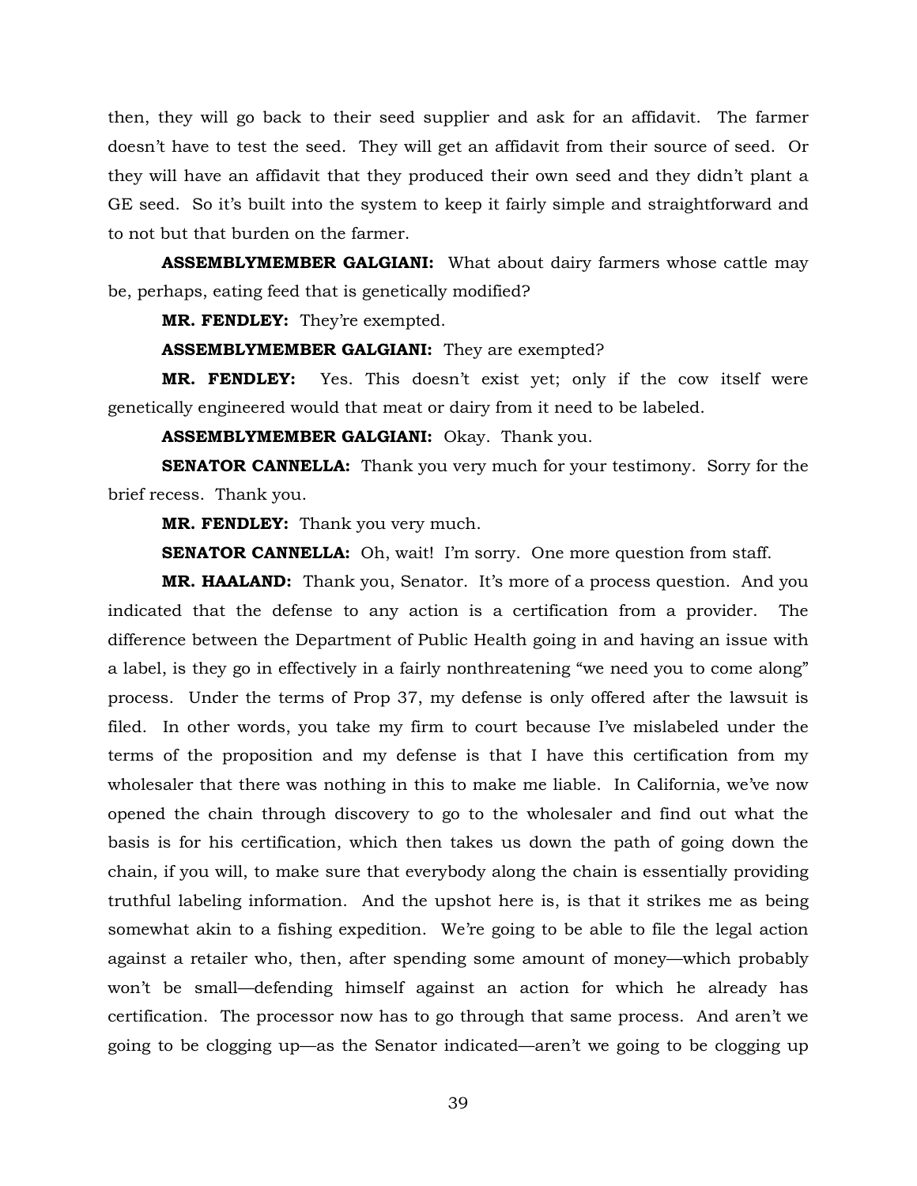then, they will go back to their seed supplier and ask for an affidavit. The farmer doesn't have to test the seed. They will get an affidavit from their source of seed. Or they will have an affidavit that they produced their own seed and they didn't plant a GE seed. So it's built into the system to keep it fairly simple and straightforward and to not but that burden on the farmer.

**ASSEMBLYMEMBER GALGIANI:** What about dairy farmers whose cattle may be, perhaps, eating feed that is genetically modified?

**MR. FENDLEY:** They're exempted.

**ASSEMBLYMEMBER GALGIANI:** They are exempted?

**MR. FENDLEY:** Yes. This doesn't exist yet; only if the cow itself were genetically engineered would that meat or dairy from it need to be labeled.

**ASSEMBLYMEMBER GALGIANI:** Okay. Thank you.

**SENATOR CANNELLA:** Thank you very much for your testimony. Sorry for the brief recess. Thank you.

**MR. FENDLEY:** Thank you very much.

**SENATOR CANNELLA:** Oh, wait! I'm sorry. One more question from staff.

**MR. HAALAND:** Thank you, Senator. It's more of a process question. And you indicated that the defense to any action is a certification from a provider. The difference between the Department of Public Health going in and having an issue with a label, is they go in effectively in a fairly nonthreatening "we need you to come along" process. Under the terms of Prop 37, my defense is only offered after the lawsuit is filed. In other words, you take my firm to court because I've mislabeled under the terms of the proposition and my defense is that I have this certification from my wholesaler that there was nothing in this to make me liable. In California, we've now opened the chain through discovery to go to the wholesaler and find out what the basis is for his certification, which then takes us down the path of going down the chain, if you will, to make sure that everybody along the chain is essentially providing truthful labeling information. And the upshot here is, is that it strikes me as being somewhat akin to a fishing expedition. We're going to be able to file the legal action against a retailer who, then, after spending some amount of money—which probably won't be small—defending himself against an action for which he already has certification. The processor now has to go through that same process. And aren't we going to be clogging up—as the Senator indicated—aren't we going to be clogging up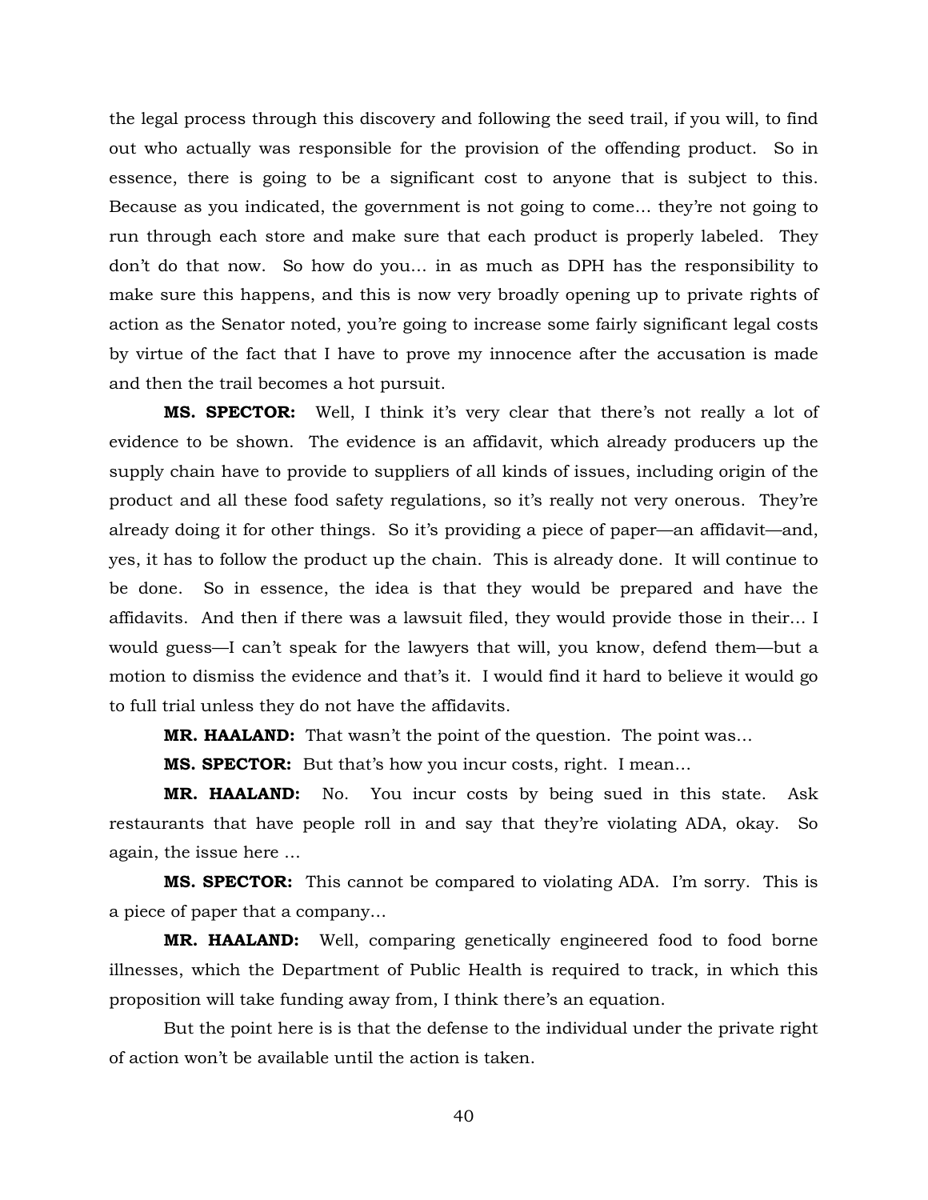the legal process through this discovery and following the seed trail, if you will, to find out who actually was responsible for the provision of the offending product. So in essence, there is going to be a significant cost to anyone that is subject to this. Because as you indicated, the government is not going to come… they're not going to run through each store and make sure that each product is properly labeled. They don't do that now. So how do you… in as much as DPH has the responsibility to make sure this happens, and this is now very broadly opening up to private rights of action as the Senator noted, you're going to increase some fairly significant legal costs by virtue of the fact that I have to prove my innocence after the accusation is made and then the trail becomes a hot pursuit.

**MS. SPECTOR:** Well, I think it's very clear that there's not really a lot of evidence to be shown. The evidence is an affidavit, which already producers up the supply chain have to provide to suppliers of all kinds of issues, including origin of the product and all these food safety regulations, so it's really not very onerous. They're already doing it for other things. So it's providing a piece of paper—an affidavit—and, yes, it has to follow the product up the chain. This is already done. It will continue to be done. So in essence, the idea is that they would be prepared and have the affidavits. And then if there was a lawsuit filed, they would provide those in their… I would guess—I can't speak for the lawyers that will, you know, defend them—but a motion to dismiss the evidence and that's it. I would find it hard to believe it would go to full trial unless they do not have the affidavits.

**MR. HAALAND:** That wasn't the point of the question. The point was…

**MS. SPECTOR:** But that's how you incur costs, right. I mean…

**MR. HAALAND:** No. You incur costs by being sued in this state. Ask restaurants that have people roll in and say that they're violating ADA, okay. So again, the issue here …

**MS. SPECTOR:** This cannot be compared to violating ADA. I'm sorry. This is a piece of paper that a company…

**MR. HAALAND:** Well, comparing genetically engineered food to food borne illnesses, which the Department of Public Health is required to track, in which this proposition will take funding away from, I think there's an equation.

But the point here is is that the defense to the individual under the private right of action won't be available until the action is taken.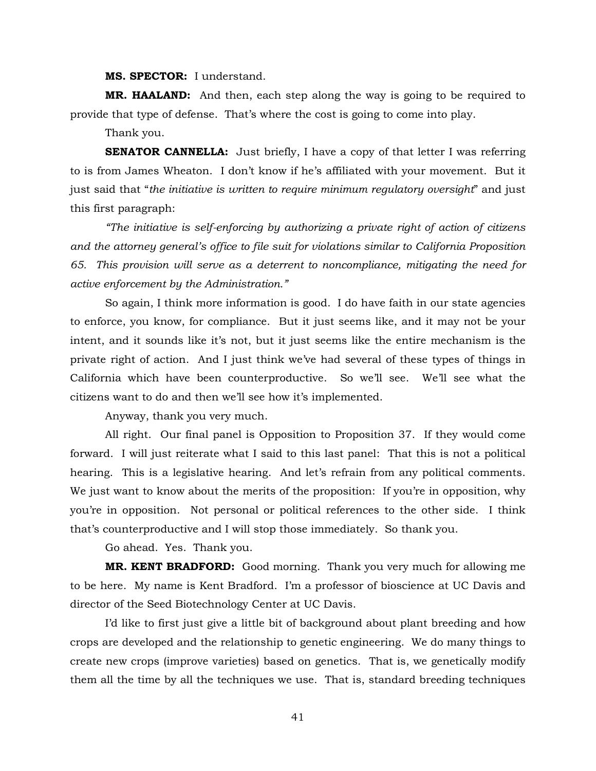**MS. SPECTOR:** I understand.

**MR. HAALAND:** And then, each step along the way is going to be required to provide that type of defense. That's where the cost is going to come into play.

Thank you.

**SENATOR CANNELLA:** Just briefly, I have a copy of that letter I was referring to is from James Wheaton. I don't know if he's affiliated with your movement. But it just said that "*the initiative is written to require minimum regulatory oversight*" and just this first paragraph:

*"The initiative is self-enforcing by authorizing a private right of action of citizens and the attorney general's office to file suit for violations similar to California Proposition 65. This provision will serve as a deterrent to noncompliance, mitigating the need for active enforcement by the Administration."*

So again, I think more information is good. I do have faith in our state agencies to enforce, you know, for compliance. But it just seems like, and it may not be your intent, and it sounds like it's not, but it just seems like the entire mechanism is the private right of action. And I just think we've had several of these types of things in California which have been counterproductive. So we'll see. We'll see what the citizens want to do and then we'll see how it's implemented.

Anyway, thank you very much.

All right. Our final panel is Opposition to Proposition 37. If they would come forward. I will just reiterate what I said to this last panel: That this is not a political hearing. This is a legislative hearing. And let's refrain from any political comments. We just want to know about the merits of the proposition: If you're in opposition, why you're in opposition. Not personal or political references to the other side. I think that's counterproductive and I will stop those immediately. So thank you.

Go ahead. Yes. Thank you.

**MR. KENT BRADFORD:** Good morning. Thank you very much for allowing me to be here. My name is Kent Bradford. I'm a professor of bioscience at UC Davis and director of the Seed Biotechnology Center at UC Davis.

I'd like to first just give a little bit of background about plant breeding and how crops are developed and the relationship to genetic engineering. We do many things to create new crops (improve varieties) based on genetics. That is, we genetically modify them all the time by all the techniques we use. That is, standard breeding techniques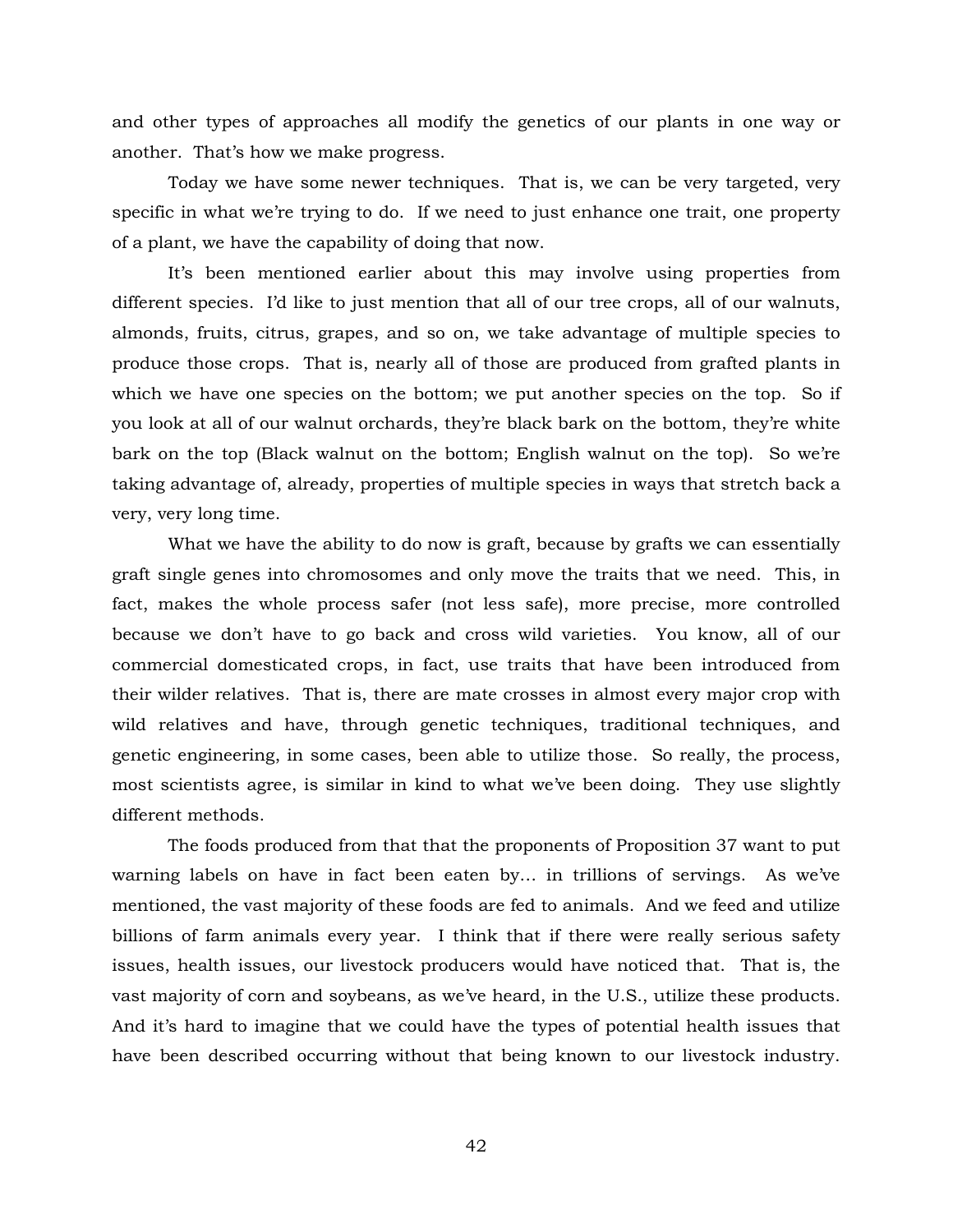and other types of approaches all modify the genetics of our plants in one way or another. That's how we make progress.

Today we have some newer techniques. That is, we can be very targeted, very specific in what we're trying to do. If we need to just enhance one trait, one property of a plant, we have the capability of doing that now.

It's been mentioned earlier about this may involve using properties from different species. I'd like to just mention that all of our tree crops, all of our walnuts, almonds, fruits, citrus, grapes, and so on, we take advantage of multiple species to produce those crops. That is, nearly all of those are produced from grafted plants in which we have one species on the bottom; we put another species on the top. So if you look at all of our walnut orchards, they're black bark on the bottom, they're white bark on the top (Black walnut on the bottom; English walnut on the top). So we're taking advantage of, already, properties of multiple species in ways that stretch back a very, very long time.

What we have the ability to do now is graft, because by grafts we can essentially graft single genes into chromosomes and only move the traits that we need. This, in fact, makes the whole process safer (not less safe), more precise, more controlled because we don't have to go back and cross wild varieties. You know, all of our commercial domesticated crops, in fact, use traits that have been introduced from their wilder relatives. That is, there are mate crosses in almost every major crop with wild relatives and have, through genetic techniques, traditional techniques, and genetic engineering, in some cases, been able to utilize those. So really, the process, most scientists agree, is similar in kind to what we've been doing. They use slightly different methods.

The foods produced from that that the proponents of Proposition 37 want to put warning labels on have in fact been eaten by... in trillions of servings. As we've mentioned, the vast majority of these foods are fed to animals. And we feed and utilize billions of farm animals every year. I think that if there were really serious safety issues, health issues, our livestock producers would have noticed that. That is, the vast majority of corn and soybeans, as we've heard, in the U.S., utilize these products. And it's hard to imagine that we could have the types of potential health issues that have been described occurring without that being known to our livestock industry.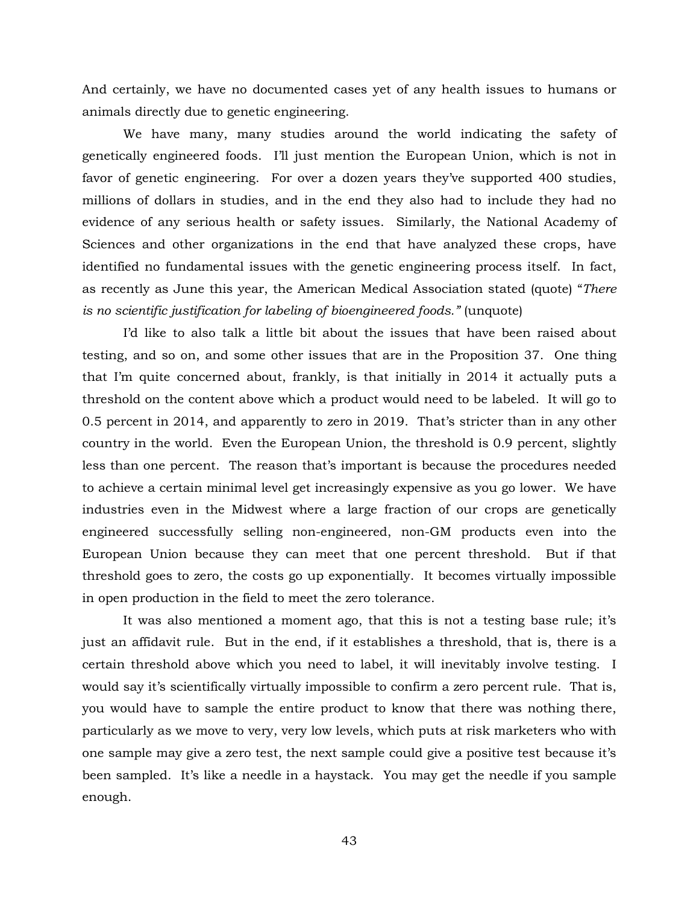And certainly, we have no documented cases yet of any health issues to humans or animals directly due to genetic engineering.

We have many, many studies around the world indicating the safety of genetically engineered foods. I'll just mention the European Union, which is not in favor of genetic engineering. For over a dozen years they've supported 400 studies, millions of dollars in studies, and in the end they also had to include they had no evidence of any serious health or safety issues. Similarly, the National Academy of Sciences and other organizations in the end that have analyzed these crops, have identified no fundamental issues with the genetic engineering process itself. In fact, as recently as June this year, the American Medical Association stated (quote) "*There is no scientific justification for labeling of bioengineered foods.*" (unquote)

I'd like to also talk a little bit about the issues that have been raised about testing, and so on, and some other issues that are in the Proposition 37. One thing that I'm quite concerned about, frankly, is that initially in 2014 it actually puts a threshold on the content above which a product would need to be labeled. It will go to 0.5 percent in 2014, and apparently to zero in 2019. That's stricter than in any other country in the world. Even the European Union, the threshold is 0.9 percent, slightly less than one percent. The reason that's important is because the procedures needed to achieve a certain minimal level get increasingly expensive as you go lower. We have industries even in the Midwest where a large fraction of our crops are genetically engineered successfully selling non-engineered, non-GM products even into the European Union because they can meet that one percent threshold. But if that threshold goes to zero, the costs go up exponentially. It becomes virtually impossible in open production in the field to meet the zero tolerance.

It was also mentioned a moment ago, that this is not a testing base rule; it's just an affidavit rule. But in the end, if it establishes a threshold, that is, there is a certain threshold above which you need to label, it will inevitably involve testing. I would say it's scientifically virtually impossible to confirm a zero percent rule. That is, you would have to sample the entire product to know that there was nothing there, particularly as we move to very, very low levels, which puts at risk marketers who with one sample may give a zero test, the next sample could give a positive test because it's been sampled. It's like a needle in a haystack. You may get the needle if you sample enough.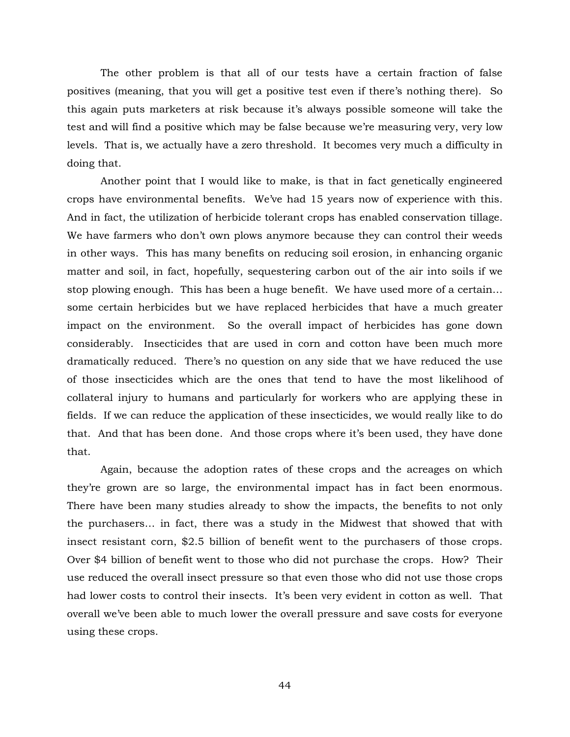The other problem is that all of our tests have a certain fraction of false positives (meaning, that you will get a positive test even if there's nothing there). So this again puts marketers at risk because it's always possible someone will take the test and will find a positive which may be false because we're measuring very, very low levels. That is, we actually have a zero threshold. It becomes very much a difficulty in doing that.

Another point that I would like to make, is that in fact genetically engineered crops have environmental benefits. We've had 15 years now of experience with this. And in fact, the utilization of herbicide tolerant crops has enabled conservation tillage. We have farmers who don't own plows anymore because they can control their weeds in other ways. This has many benefits on reducing soil erosion, in enhancing organic matter and soil, in fact, hopefully, sequestering carbon out of the air into soils if we stop plowing enough. This has been a huge benefit. We have used more of a certain… some certain herbicides but we have replaced herbicides that have a much greater impact on the environment. So the overall impact of herbicides has gone down considerably. Insecticides that are used in corn and cotton have been much more dramatically reduced. There's no question on any side that we have reduced the use of those insecticides which are the ones that tend to have the most likelihood of collateral injury to humans and particularly for workers who are applying these in fields. If we can reduce the application of these insecticides, we would really like to do that. And that has been done. And those crops where it's been used, they have done that.

Again, because the adoption rates of these crops and the acreages on which they're grown are so large, the environmental impact has in fact been enormous. There have been many studies already to show the impacts, the benefits to not only the purchasers… in fact, there was a study in the Midwest that showed that with insect resistant corn, $2.5 billion of benefit went to the purchasers of those crops. Over $4 billion of benefit went to those who did not purchase the crops. How? Their use reduced the overall insect pressure so that even those who did not use those crops had lower costs to control their insects. It's been very evident in cotton as well. That overall we've been able to much lower the overall pressure and save costs for everyone using these crops.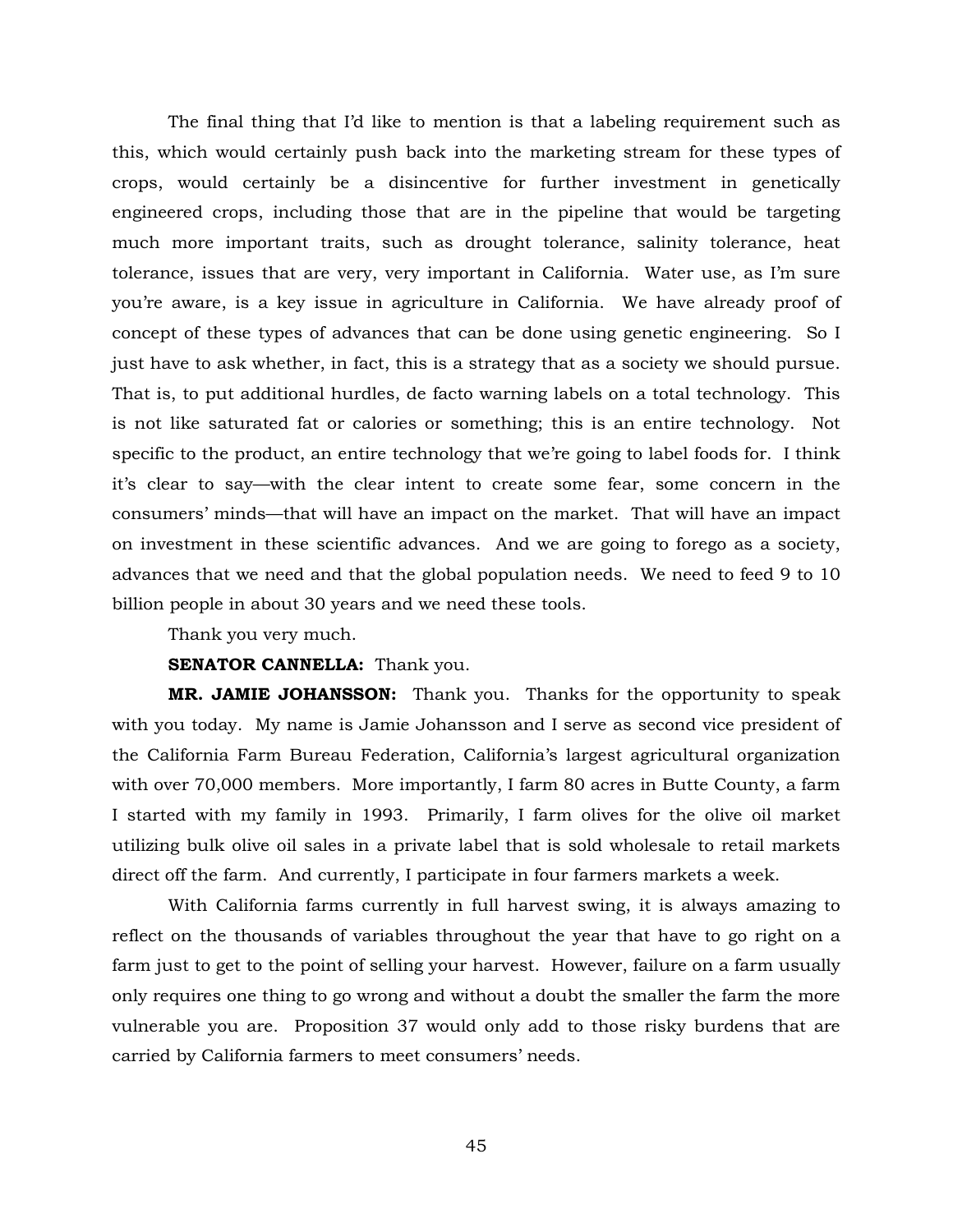The final thing that I'd like to mention is that a labeling requirement such as this, which would certainly push back into the marketing stream for these types of crops, would certainly be a disincentive for further investment in genetically engineered crops, including those that are in the pipeline that would be targeting much more important traits, such as drought tolerance, salinity tolerance, heat tolerance, issues that are very, very important in California. Water use, as I'm sure you're aware, is a key issue in agriculture in California. We have already proof of concept of these types of advances that can be done using genetic engineering. So I just have to ask whether, in fact, this is a strategy that as a society we should pursue. That is, to put additional hurdles, de facto warning labels on a total technology. This is not like saturated fat or calories or something; this is an entire technology. Not specific to the product, an entire technology that we're going to label foods for. I think it's clear to say—with the clear intent to create some fear, some concern in the consumers' minds—that will have an impact on the market. That will have an impact on investment in these scientific advances. And we are going to forego as a society, advances that we need and that the global population needs. We need to feed 9 to 10 billion people in about 30 years and we need these tools.

Thank you very much.

**SENATOR CANNELLA:** Thank you.

**MR. JAMIE JOHANSSON:** Thank you. Thanks for the opportunity to speak with you today. My name is Jamie Johansson and I serve as second vice president of the California Farm Bureau Federation, California's largest agricultural organization with over 70,000 members. More importantly, I farm 80 acres in Butte County, a farm I started with my family in 1993. Primarily, I farm olives for the olive oil market utilizing bulk olive oil sales in a private label that is sold wholesale to retail markets direct off the farm. And currently, I participate in four farmers markets a week.

With California farms currently in full harvest swing, it is always amazing to reflect on the thousands of variables throughout the year that have to go right on a farm just to get to the point of selling your harvest. However, failure on a farm usually only requires one thing to go wrong and without a doubt the smaller the farm the more vulnerable you are. Proposition 37 would only add to those risky burdens that are carried by California farmers to meet consumers' needs.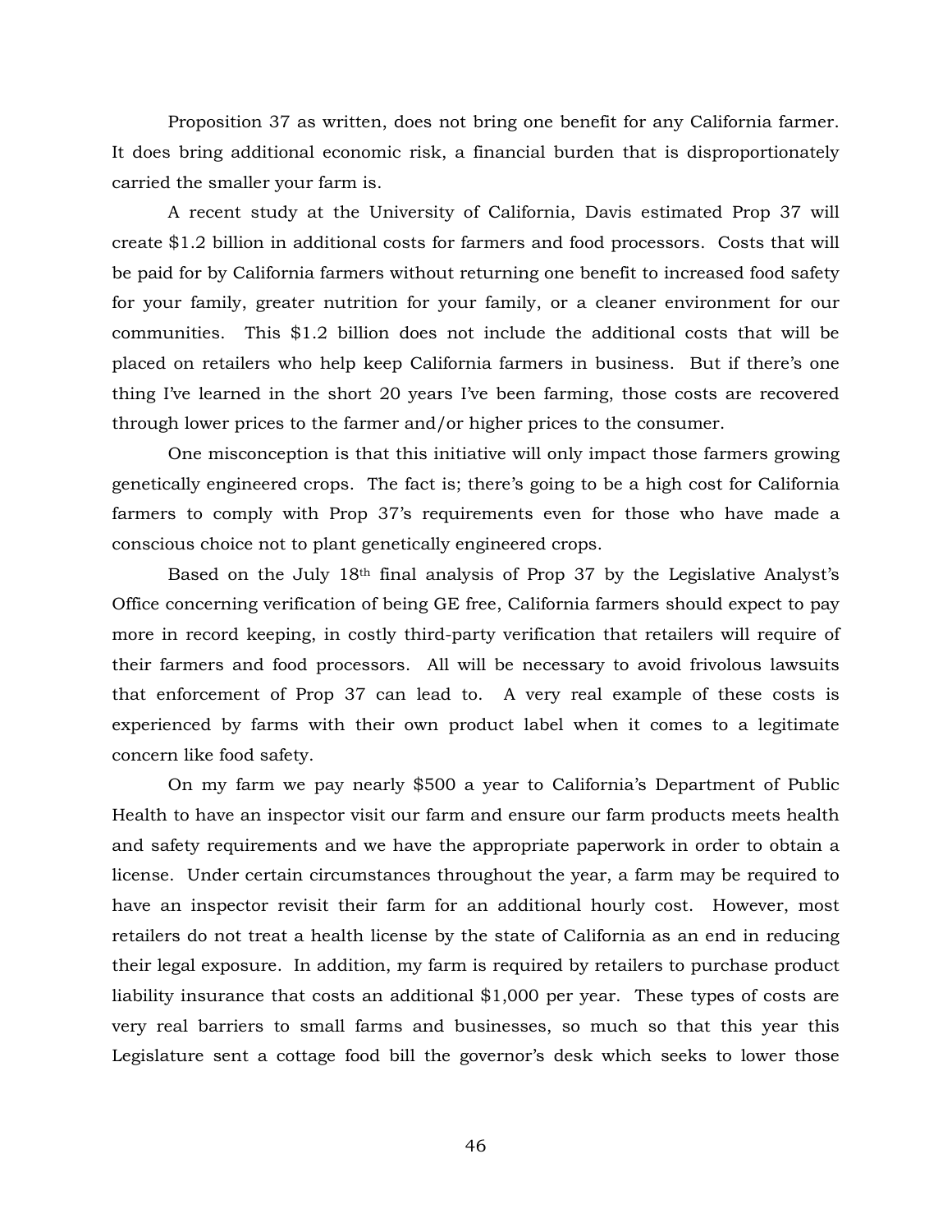Proposition 37 as written, does not bring one benefit for any California farmer. It does bring additional economic risk, a financial burden that is disproportionately carried the smaller your farm is.

A recent study at the University of California, Davis estimated Prop 37 will create $1.2 billion in additional costs for farmers and food processors. Costs that will be paid for by California farmers without returning one benefit to increased food safety for your family, greater nutrition for your family, or a cleaner environment for our communities. This $1.2 billion does not include the additional costs that will be placed on retailers who help keep California farmers in business. But if there's one thing I've learned in the short 20 years I've been farming, those costs are recovered through lower prices to the farmer and/or higher prices to the consumer.

One misconception is that this initiative will only impact those farmers growing genetically engineered crops. The fact is; there's going to be a high cost for California farmers to comply with Prop 37's requirements even for those who have made a conscious choice not to plant genetically engineered crops.

Based on the July 18th final analysis of Prop 37 by the Legislative Analyst's Office concerning verification of being GE free, California farmers should expect to pay more in record keeping, in costly third-party verification that retailers will require of their farmers and food processors. All will be necessary to avoid frivolous lawsuits that enforcement of Prop 37 can lead to. A very real example of these costs is experienced by farms with their own product label when it comes to a legitimate concern like food safety.

On my farm we pay nearly $500 a year to California's Department of Public Health to have an inspector visit our farm and ensure our farm products meets health and safety requirements and we have the appropriate paperwork in order to obtain a license. Under certain circumstances throughout the year, a farm may be required to have an inspector revisit their farm for an additional hourly cost. However, most retailers do not treat a health license by the state of California as an end in reducing their legal exposure. In addition, my farm is required by retailers to purchase product liability insurance that costs an additional $1,000 per year. These types of costs are very real barriers to small farms and businesses, so much so that this year this Legislature sent a cottage food bill the governor's desk which seeks to lower those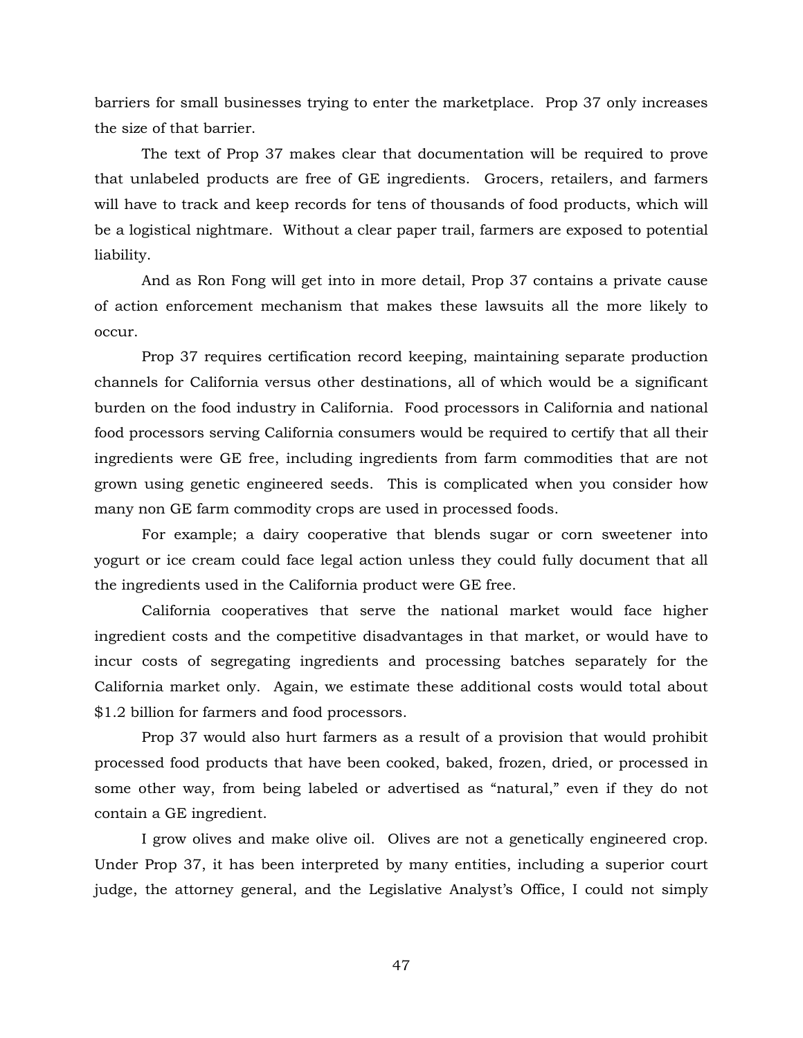barriers for small businesses trying to enter the marketplace. Prop 37 only increases the size of that barrier.

The text of Prop 37 makes clear that documentation will be required to prove that unlabeled products are free of GE ingredients. Grocers, retailers, and farmers will have to track and keep records for tens of thousands of food products, which will be a logistical nightmare. Without a clear paper trail, farmers are exposed to potential liability.

And as Ron Fong will get into in more detail, Prop 37 contains a private cause of action enforcement mechanism that makes these lawsuits all the more likely to occur.

Prop 37 requires certification record keeping, maintaining separate production channels for California versus other destinations, all of which would be a significant burden on the food industry in California. Food processors in California and national food processors serving California consumers would be required to certify that all their ingredients were GE free, including ingredients from farm commodities that are not grown using genetic engineered seeds. This is complicated when you consider how many non GE farm commodity crops are used in processed foods.

For example; a dairy cooperative that blends sugar or corn sweetener into yogurt or ice cream could face legal action unless they could fully document that all the ingredients used in the California product were GE free.

California cooperatives that serve the national market would face higher ingredient costs and the competitive disadvantages in that market, or would have to incur costs of segregating ingredients and processing batches separately for the California market only. Again, we estimate these additional costs would total about $1.2 billion for farmers and food processors.

Prop 37 would also hurt farmers as a result of a provision that would prohibit processed food products that have been cooked, baked, frozen, dried, or processed in some other way, from being labeled or advertised as "natural," even if they do not contain a GE ingredient.

I grow olives and make olive oil. Olives are not a genetically engineered crop. Under Prop 37, it has been interpreted by many entities, including a superior court judge, the attorney general, and the Legislative Analyst's Office, I could not simply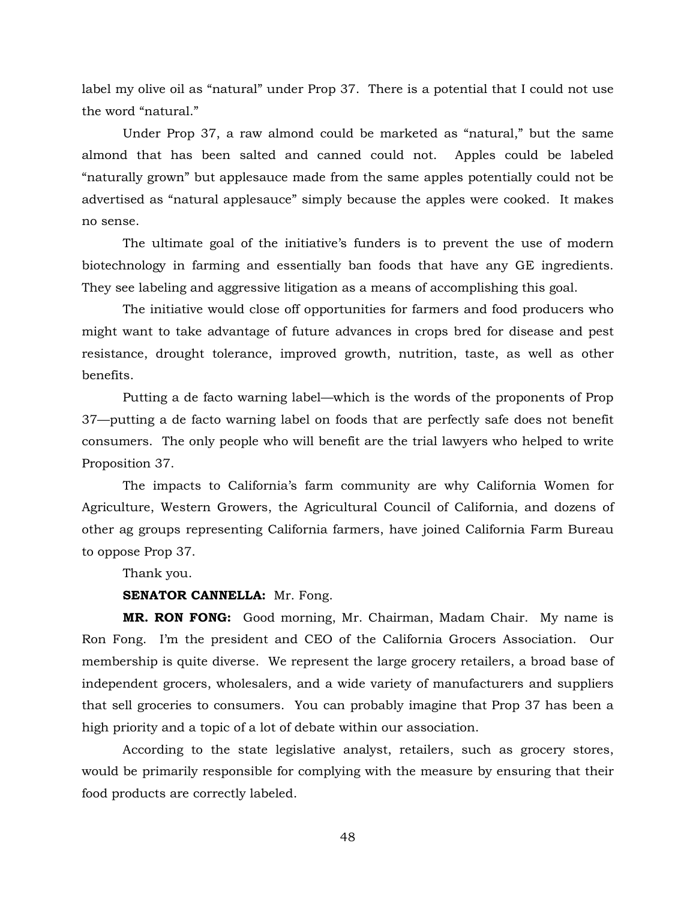label my olive oil as "natural" under Prop 37. There is a potential that I could not use the word "natural."

Under Prop 37, a raw almond could be marketed as "natural," but the same almond that has been salted and canned could not. Apples could be labeled "naturally grown" but applesauce made from the same apples potentially could not be advertised as "natural applesauce" simply because the apples were cooked. It makes no sense.

The ultimate goal of the initiative's funders is to prevent the use of modern biotechnology in farming and essentially ban foods that have any GE ingredients. They see labeling and aggressive litigation as a means of accomplishing this goal.

The initiative would close off opportunities for farmers and food producers who might want to take advantage of future advances in crops bred for disease and pest resistance, drought tolerance, improved growth, nutrition, taste, as well as other benefits.

Putting a de facto warning label—which is the words of the proponents of Prop 37—putting a de facto warning label on foods that are perfectly safe does not benefit consumers. The only people who will benefit are the trial lawyers who helped to write Proposition 37.

The impacts to California's farm community are why California Women for Agriculture, Western Growers, the Agricultural Council of California, and dozens of other ag groups representing California farmers, have joined California Farm Bureau to oppose Prop 37.

Thank you.

**SENATOR CANNELLA:** Mr. Fong.

**MR. RON FONG:** Good morning, Mr. Chairman, Madam Chair. My name is Ron Fong. I'm the president and CEO of the California Grocers Association. Our membership is quite diverse. We represent the large grocery retailers, a broad base of independent grocers, wholesalers, and a wide variety of manufacturers and suppliers that sell groceries to consumers. You can probably imagine that Prop 37 has been a high priority and a topic of a lot of debate within our association.

According to the state legislative analyst, retailers, such as grocery stores, would be primarily responsible for complying with the measure by ensuring that their food products are correctly labeled.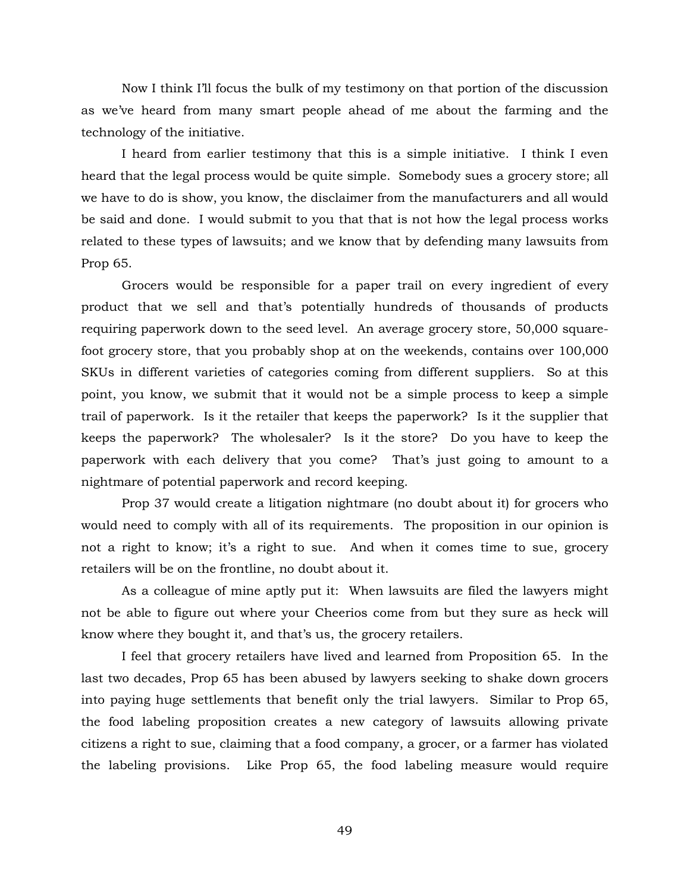Now I think I'll focus the bulk of my testimony on that portion of the discussion as we've heard from many smart people ahead of me about the farming and the technology of the initiative.

I heard from earlier testimony that this is a simple initiative. I think I even heard that the legal process would be quite simple. Somebody sues a grocery store; all we have to do is show, you know, the disclaimer from the manufacturers and all would be said and done. I would submit to you that that is not how the legal process works related to these types of lawsuits; and we know that by defending many lawsuits from Prop 65.

Grocers would be responsible for a paper trail on every ingredient of every product that we sell and that's potentially hundreds of thousands of products requiring paperwork down to the seed level. An average grocery store, 50,000 square-foot grocery store, that you probably shop at on the weekends, contains over 100,000 SKUs in different varieties of categories coming from different suppliers. So at this point, you know, we submit that it would not be a simple process to keep a simple trail of paperwork. Is it the retailer that keeps the paperwork? Is it the supplier that keeps the paperwork? The wholesaler? Is it the store? Do you have to keep the paperwork with each delivery that you come? That's just going to amount to a nightmare of potential paperwork and record keeping.

Prop 37 would create a litigation nightmare (no doubt about it) for grocers who would need to comply with all of its requirements. The proposition in our opinion is not a right to know; it's a right to sue. And when it comes time to sue, grocery retailers will be on the frontline, no doubt about it.

As a colleague of mine aptly put it: When lawsuits are filed the lawyers might not be able to figure out where your Cheerios come from but they sure as heck will know where they bought it, and that's us, the grocery retailers.

I feel that grocery retailers have lived and learned from Proposition 65. In the last two decades, Prop 65 has been abused by lawyers seeking to shake down grocers into paying huge settlements that benefit only the trial lawyers. Similar to Prop 65, the food labeling proposition creates a new category of lawsuits allowing private citizens a right to sue, claiming that a food company, a grocer, or a farmer has violated the labeling provisions. Like Prop 65, the food labeling measure would require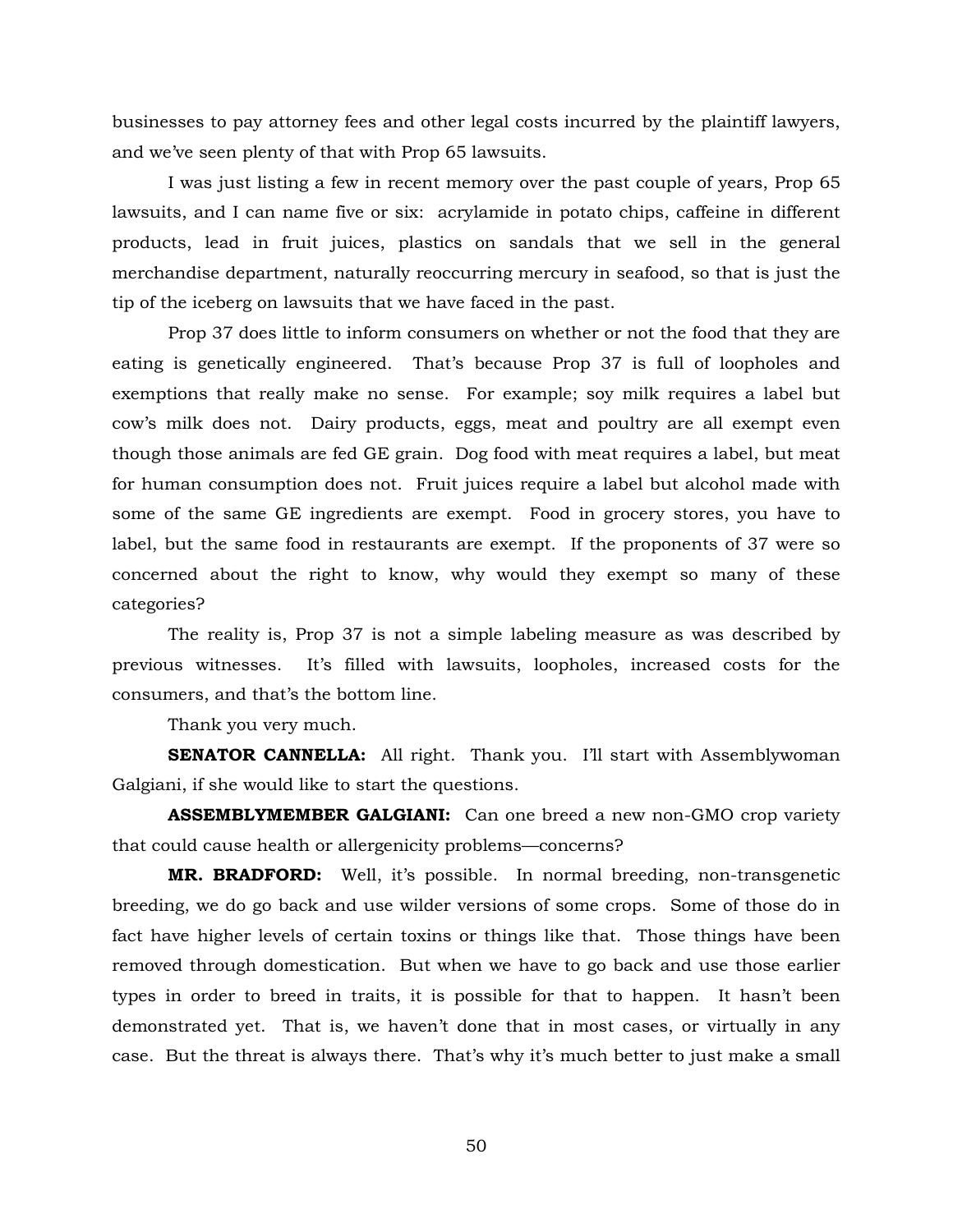businesses to pay attorney fees and other legal costs incurred by the plaintiff lawyers, and we've seen plenty of that with Prop 65 lawsuits.

I was just listing a few in recent memory over the past couple of years, Prop 65 lawsuits, and I can name five or six: acrylamide in potato chips, caffeine in different products, lead in fruit juices, plastics on sandals that we sell in the general merchandise department, naturally reoccurring mercury in seafood, so that is just the tip of the iceberg on lawsuits that we have faced in the past.

Prop 37 does little to inform consumers on whether or not the food that they are eating is genetically engineered. That's because Prop 37 is full of loopholes and exemptions that really make no sense. For example; soy milk requires a label but cow's milk does not. Dairy products, eggs, meat and poultry are all exempt even though those animals are fed GE grain. Dog food with meat requires a label, but meat for human consumption does not. Fruit juices require a label but alcohol made with some of the same GE ingredients are exempt. Food in grocery stores, you have to label, but the same food in restaurants are exempt. If the proponents of 37 were so concerned about the right to know, why would they exempt so many of these categories?

The reality is, Prop 37 is not a simple labeling measure as was described by previous witnesses. It's filled with lawsuits, loopholes, increased costs for the consumers, and that's the bottom line.

Thank you very much.

**SENATOR CANNELLA:** All right. Thank you. I'll start with Assemblywoman Galgiani, if she would like to start the questions.

**ASSEMBLYMEMBER GALGIANI:** Can one breed a new non-GMO crop variety that could cause health or allergenicity problems—concerns?

**MR. BRADFORD:** Well, it's possible. In normal breeding, non-transgenetic breeding, we do go back and use wilder versions of some crops. Some of those do in fact have higher levels of certain toxins or things like that. Those things have been removed through domestication. But when we have to go back and use those earlier types in order to breed in traits, it is possible for that to happen. It hasn't been demonstrated yet. That is, we haven't done that in most cases, or virtually in any case. But the threat is always there. That's why it's much better to just make a small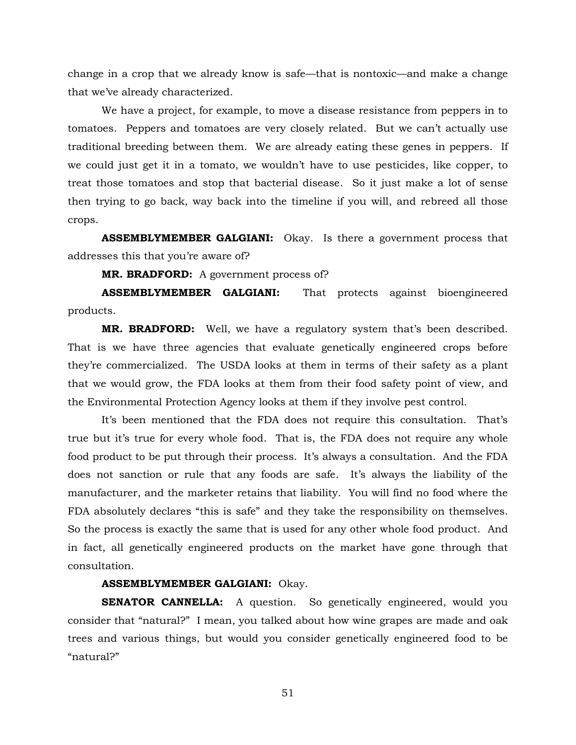change in a crop that we already know is safe—that is nontoxic—and make a change that we've already characterized.

We have a project, for example, to move a disease resistance from peppers in to tomatoes. Peppers and tomatoes are very closely related. But we can't actually use traditional breeding between them. We are already eating these genes in peppers. If we could just get it in a tomato, we wouldn't have to use pesticides, like copper, to treat those tomatoes and stop that bacterial disease. So it just make a lot of sense then trying to go back, way back into the timeline if you will, and rebreed all those crops.

**ASSEMBLYMEMBER GALGIANI:** Okay. Is there a government process that addresses this that you're aware of?

**MR. BRADFORD:** A government process of?

**ASSEMBLYMEMBER GALGIANI:** That protects against bioengineered products.

**MR. BRADFORD:** Well, we have a regulatory system that's been described. That is we have three agencies that evaluate genetically engineered crops before they're commercialized. The USDA looks at them in terms of their safety as a plant that we would grow, the FDA looks at them from their food safety point of view, and the Environmental Protection Agency looks at them if they involve pest control.

It's been mentioned that the FDA does not require this consultation. That's true but it's true for every whole food. That is, the FDA does not require any whole food product to be put through their process. It's always a consultation. And the FDA does not sanction or rule that any foods are safe. It's always the liability of the manufacturer, and the marketer retains that liability. You will find no food where the FDA absolutely declares "this is safe" and they take the responsibility on themselves. So the process is exactly the same that is used for any other whole food product. And in fact, all genetically engineered products on the market have gone through that consultation.

**ASSEMBLYMEMBER GALGIANI:** Okay.

**SENATOR CANNELLA:** A question. So genetically engineered, would you consider that "natural?" I mean, you talked about how wine grapes are made and oak trees and various things, but would you consider genetically engineered food to be "natural?"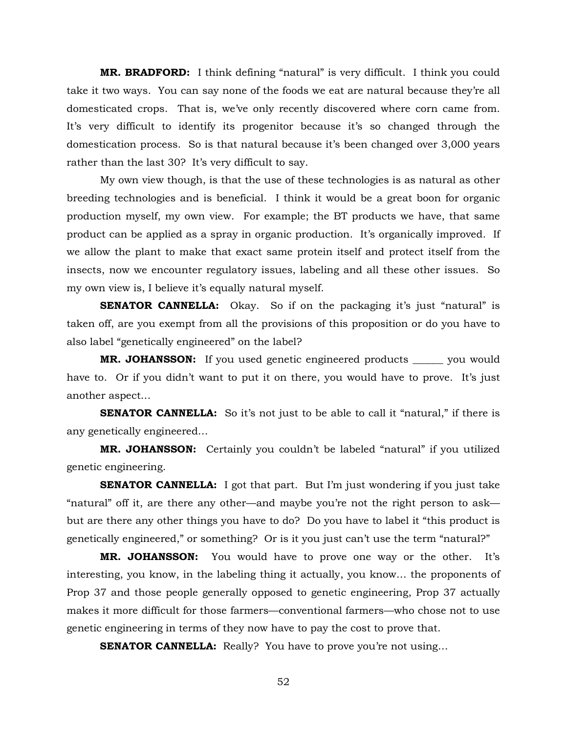**MR. BRADFORD:** I think defining "natural" is very difficult. I think you could take it two ways. You can say none of the foods we eat are natural because they're all domesticated crops. That is, we've only recently discovered where corn came from. It's very difficult to identify its progenitor because it's so changed through the domestication process. So is that natural because it's been changed over 3,000 years rather than the last 30? It's very difficult to say.

My own view though, is that the use of these technologies is as natural as other breeding technologies and is beneficial. I think it would be a great boon for organic production myself, my own view. For example; the BT products we have, that same product can be applied as a spray in organic production. It's organically improved. If we allow the plant to make that exact same protein itself and protect itself from the insects, now we encounter regulatory issues, labeling and all these other issues. So my own view is, I believe it's equally natural myself.

**SENATOR CANNELLA:** Okay. So if on the packaging it's just "natural" is taken off, are you exempt from all the provisions of this proposition or do you have to also label "genetically engineered" on the label?

**MR. JOHANSSON:** If you used genetic engineered products ______ you would have to. Or if you didn't want to put it on there, you would have to prove. It's just another aspect…

**SENATOR CANNELLA:** So it's not just to be able to call it "natural," if there is any genetically engineered…

**MR. JOHANSSON:** Certainly you couldn't be labeled "natural" if you utilized genetic engineering.

**SENATOR CANNELLA:** I got that part. But I'm just wondering if you just take "natural" off it, are there any other—and maybe you're not the right person to ask—but are there any other things you have to do? Do you have to label it "this product is genetically engineered," or something? Or is it you just can't use the term "natural?"

**MR. JOHANSSON:** You would have to prove one way or the other. It's interesting, you know, in the labeling thing it actually, you know… the proponents of Prop 37 and those people generally opposed to genetic engineering, Prop 37 actually makes it more difficult for those farmers—conventional farmers—who chose not to use genetic engineering in terms of they now have to pay the cost to prove that.

**SENATOR CANNELLA:** Really? You have to prove you're not using…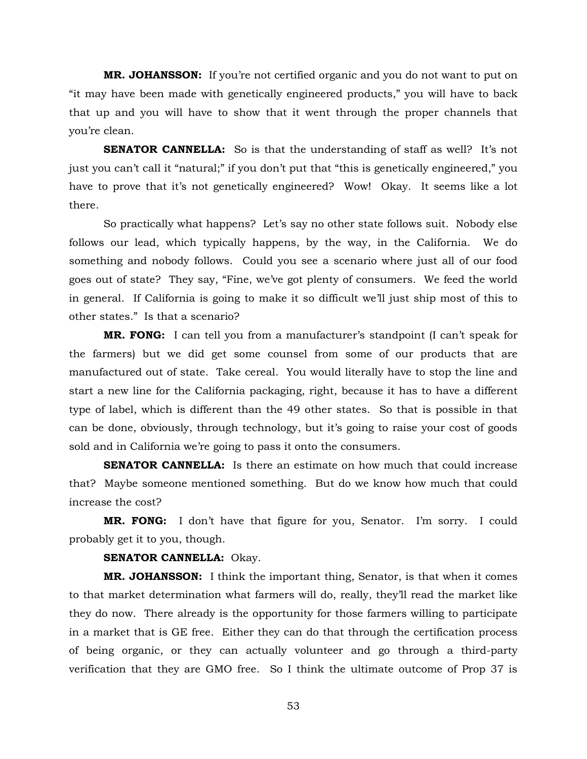**MR. JOHANSSON:** If you're not certified organic and you do not want to put on "it may have been made with genetically engineered products," you will have to back that up and you will have to show that it went through the proper channels that you're clean.

**SENATOR CANNELLA:** So is that the understanding of staff as well? It's not just you can't call it "natural;" if you don't put that "this is genetically engineered," you have to prove that it's not genetically engineered? Wow! Okay. It seems like a lot there.

So practically what happens? Let's say no other state follows suit. Nobody else follows our lead, which typically happens, by the way, in the California. We do something and nobody follows. Could you see a scenario where just all of our food goes out of state? They say, "Fine, we've got plenty of consumers. We feed the world in general. If California is going to make it so difficult we'll just ship most of this to other states." Is that a scenario?

**MR. FONG:** I can tell you from a manufacturer's standpoint (I can't speak for the farmers) but we did get some counsel from some of our products that are manufactured out of state. Take cereal. You would literally have to stop the line and start a new line for the California packaging, right, because it has to have a different type of label, which is different than the 49 other states. So that is possible in that can be done, obviously, through technology, but it's going to raise your cost of goods sold and in California we're going to pass it onto the consumers.

**SENATOR CANNELLA:** Is there an estimate on how much that could increase that? Maybe someone mentioned something. But do we know how much that could increase the cost?

**MR. FONG:** I don't have that figure for you, Senator. I'm sorry. I could probably get it to you, though.

**SENATOR CANNELLA:** Okay.

**MR. JOHANSSON:** I think the important thing, Senator, is that when it comes to that market determination what farmers will do, really, they'll read the market like they do now. There already is the opportunity for those farmers willing to participate in a market that is GE free. Either they can do that through the certification process of being organic, or they can actually volunteer and go through a third-party verification that they are GMO free. So I think the ultimate outcome of Prop 37 is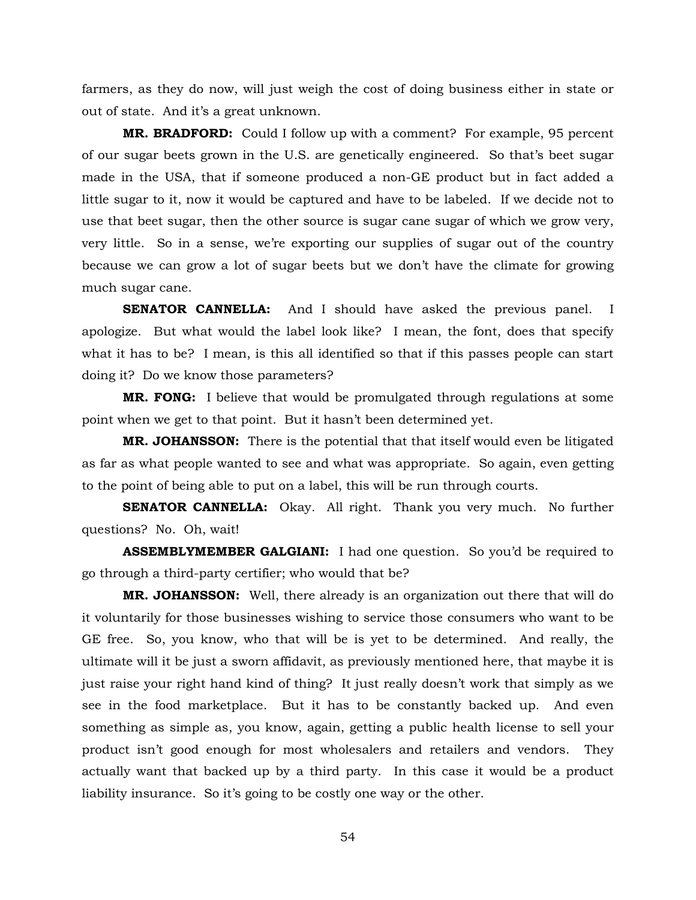farmers, as they do now, will just weigh the cost of doing business either in state or out of state. And it's a great unknown.

**MR. BRADFORD:** Could I follow up with a comment? For example, 95 percent of our sugar beets grown in the U.S. are genetically engineered. So that's beet sugar made in the USA, that if someone produced a non-GE product but in fact added a little sugar to it, now it would be captured and have to be labeled. If we decide not to use that beet sugar, then the other source is sugar cane sugar of which we grow very, very little. So in a sense, we're exporting our supplies of sugar out of the country because we can grow a lot of sugar beets but we don't have the climate for growing much sugar cane.

**SENATOR CANNELLA:** And I should have asked the previous panel. I apologize. But what would the label look like? I mean, the font, does that specify what it has to be? I mean, is this all identified so that if this passes people can start doing it? Do we know those parameters?

**MR. FONG:** I believe that would be promulgated through regulations at some point when we get to that point. But it hasn't been determined yet.

**MR. JOHANSSON:** There is the potential that that itself would even be litigated as far as what people wanted to see and what was appropriate. So again, even getting to the point of being able to put on a label, this will be run through courts.

**SENATOR CANNELLA:** Okay. All right. Thank you very much. No further questions? No. Oh, wait!

**ASSEMBLYMEMBER GALGIANI:** I had one question. So you'd be required to go through a third-party certifier; who would that be?

**MR. JOHANSSON:** Well, there already is an organization out there that will do it voluntarily for those businesses wishing to service those consumers who want to be GE free. So, you know, who that will be is yet to be determined. And really, the ultimate will it be just a sworn affidavit, as previously mentioned here, that maybe it is just raise your right hand kind of thing? It just really doesn't work that simply as we see in the food marketplace. But it has to be constantly backed up. And even something as simple as, you know, again, getting a public health license to sell your product isn't good enough for most wholesalers and retailers and vendors. They actually want that backed up by a third party. In this case it would be a product liability insurance. So it's going to be costly one way or the other.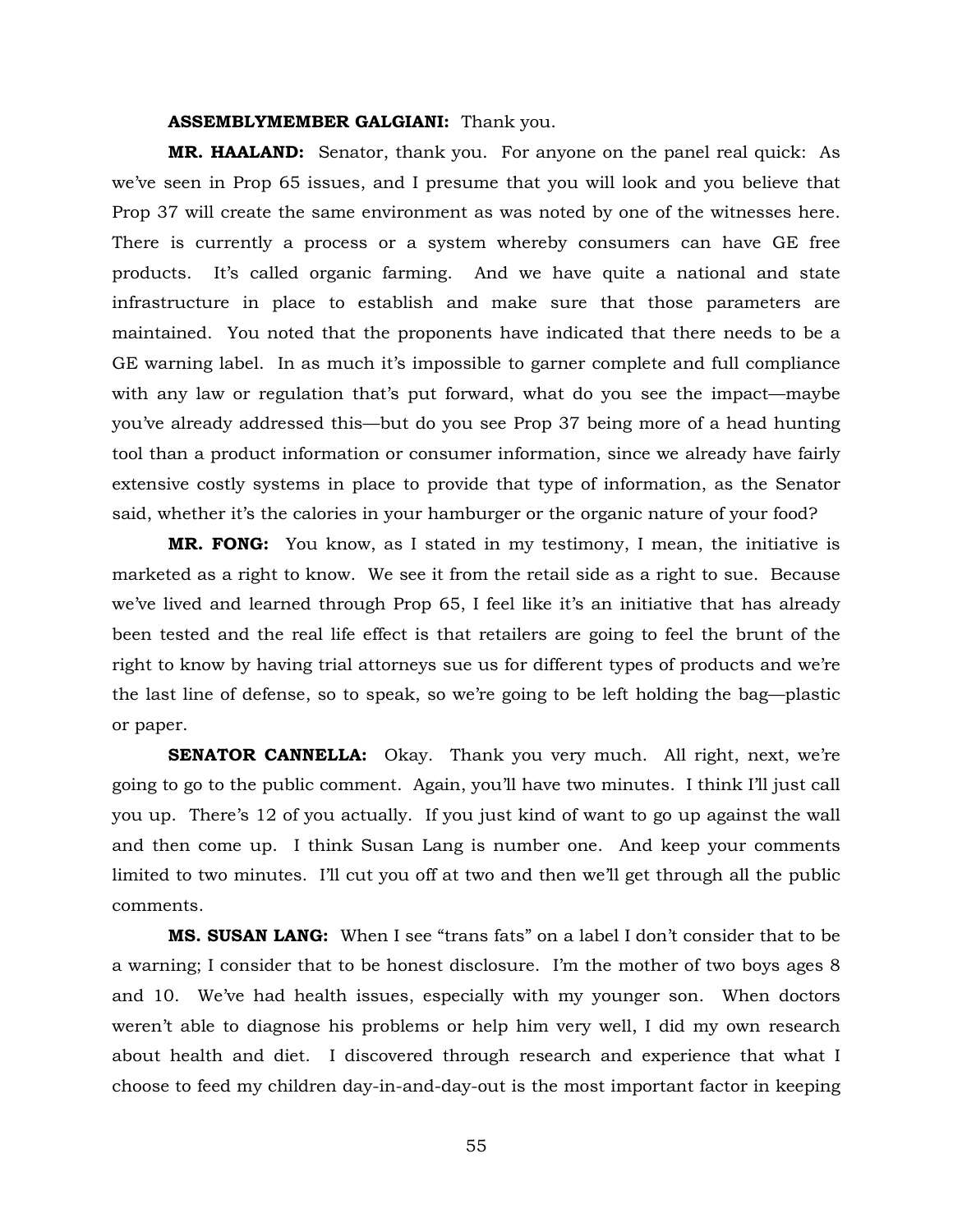**ASSEMBLYMEMBER GALGIANI:** Thank you.

**MR. HAALAND:** Senator, thank you. For anyone on the panel real quick: As we've seen in Prop 65 issues, and I presume that you will look and you believe that Prop 37 will create the same environment as was noted by one of the witnesses here. There is currently a process or a system whereby consumers can have GE free products. It's called organic farming. And we have quite a national and state infrastructure in place to establish and make sure that those parameters are maintained. You noted that the proponents have indicated that there needs to be a GE warning label. In as much it's impossible to garner complete and full compliance with any law or regulation that's put forward, what do you see the impact—maybe you've already addressed this—but do you see Prop 37 being more of a head hunting tool than a product information or consumer information, since we already have fairly extensive costly systems in place to provide that type of information, as the Senator said, whether it's the calories in your hamburger or the organic nature of your food?

**MR. FONG:** You know, as I stated in my testimony, I mean, the initiative is marketed as a right to know. We see it from the retail side as a right to sue. Because we've lived and learned through Prop 65, I feel like it's an initiative that has already been tested and the real life effect is that retailers are going to feel the brunt of the right to know by having trial attorneys sue us for different types of products and we're the last line of defense, so to speak, so we're going to be left holding the bag—plastic or paper.

**SENATOR CANNELLA:** Okay. Thank you very much. All right, next, we're going to go to the public comment. Again, you'll have two minutes. I think I'll just call you up. There's 12 of you actually. If you just kind of want to go up against the wall and then come up. I think Susan Lang is number one. And keep your comments limited to two minutes. I'll cut you off at two and then we'll get through all the public comments.

**MS. SUSAN LANG:** When I see "trans fats" on a label I don't consider that to be a warning; I consider that to be honest disclosure. I'm the mother of two boys ages 8 and 10. We've had health issues, especially with my younger son. When doctors weren't able to diagnose his problems or help him very well, I did my own research about health and diet. I discovered through research and experience that what I choose to feed my children day-in-and-day-out is the most important factor in keeping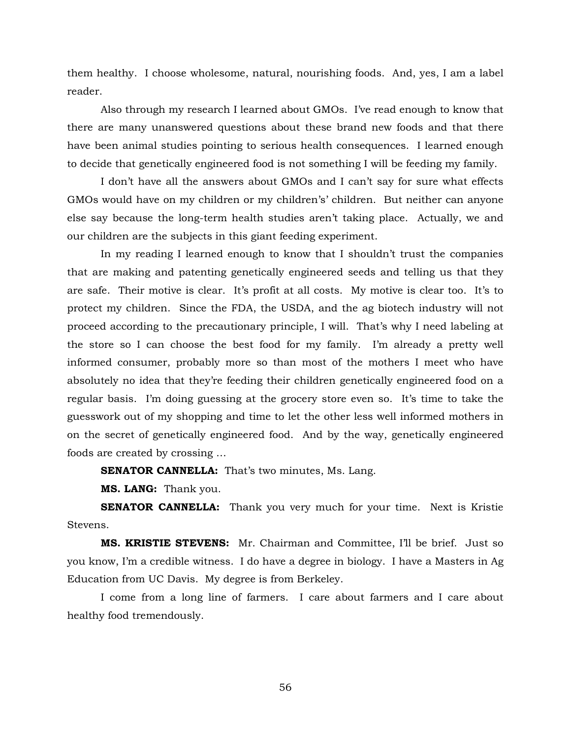them healthy. I choose wholesome, natural, nourishing foods. And, yes, I am a label reader.

Also through my research I learned about GMOs. I've read enough to know that there are many unanswered questions about these brand new foods and that there have been animal studies pointing to serious health consequences. I learned enough to decide that genetically engineered food is not something I will be feeding my family.

I don't have all the answers about GMOs and I can't say for sure what effects GMOs would have on my children or my children's' children. But neither can anyone else say because the long-term health studies aren't taking place. Actually, we and our children are the subjects in this giant feeding experiment.

In my reading I learned enough to know that I shouldn't trust the companies that are making and patenting genetically engineered seeds and telling us that they are safe. Their motive is clear. It's profit at all costs. My motive is clear too. It's to protect my children. Since the FDA, the USDA, and the ag biotech industry will not proceed according to the precautionary principle, I will. That's why I need labeling at the store so I can choose the best food for my family. I'm already a pretty well informed consumer, probably more so than most of the mothers I meet who have absolutely no idea that they're feeding their children genetically engineered food on a regular basis. I'm doing guessing at the grocery store even so. It's time to take the guesswork out of my shopping and time to let the other less well informed mothers in on the secret of genetically engineered food. And by the way, genetically engineered foods are created by crossing …

**SENATOR CANNELLA:** That's two minutes, Ms. Lang.

**MS. LANG:** Thank you.

**SENATOR CANNELLA:** Thank you very much for your time. Next is Kristie Stevens.

**MS. KRISTIE STEVENS:** Mr. Chairman and Committee, I'll be brief. Just so you know, I'm a credible witness. I do have a degree in biology. I have a Masters in Ag Education from UC Davis. My degree is from Berkeley.

I come from a long line of farmers. I care about farmers and I care about healthy food tremendously.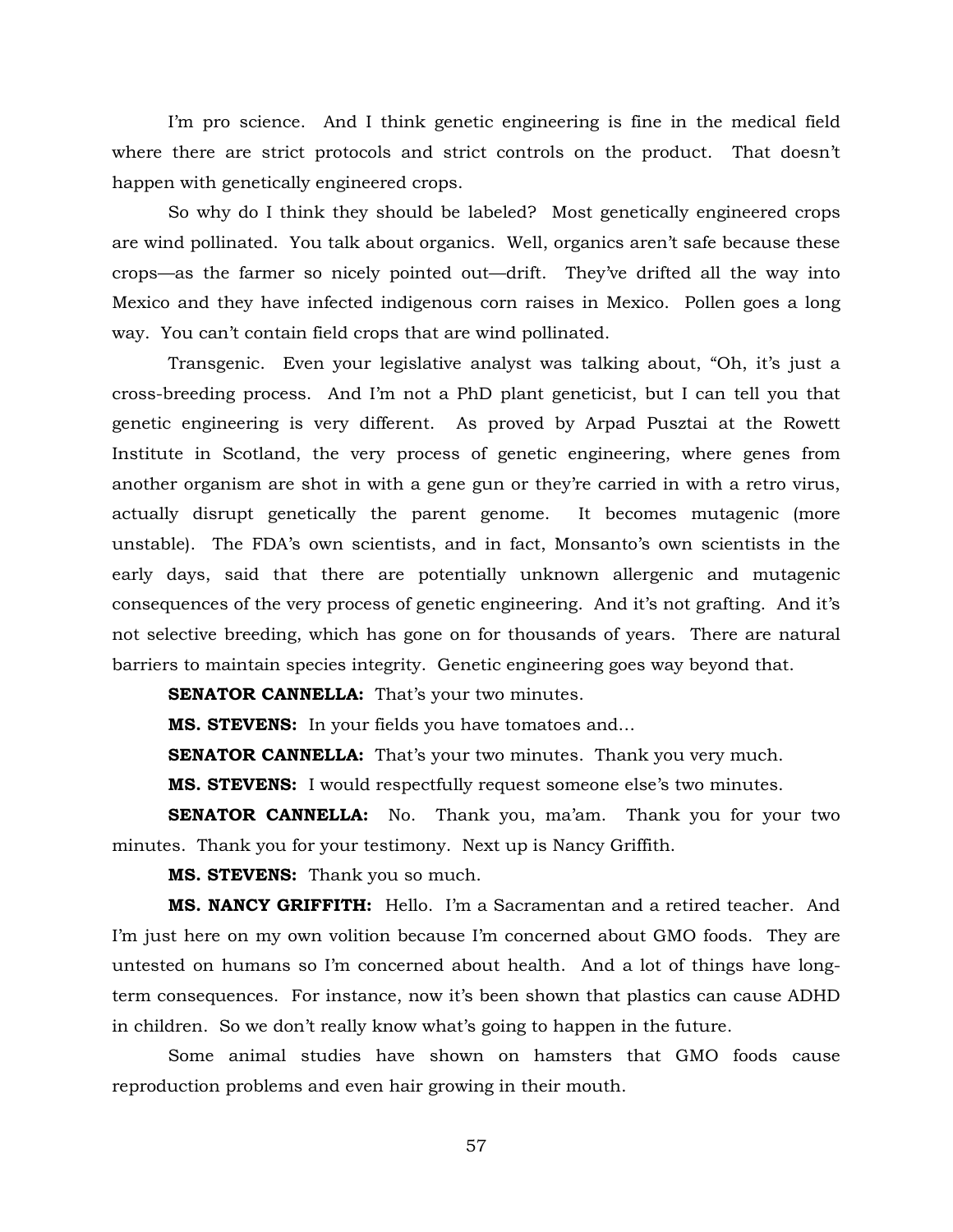I'm pro science. And I think genetic engineering is fine in the medical field where there are strict protocols and strict controls on the product. That doesn't happen with genetically engineered crops.

So why do I think they should be labeled? Most genetically engineered crops are wind pollinated. You talk about organics. Well, organics aren't safe because these crops—as the farmer so nicely pointed out—drift. They've drifted all the way into Mexico and they have infected indigenous corn raises in Mexico. Pollen goes a long way. You can't contain field crops that are wind pollinated.

Transgenic. Even your legislative analyst was talking about, "Oh, it's just a cross-breeding process. And I'm not a PhD plant geneticist, but I can tell you that genetic engineering is very different. As proved by Arpad Pusztai at the Rowett Institute in Scotland, the very process of genetic engineering, where genes from another organism are shot in with a gene gun or they're carried in with a retro virus, actually disrupt genetically the parent genome. It becomes mutagenic (more unstable). The FDA's own scientists, and in fact, Monsanto's own scientists in the early days, said that there are potentially unknown allergenic and mutagenic consequences of the very process of genetic engineering. And it's not grafting. And it's not selective breeding, which has gone on for thousands of years. There are natural barriers to maintain species integrity. Genetic engineering goes way beyond that.

**SENATOR CANNELLA:** That's your two minutes.

**MS. STEVENS:** In your fields you have tomatoes and…

**SENATOR CANNELLA:** That's your two minutes. Thank you very much.

**MS. STEVENS:** I would respectfully request someone else's two minutes.

**SENATOR CANNELLA:** No. Thank you, ma'am. Thank you for your two minutes. Thank you for your testimony. Next up is Nancy Griffith.

**MS. STEVENS:** Thank you so much.

**MS. NANCY GRIFFITH:** Hello. I'm a Sacramentan and a retired teacher. And I'm just here on my own volition because I'm concerned about GMO foods. They are untested on humans so I'm concerned about health. And a lot of things have long-term consequences. For instance, now it's been shown that plastics can cause ADHD in children. So we don't really know what's going to happen in the future.

Some animal studies have shown on hamsters that GMO foods cause reproduction problems and even hair growing in their mouth.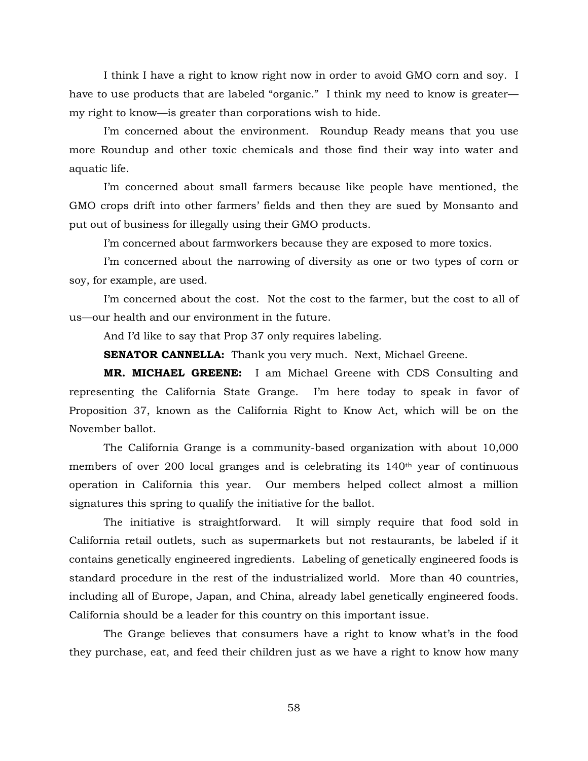I think I have a right to know right now in order to avoid GMO corn and soy. I have to use products that are labeled "organic." I think my need to know is greater—my right to know—is greater than corporations wish to hide.

I'm concerned about the environment. Roundup Ready means that you use more Roundup and other toxic chemicals and those find their way into water and aquatic life.

I'm concerned about small farmers because like people have mentioned, the GMO crops drift into other farmers' fields and then they are sued by Monsanto and put out of business for illegally using their GMO products.

I'm concerned about farmworkers because they are exposed to more toxics.

I'm concerned about the narrowing of diversity as one or two types of corn or soy, for example, are used.

I'm concerned about the cost. Not the cost to the farmer, but the cost to all of us—our health and our environment in the future.

And I'd like to say that Prop 37 only requires labeling.

**SENATOR CANNELLA:** Thank you very much. Next, Michael Greene.

**MR. MICHAEL GREENE:** I am Michael Greene with CDS Consulting and representing the California State Grange. I'm here today to speak in favor of Proposition 37, known as the California Right to Know Act, which will be on the November ballot.

The California Grange is a community-based organization with about 10,000 members of over 200 local granges and is celebrating its 140th year of continuous operation in California this year. Our members helped collect almost a million signatures this spring to qualify the initiative for the ballot.

The initiative is straightforward. It will simply require that food sold in California retail outlets, such as supermarkets but not restaurants, be labeled if it contains genetically engineered ingredients. Labeling of genetically engineered foods is standard procedure in the rest of the industrialized world. More than 40 countries, including all of Europe, Japan, and China, already label genetically engineered foods. California should be a leader for this country on this important issue.

The Grange believes that consumers have a right to know what's in the food they purchase, eat, and feed their children just as we have a right to know how many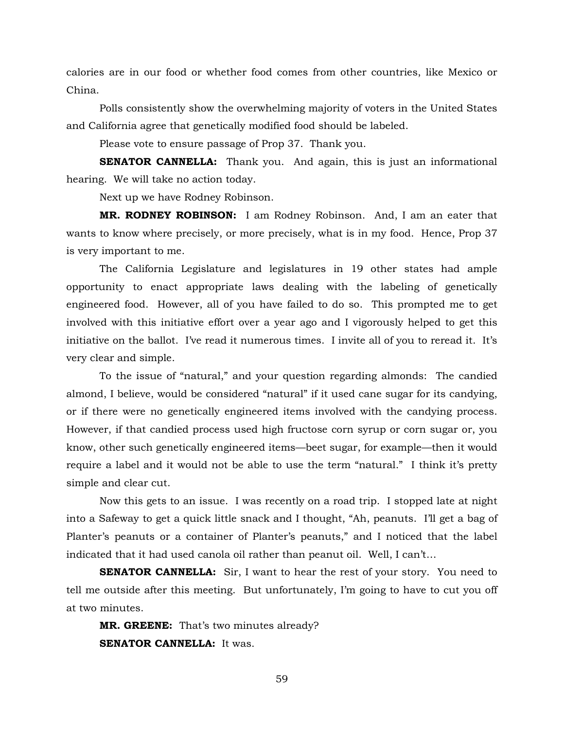calories are in our food or whether food comes from other countries, like Mexico or China.

Polls consistently show the overwhelming majority of voters in the United States and California agree that genetically modified food should be labeled.

Please vote to ensure passage of Prop 37. Thank you.

**SENATOR CANNELLA:** Thank you. And again, this is just an informational hearing. We will take no action today.

Next up we have Rodney Robinson.

**MR. RODNEY ROBINSON:** I am Rodney Robinson. And, I am an eater that wants to know where precisely, or more precisely, what is in my food. Hence, Prop 37 is very important to me.

The California Legislature and legislatures in 19 other states had ample opportunity to enact appropriate laws dealing with the labeling of genetically engineered food. However, all of you have failed to do so. This prompted me to get involved with this initiative effort over a year ago and I vigorously helped to get this initiative on the ballot. I've read it numerous times. I invite all of you to reread it. It's very clear and simple.

To the issue of "natural," and your question regarding almonds: The candied almond, I believe, would be considered "natural" if it used cane sugar for its candying, or if there were no genetically engineered items involved with the candying process. However, if that candied process used high fructose corn syrup or corn sugar or, you know, other such genetically engineered items—beet sugar, for example—then it would require a label and it would not be able to use the term "natural." I think it's pretty simple and clear cut.

Now this gets to an issue. I was recently on a road trip. I stopped late at night into a Safeway to get a quick little snack and I thought, "Ah, peanuts. I'll get a bag of Planter's peanuts or a container of Planter's peanuts," and I noticed that the label indicated that it had used canola oil rather than peanut oil. Well, I can't…

**SENATOR CANNELLA:** Sir, I want to hear the rest of your story. You need to tell me outside after this meeting. But unfortunately, I'm going to have to cut you off at two minutes.

**MR. GREENE:** That's two minutes already?

**SENATOR CANNELLA:** It was.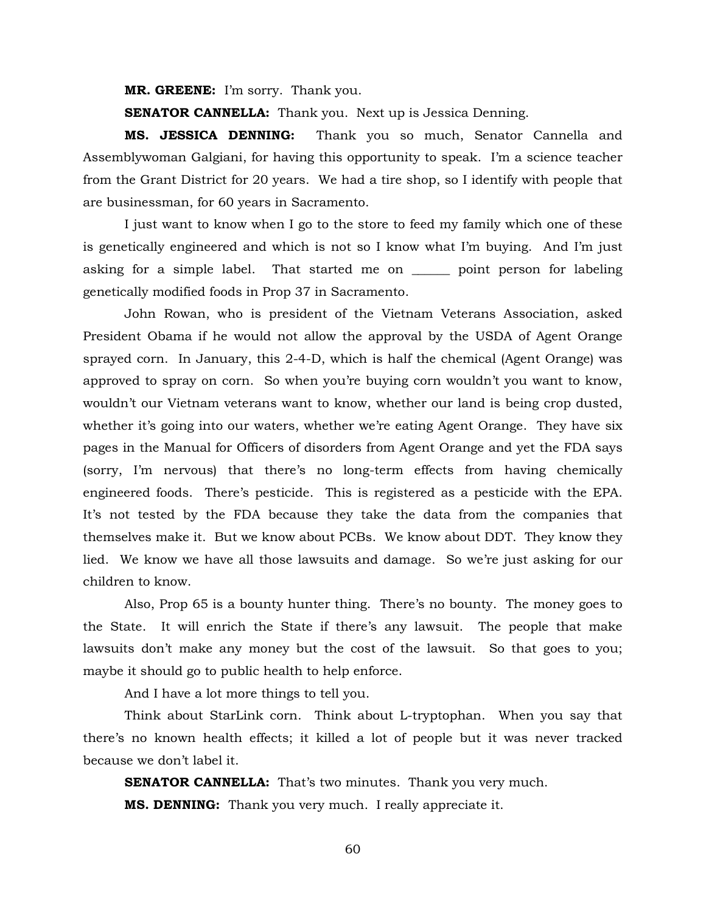**MR. GREENE:** I'm sorry. Thank you.

**SENATOR CANNELLA:** Thank you. Next up is Jessica Denning.

**MS. JESSICA DENNING:** Thank you so much, Senator Cannella and Assemblywoman Galgiani, for having this opportunity to speak. I'm a science teacher from the Grant District for 20 years. We had a tire shop, so I identify with people that are businessman, for 60 years in Sacramento.

I just want to know when I go to the store to feed my family which one of these is genetically engineered and which is not so I know what I'm buying. And I'm just asking for a simple label. That started me on ______ point person for labeling genetically modified foods in Prop 37 in Sacramento.

John Rowan, who is president of the Vietnam Veterans Association, asked President Obama if he would not allow the approval by the USDA of Agent Orange sprayed corn. In January, this 2-4-D, which is half the chemical (Agent Orange) was approved to spray on corn. So when you're buying corn wouldn't you want to know, wouldn't our Vietnam veterans want to know, whether our land is being crop dusted, whether it's going into our waters, whether we're eating Agent Orange. They have six pages in the Manual for Officers of disorders from Agent Orange and yet the FDA says (sorry, I'm nervous) that there's no long-term effects from having chemically engineered foods. There's pesticide. This is registered as a pesticide with the EPA. It's not tested by the FDA because they take the data from the companies that themselves make it. But we know about PCBs. We know about DDT. They know they lied. We know we have all those lawsuits and damage. So we're just asking for our children to know.

Also, Prop 65 is a bounty hunter thing. There's no bounty. The money goes to the State. It will enrich the State if there's any lawsuit. The people that make lawsuits don't make any money but the cost of the lawsuit. So that goes to you; maybe it should go to public health to help enforce.

And I have a lot more things to tell you.

Think about StarLink corn. Think about L-tryptophan. When you say that there's no known health effects; it killed a lot of people but it was never tracked because we don't label it.

**SENATOR CANNELLA:** That's two minutes. Thank you very much.

**MS. DENNING:** Thank you very much. I really appreciate it.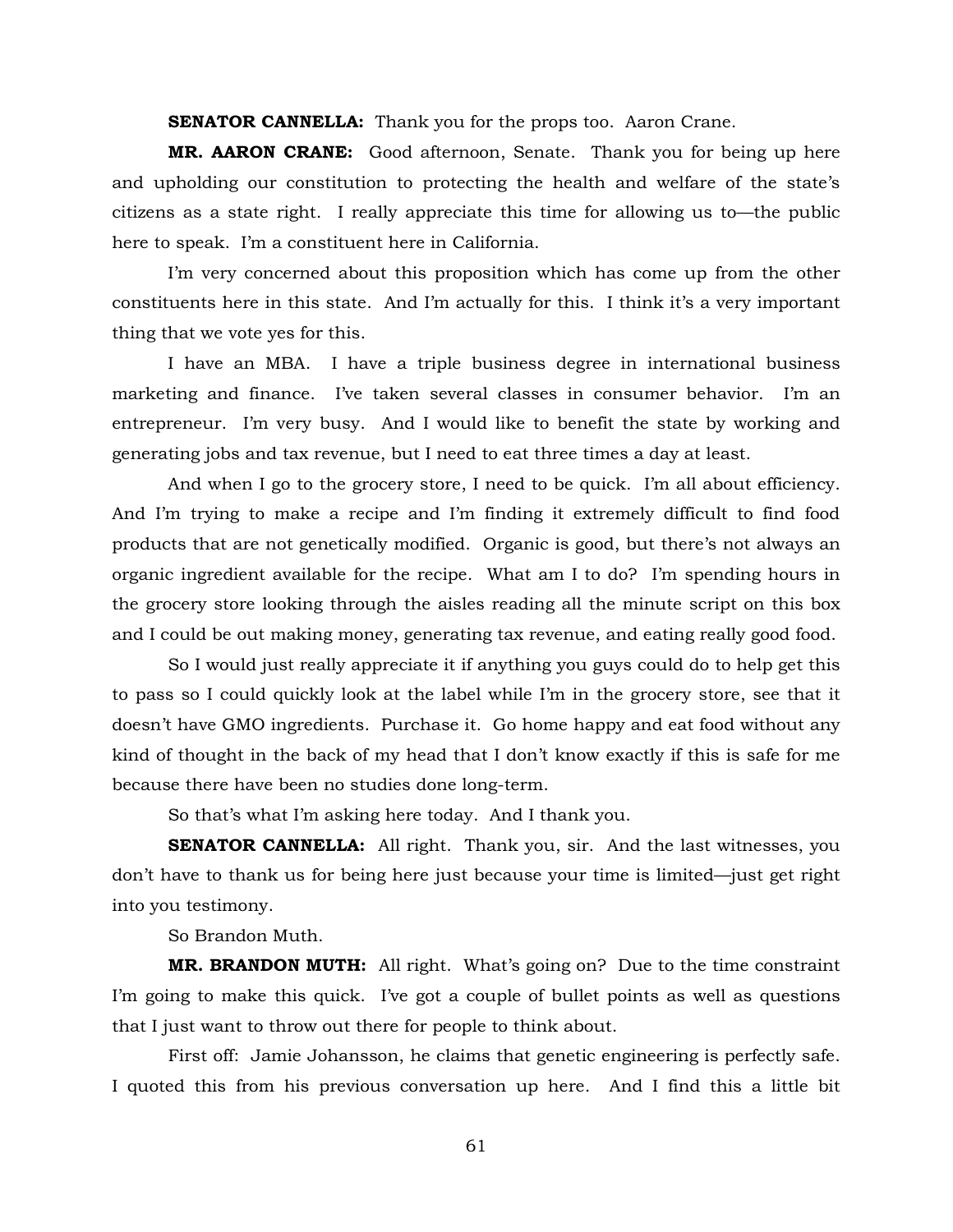**SENATOR CANNELLA:** Thank you for the props too. Aaron Crane.

**MR. AARON CRANE:** Good afternoon, Senate. Thank you for being up here and upholding our constitution to protecting the health and welfare of the state's citizens as a state right. I really appreciate this time for allowing us to—the public here to speak. I'm a constituent here in California.

I'm very concerned about this proposition which has come up from the other constituents here in this state. And I'm actually for this. I think it's a very important thing that we vote yes for this.

I have an MBA. I have a triple business degree in international business marketing and finance. I've taken several classes in consumer behavior. I'm an entrepreneur. I'm very busy. And I would like to benefit the state by working and generating jobs and tax revenue, but I need to eat three times a day at least.

And when I go to the grocery store, I need to be quick. I'm all about efficiency. And I'm trying to make a recipe and I'm finding it extremely difficult to find food products that are not genetically modified. Organic is good, but there's not always an organic ingredient available for the recipe. What am I to do? I'm spending hours in the grocery store looking through the aisles reading all the minute script on this box and I could be out making money, generating tax revenue, and eating really good food.

So I would just really appreciate it if anything you guys could do to help get this to pass so I could quickly look at the label while I'm in the grocery store, see that it doesn't have GMO ingredients. Purchase it. Go home happy and eat food without any kind of thought in the back of my head that I don't know exactly if this is safe for me because there have been no studies done long-term.

So that's what I'm asking here today. And I thank you.

**SENATOR CANNELLA:** All right. Thank you, sir. And the last witnesses, you don't have to thank us for being here just because your time is limited—just get right into you testimony.

So Brandon Muth.

**MR. BRANDON MUTH:** All right. What's going on? Due to the time constraint I'm going to make this quick. I've got a couple of bullet points as well as questions that I just want to throw out there for people to think about.

First off: Jamie Johansson, he claims that genetic engineering is perfectly safe. I quoted this from his previous conversation up here. And I find this a little bit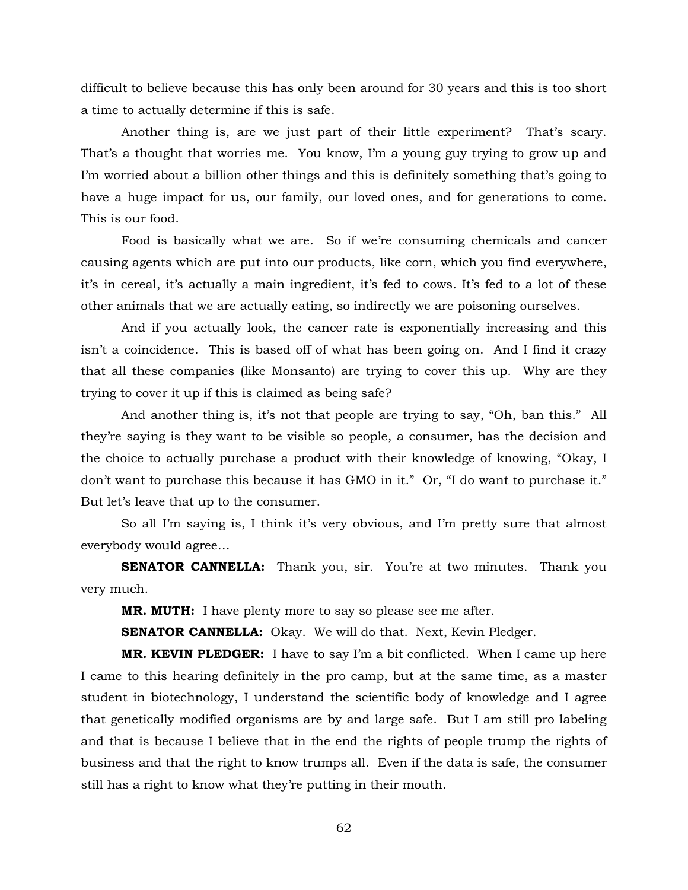difficult to believe because this has only been around for 30 years and this is too short a time to actually determine if this is safe.

Another thing is, are we just part of their little experiment? That's scary. That's a thought that worries me. You know, I'm a young guy trying to grow up and I'm worried about a billion other things and this is definitely something that's going to have a huge impact for us, our family, our loved ones, and for generations to come. This is our food.

Food is basically what we are. So if we're consuming chemicals and cancer causing agents which are put into our products, like corn, which you find everywhere, it's in cereal, it's actually a main ingredient, it's fed to cows. It's fed to a lot of these other animals that we are actually eating, so indirectly we are poisoning ourselves.

And if you actually look, the cancer rate is exponentially increasing and this isn't a coincidence. This is based off of what has been going on. And I find it crazy that all these companies (like Monsanto) are trying to cover this up. Why are they trying to cover it up if this is claimed as being safe?

And another thing is, it's not that people are trying to say, "Oh, ban this." All they're saying is they want to be visible so people, a consumer, has the decision and the choice to actually purchase a product with their knowledge of knowing, "Okay, I don't want to purchase this because it has GMO in it." Or, "I do want to purchase it." But let's leave that up to the consumer.

So all I'm saying is, I think it's very obvious, and I'm pretty sure that almost everybody would agree…

**SENATOR CANNELLA:** Thank you, sir. You're at two minutes. Thank you very much.

**MR. MUTH:** I have plenty more to say so please see me after.

**SENATOR CANNELLA:** Okay. We will do that. Next, Kevin Pledger.

**MR. KEVIN PLEDGER:** I have to say I'm a bit conflicted. When I came up here I came to this hearing definitely in the pro camp, but at the same time, as a master student in biotechnology, I understand the scientific body of knowledge and I agree that genetically modified organisms are by and large safe. But I am still pro labeling and that is because I believe that in the end the rights of people trump the rights of business and that the right to know trumps all. Even if the data is safe, the consumer still has a right to know what they're putting in their mouth.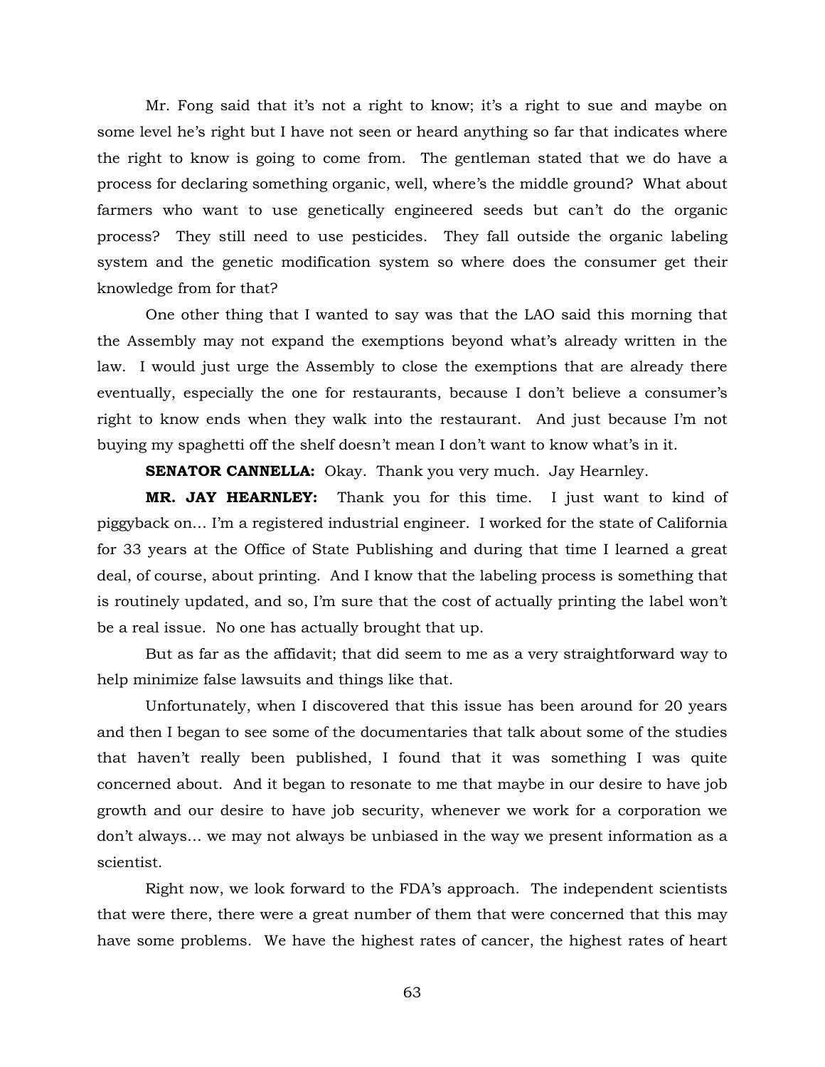Mr. Fong said that it's not a right to know; it's a right to sue and maybe on some level he's right but I have not seen or heard anything so far that indicates where the right to know is going to come from. The gentleman stated that we do have a process for declaring something organic, well, where's the middle ground? What about farmers who want to use genetically engineered seeds but can't do the organic process? They still need to use pesticides. They fall outside the organic labeling system and the genetic modification system so where does the consumer get their knowledge from for that?

One other thing that I wanted to say was that the LAO said this morning that the Assembly may not expand the exemptions beyond what's already written in the law. I would just urge the Assembly to close the exemptions that are already there eventually, especially the one for restaurants, because I don't believe a consumer's right to know ends when they walk into the restaurant. And just because I'm not buying my spaghetti off the shelf doesn't mean I don't want to know what's in it.

**SENATOR CANNELLA:** Okay. Thank you very much. Jay Hearnley.

**MR. JAY HEARNLEY:** Thank you for this time. I just want to kind of piggyback on… I'm a registered industrial engineer. I worked for the state of California for 33 years at the Office of State Publishing and during that time I learned a great deal, of course, about printing. And I know that the labeling process is something that is routinely updated, and so, I'm sure that the cost of actually printing the label won't be a real issue. No one has actually brought that up.

But as far as the affidavit; that did seem to me as a very straightforward way to help minimize false lawsuits and things like that.

Unfortunately, when I discovered that this issue has been around for 20 years and then I began to see some of the documentaries that talk about some of the studies that haven't really been published, I found that it was something I was quite concerned about. And it began to resonate to me that maybe in our desire to have job growth and our desire to have job security, whenever we work for a corporation we don't always… we may not always be unbiased in the way we present information as a scientist.

Right now, we look forward to the FDA's approach. The independent scientists that were there, there were a great number of them that were concerned that this may have some problems. We have the highest rates of cancer, the highest rates of heart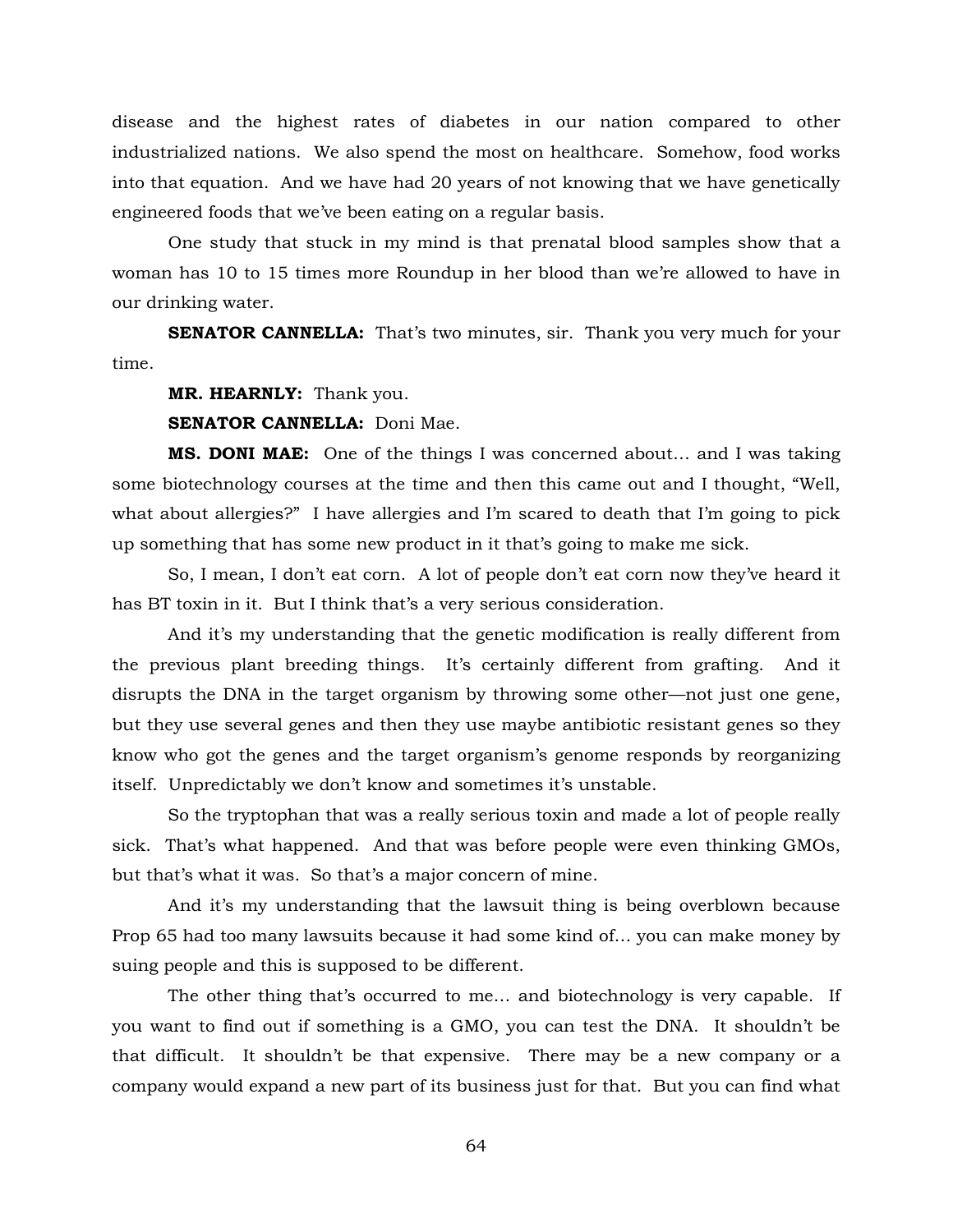disease and the highest rates of diabetes in our nation compared to other industrialized nations. We also spend the most on healthcare. Somehow, food works into that equation. And we have had 20 years of not knowing that we have genetically engineered foods that we've been eating on a regular basis.

One study that stuck in my mind is that prenatal blood samples show that a woman has 10 to 15 times more Roundup in her blood than we're allowed to have in our drinking water.

**SENATOR CANNELLA:** That's two minutes, sir. Thank you very much for your time.

**MR. HEARNLY:** Thank you.

**SENATOR CANNELLA:** Doni Mae.

**MS. DONI MAE:** One of the things I was concerned about… and I was taking some biotechnology courses at the time and then this came out and I thought, "Well, what about allergies?" I have allergies and I'm scared to death that I'm going to pick up something that has some new product in it that's going to make me sick.

So, I mean, I don't eat corn. A lot of people don't eat corn now they've heard it has BT toxin in it. But I think that's a very serious consideration.

And it's my understanding that the genetic modification is really different from the previous plant breeding things. It's certainly different from grafting. And it disrupts the DNA in the target organism by throwing some other—not just one gene, but they use several genes and then they use maybe antibiotic resistant genes so they know who got the genes and the target organism's genome responds by reorganizing itself. Unpredictably we don't know and sometimes it's unstable.

So the tryptophan that was a really serious toxin and made a lot of people really sick. That's what happened. And that was before people were even thinking GMOs, but that's what it was. So that's a major concern of mine.

And it's my understanding that the lawsuit thing is being overblown because Prop 65 had too many lawsuits because it had some kind of… you can make money by suing people and this is supposed to be different.

The other thing that's occurred to me… and biotechnology is very capable. If you want to find out if something is a GMO, you can test the DNA. It shouldn't be that difficult. It shouldn't be that expensive. There may be a new company or a company would expand a new part of its business just for that. But you can find what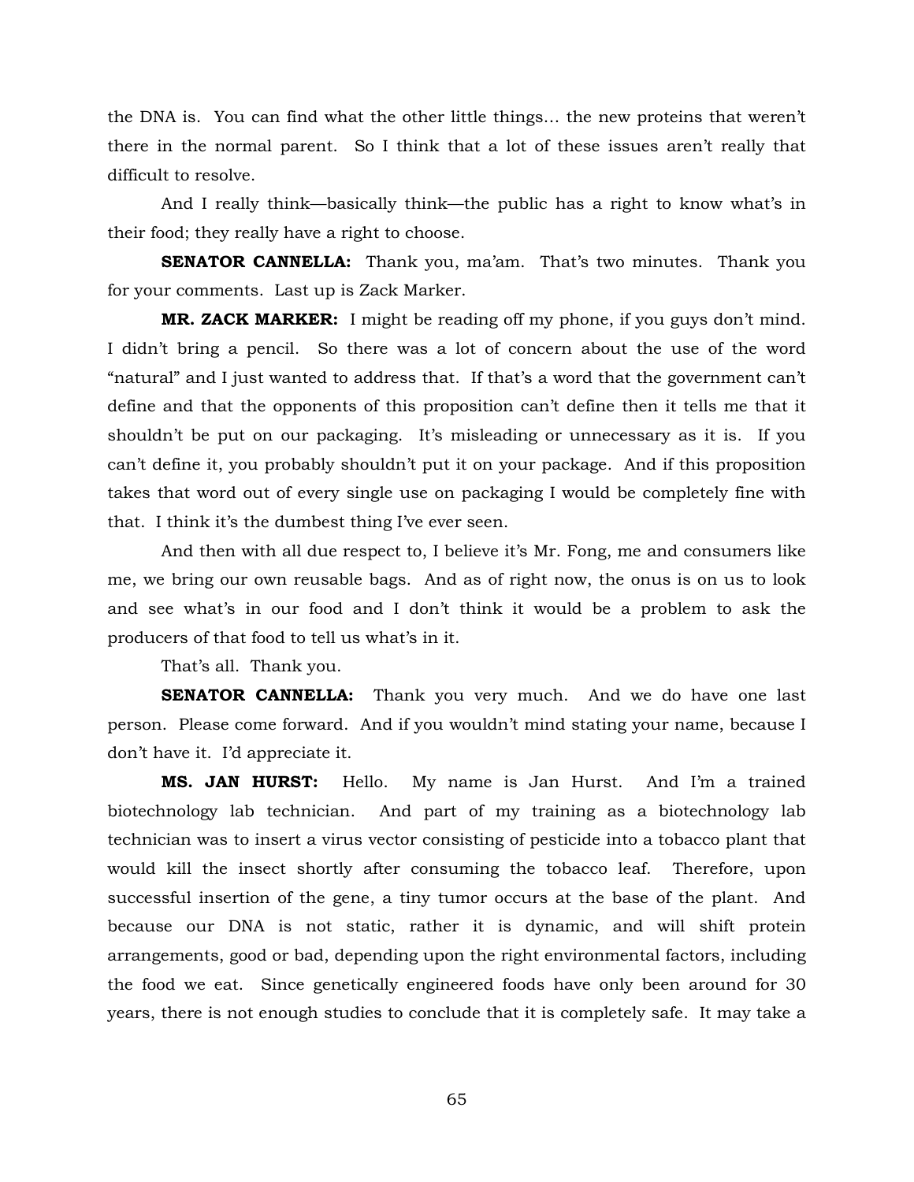the DNA is. You can find what the other little things... the new proteins that weren't there in the normal parent. So I think that a lot of these issues aren't really that difficult to resolve.

And I really think—basically think—the public has a right to know what's in their food; they really have a right to choose.

**SENATOR CANNELLA:** Thank you, ma'am. That's two minutes. Thank you for your comments. Last up is Zack Marker.

**MR. ZACK MARKER:** I might be reading off my phone, if you guys don't mind. I didn't bring a pencil. So there was a lot of concern about the use of the word "natural" and I just wanted to address that. If that's a word that the government can't define and that the opponents of this proposition can't define then it tells me that it shouldn't be put on our packaging. It's misleading or unnecessary as it is. If you can't define it, you probably shouldn't put it on your package. And if this proposition takes that word out of every single use on packaging I would be completely fine with that. I think it's the dumbest thing I've ever seen.

And then with all due respect to, I believe it's Mr. Fong, me and consumers like me, we bring our own reusable bags. And as of right now, the onus is on us to look and see what's in our food and I don't think it would be a problem to ask the producers of that food to tell us what's in it.

That's all. Thank you.

**SENATOR CANNELLA:** Thank you very much. And we do have one last person. Please come forward. And if you wouldn't mind stating your name, because I don't have it. I'd appreciate it.

**MS. JAN HURST:** Hello. My name is Jan Hurst. And I'm a trained biotechnology lab technician. And part of my training as a biotechnology lab technician was to insert a virus vector consisting of pesticide into a tobacco plant that would kill the insect shortly after consuming the tobacco leaf. Therefore, upon successful insertion of the gene, a tiny tumor occurs at the base of the plant. And because our DNA is not static, rather it is dynamic, and will shift protein arrangements, good or bad, depending upon the right environmental factors, including the food we eat. Since genetically engineered foods have only been around for 30 years, there is not enough studies to conclude that it is completely safe. It may take a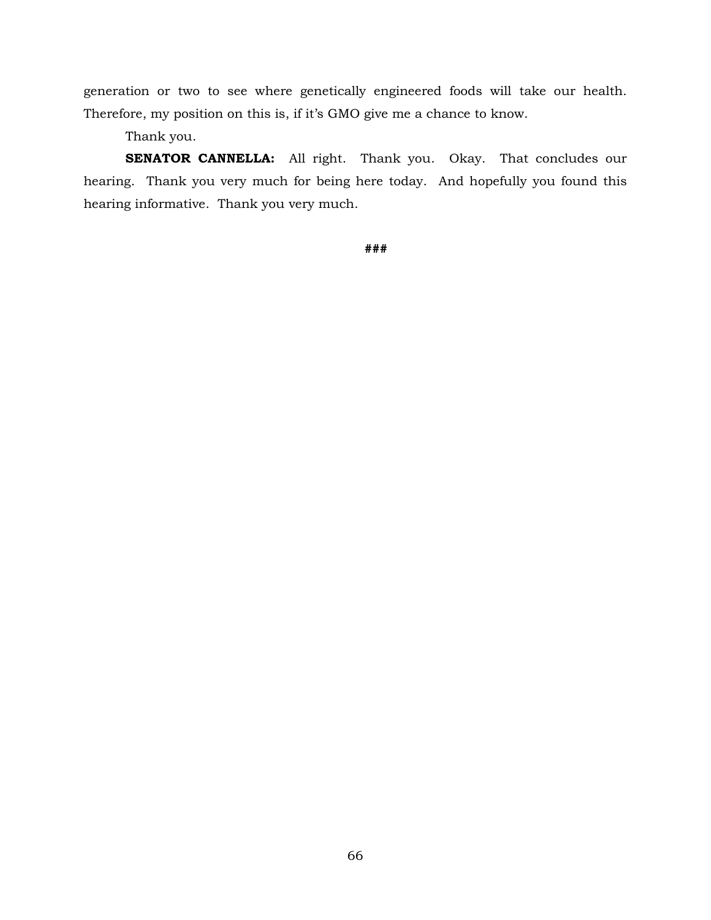generation or two to see where genetically engineered foods will take our health. Therefore, my position on this is, if it's GMO give me a chance to know.

Thank you.

**SENATOR CANNELLA:** All right. Thank you. Okay. That concludes our hearing. Thank you very much for being here today. And hopefully you found this hearing informative. Thank you very much.

###